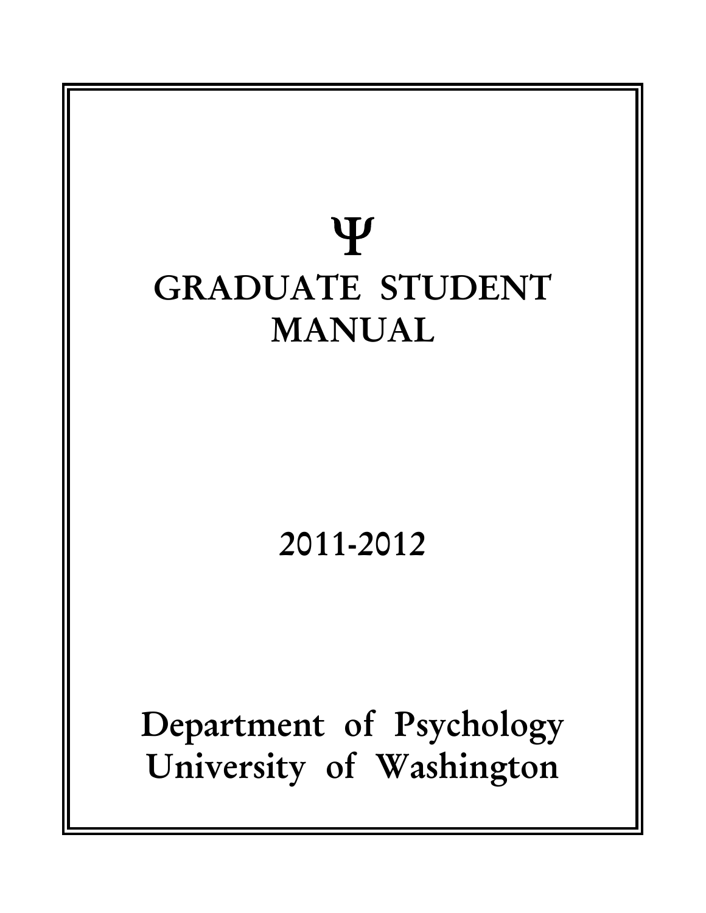Ψ

# GRADUATE STUDENT MANUAL

## 2011-2012

## Department of Psychology
## University of Washington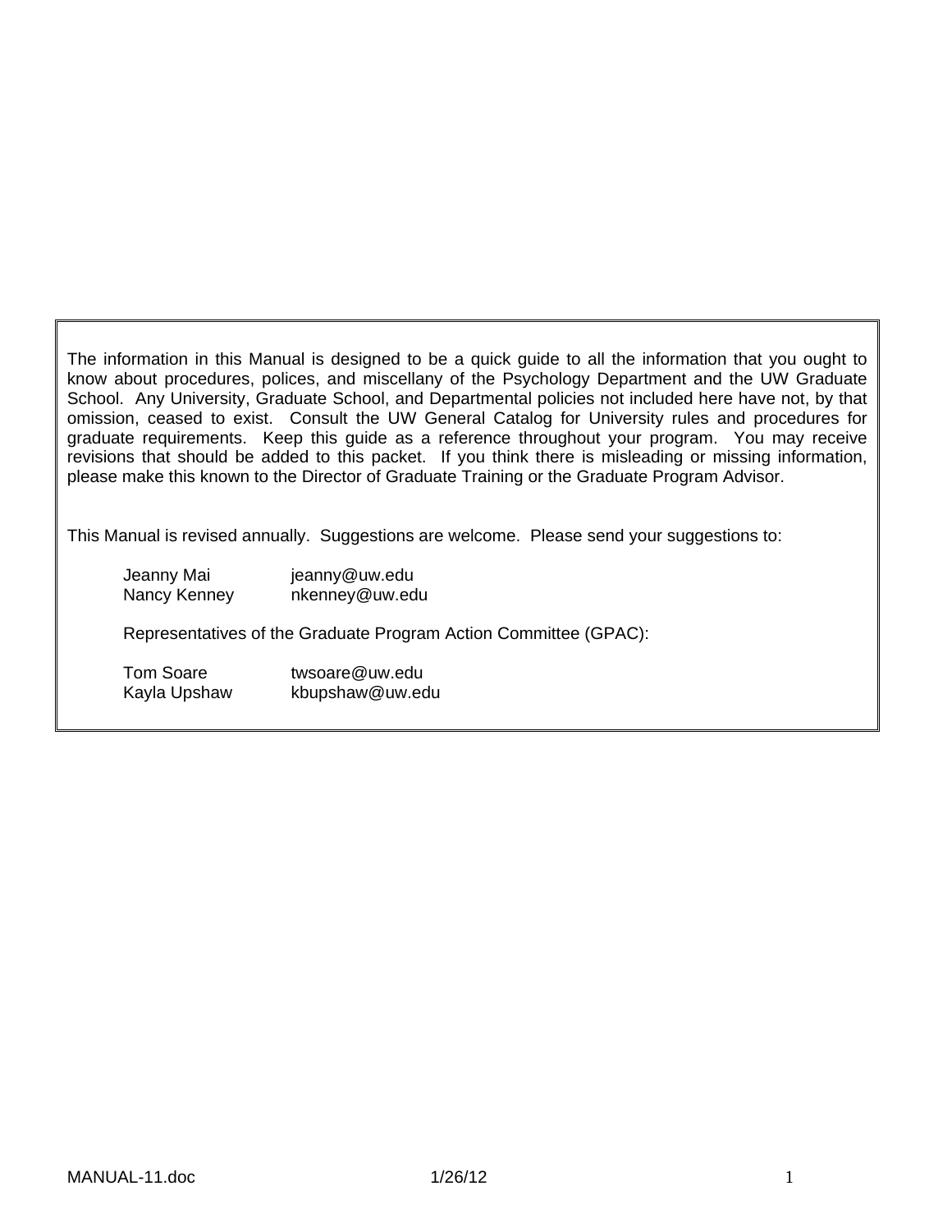The information in this Manual is designed to be a quick guide to all the information that you ought to know about procedures, polices, and miscellany of the Psychology Department and the UW Graduate School. Any University, Graduate School, and Departmental policies not included here have not, by that omission, ceased to exist. Consult the UW General Catalog for University rules and procedures for graduate requirements. Keep this guide as a reference throughout your program. You may receive revisions that should be added to this packet. If you think there is misleading or missing information, please make this known to the Director of Graduate Training or the Graduate Program Advisor.

This Manual is revised annually. Suggestions are welcome. Please send your suggestions to:

| | |
|---|---|
| Jeanny Mai | jeanny@uw.edu |
| Nancy Kenney | nkenney@uw.edu |

Representatives of the Graduate Program Action Committee (GPAC):

| | |
|---|---|
| Tom Soare | twsoare@uw.edu |
| Kayla Upshaw | kbupshaw@uw.edu |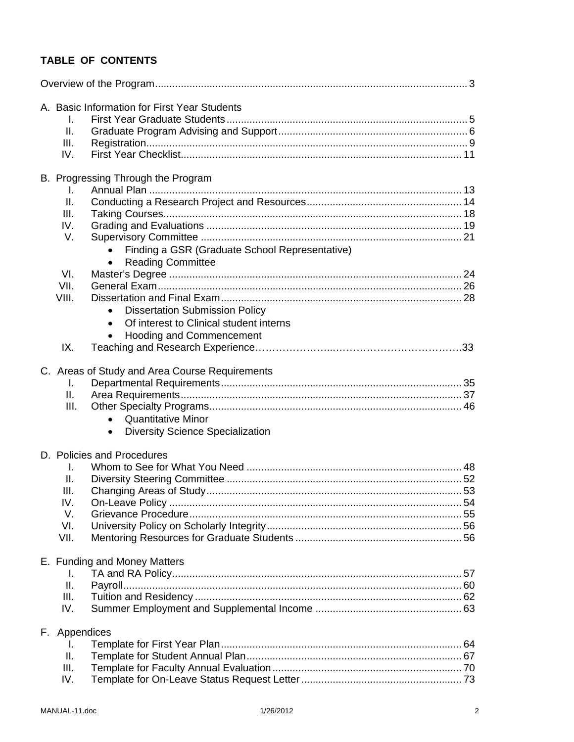# TABLE OF CONTENTS

Overview of the Program ... 3

A. Basic Information for First Year Students
   - I. First Year Graduate Students ... 5
   - II. Graduate Program Advising and Support ... 6
   - III. Registration ... 9
   - IV. First Year Checklist ... 11

B. Progressing Through the Program
   - I. Annual Plan ... 13
   - II. Conducting a Research Project and Resources ... 14
   - III. Taking Courses ... 18
   - IV. Grading and Evaluations ... 19
   - V. Supervisory Committee ... 21
     - Finding a GSR (Graduate School Representative)
     - Reading Committee
   - VI. Master's Degree ... 24
   - VII. General Exam ... 26
   - VIII. Dissertation and Final Exam ... 28
     - Dissertation Submission Policy
     - Of interest to Clinical student interns
     - Hooding and Commencement
   - IX. Teaching and Research Experience ... 33

C. Areas of Study and Area Course Requirements
   - I. Departmental Requirements ... 35
   - II. Area Requirements ... 37
   - III. Other Specialty Programs ... 46
     - Quantitative Minor
     - Diversity Science Specialization

D. Policies and Procedures
   - I. Whom to See for What You Need ... 48
   - II. Diversity Steering Committee ... 52
   - III. Changing Areas of Study ... 53
   - IV. On-Leave Policy ... 54
   - V. Grievance Procedure ... 55
   - VI. University Policy on Scholarly Integrity ... 56
   - VII. Mentoring Resources for Graduate Students ... 56

E. Funding and Money Matters
   - I. TA and RA Policy ... 57
   - II. Payroll ... 60
   - III. Tuition and Residency ... 62
   - IV. Summer Employment and Supplemental Income ... 63

F. Appendices
   - I. Template for First Year Plan ... 64
   - II. Template for Student Annual Plan ... 67
   - III. Template for Faculty Annual Evaluation ... 70
   - IV. Template for On-Leave Status Request Letter ... 73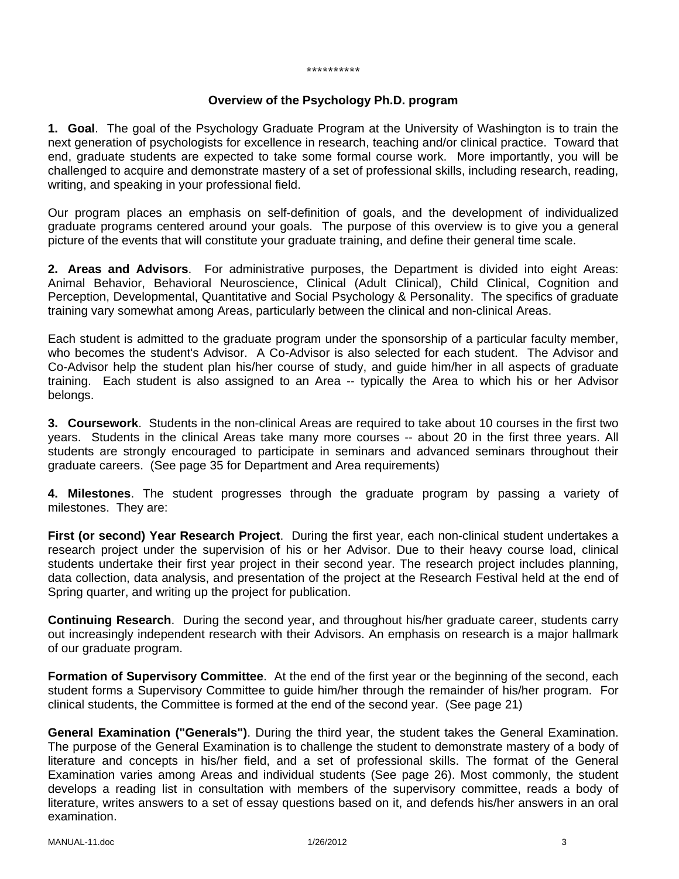\*\*\*\*\*\*\*\*\*\*

## Overview of the Psychology Ph.D. program

**1. Goal**. The goal of the Psychology Graduate Program at the University of Washington is to train the next generation of psychologists for excellence in research, teaching and/or clinical practice. Toward that end, graduate students are expected to take some formal course work. More importantly, you will be challenged to acquire and demonstrate mastery of a set of professional skills, including research, reading, writing, and speaking in your professional field.

Our program places an emphasis on self-definition of goals, and the development of individualized graduate programs centered around your goals. The purpose of this overview is to give you a general picture of the events that will constitute your graduate training, and define their general time scale.

**2. Areas and Advisors**. For administrative purposes, the Department is divided into eight Areas: Animal Behavior, Behavioral Neuroscience, Clinical (Adult Clinical), Child Clinical, Cognition and Perception, Developmental, Quantitative and Social Psychology & Personality. The specifics of graduate training vary somewhat among Areas, particularly between the clinical and non-clinical Areas.

Each student is admitted to the graduate program under the sponsorship of a particular faculty member, who becomes the student's Advisor. A Co-Advisor is also selected for each student. The Advisor and Co-Advisor help the student plan his/her course of study, and guide him/her in all aspects of graduate training. Each student is also assigned to an Area -- typically the Area to which his or her Advisor belongs.

**3. Coursework**. Students in the non-clinical Areas are required to take about 10 courses in the first two years. Students in the clinical Areas take many more courses -- about 20 in the first three years. All students are strongly encouraged to participate in seminars and advanced seminars throughout their graduate careers. (See page 35 for Department and Area requirements)

**4. Milestones**. The student progresses through the graduate program by passing a variety of milestones. They are:

**First (or second) Year Research Project**. During the first year, each non-clinical student undertakes a research project under the supervision of his or her Advisor. Due to their heavy course load, clinical students undertake their first year project in their second year. The research project includes planning, data collection, data analysis, and presentation of the project at the Research Festival held at the end of Spring quarter, and writing up the project for publication.

**Continuing Research**. During the second year, and throughout his/her graduate career, students carry out increasingly independent research with their Advisors. An emphasis on research is a major hallmark of our graduate program.

**Formation of Supervisory Committee**. At the end of the first year or the beginning of the second, each student forms a Supervisory Committee to guide him/her through the remainder of his/her program. For clinical students, the Committee is formed at the end of the second year. (See page 21)

**General Examination ("Generals")**. During the third year, the student takes the General Examination. The purpose of the General Examination is to challenge the student to demonstrate mastery of a body of literature and concepts in his/her field, and a set of professional skills. The format of the General Examination varies among Areas and individual students (See page 26). Most commonly, the student develops a reading list in consultation with members of the supervisory committee, reads a body of literature, writes answers to a set of essay questions based on it, and defends his/her answers in an oral examination.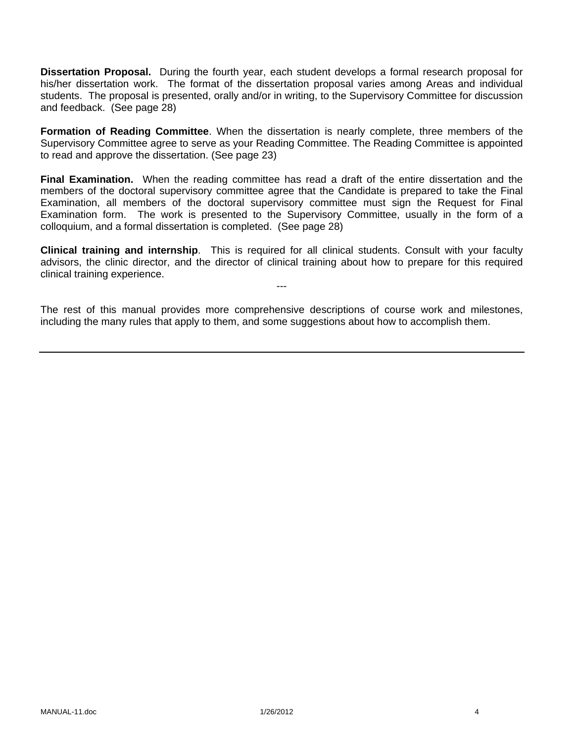**Dissertation Proposal.** During the fourth year, each student develops a formal research proposal for his/her dissertation work. The format of the dissertation proposal varies among Areas and individual students. The proposal is presented, orally and/or in writing, to the Supervisory Committee for discussion and feedback. (See page 28)

**Formation of Reading Committee**. When the dissertation is nearly complete, three members of the Supervisory Committee agree to serve as your Reading Committee. The Reading Committee is appointed to read and approve the dissertation. (See page 23)

**Final Examination.** When the reading committee has read a draft of the entire dissertation and the members of the doctoral supervisory committee agree that the Candidate is prepared to take the Final Examination, all members of the doctoral supervisory committee must sign the Request for Final Examination form. The work is presented to the Supervisory Committee, usually in the form of a colloquium, and a formal dissertation is completed. (See page 28)

**Clinical training and internship**. This is required for all clinical students. Consult with your faculty advisors, the clinic director, and the director of clinical training about how to prepare for this required clinical training experience.

---

The rest of this manual provides more comprehensive descriptions of course work and milestones, including the many rules that apply to them, and some suggestions about how to accomplish them.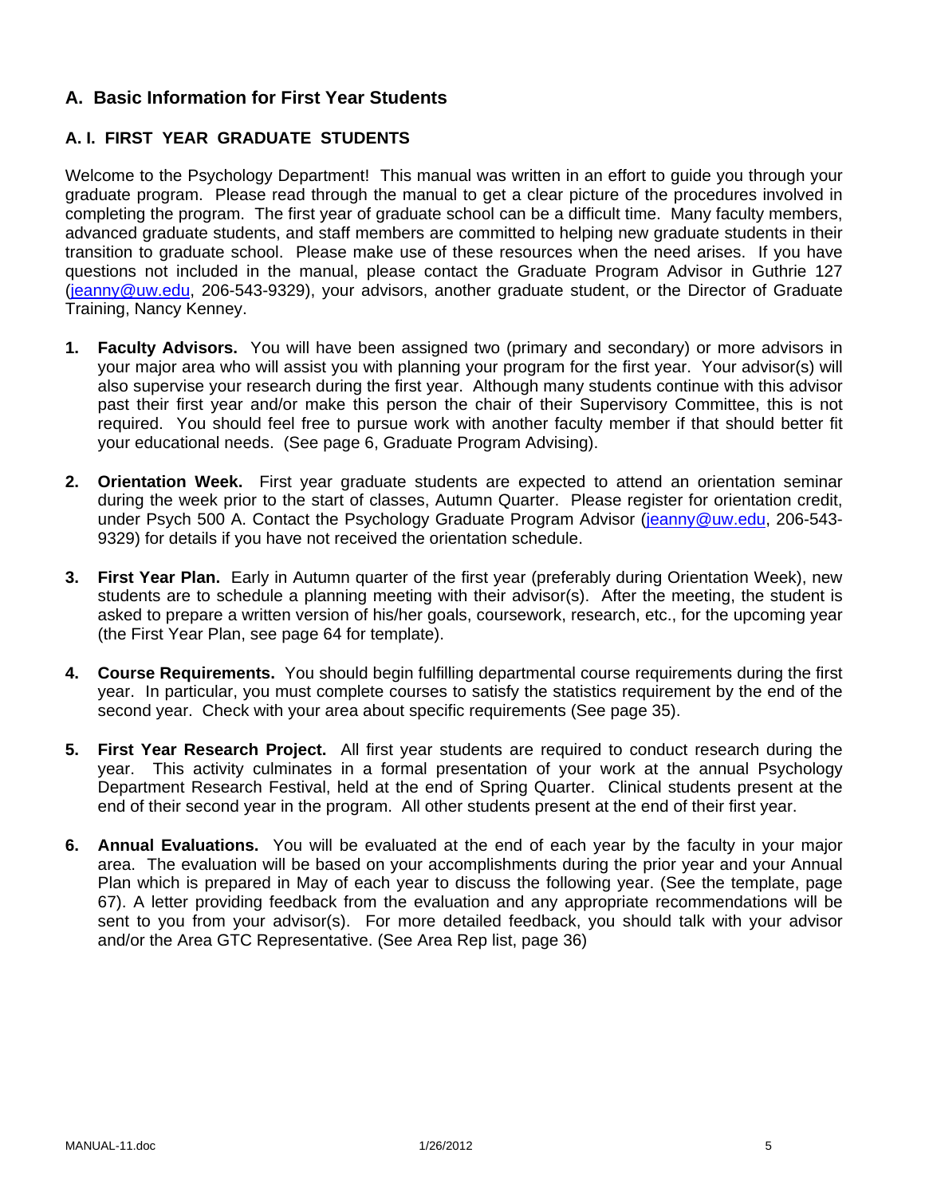## A. Basic Information for First Year Students

### A. I. FIRST YEAR GRADUATE STUDENTS

Welcome to the Psychology Department! This manual was written in an effort to guide you through your graduate program. Please read through the manual to get a clear picture of the procedures involved in completing the program. The first year of graduate school can be a difficult time. Many faculty members, advanced graduate students, and staff members are committed to helping new graduate students in their transition to graduate school. Please make use of these resources when the need arises. If you have questions not included in the manual, please contact the Graduate Program Advisor in Guthrie 127 (jeanny@uw.edu, 206-543-9329), your advisors, another graduate student, or the Director of Graduate Training, Nancy Kenney.

1. **Faculty Advisors.** You will have been assigned two (primary and secondary) or more advisors in your major area who will assist you with planning your program for the first year. Your advisor(s) will also supervise your research during the first year. Although many students continue with this advisor past their first year and/or make this person the chair of their Supervisory Committee, this is not required. You should feel free to pursue work with another faculty member if that should better fit your educational needs. (See page 6, Graduate Program Advising).

2. **Orientation Week.** First year graduate students are expected to attend an orientation seminar during the week prior to the start of classes, Autumn Quarter. Please register for orientation credit, under Psych 500 A. Contact the Psychology Graduate Program Advisor (jeanny@uw.edu, 206-543-9329) for details if you have not received the orientation schedule.

3. **First Year Plan.** Early in Autumn quarter of the first year (preferably during Orientation Week), new students are to schedule a planning meeting with their advisor(s). After the meeting, the student is asked to prepare a written version of his/her goals, coursework, research, etc., for the upcoming year (the First Year Plan, see page 64 for template).

4. **Course Requirements.** You should begin fulfilling departmental course requirements during the first year. In particular, you must complete courses to satisfy the statistics requirement by the end of the second year. Check with your area about specific requirements (See page 35).

5. **First Year Research Project.** All first year students are required to conduct research during the year. This activity culminates in a formal presentation of your work at the annual Psychology Department Research Festival, held at the end of Spring Quarter. Clinical students present at the end of their second year in the program. All other students present at the end of their first year.

6. **Annual Evaluations.** You will be evaluated at the end of each year by the faculty in your major area. The evaluation will be based on your accomplishments during the prior year and your Annual Plan which is prepared in May of each year to discuss the following year. (See the template, page 67). A letter providing feedback from the evaluation and any appropriate recommendations will be sent to you from your advisor(s). For more detailed feedback, you should talk with your advisor and/or the Area GTC Representative. (See Area Rep list, page 36)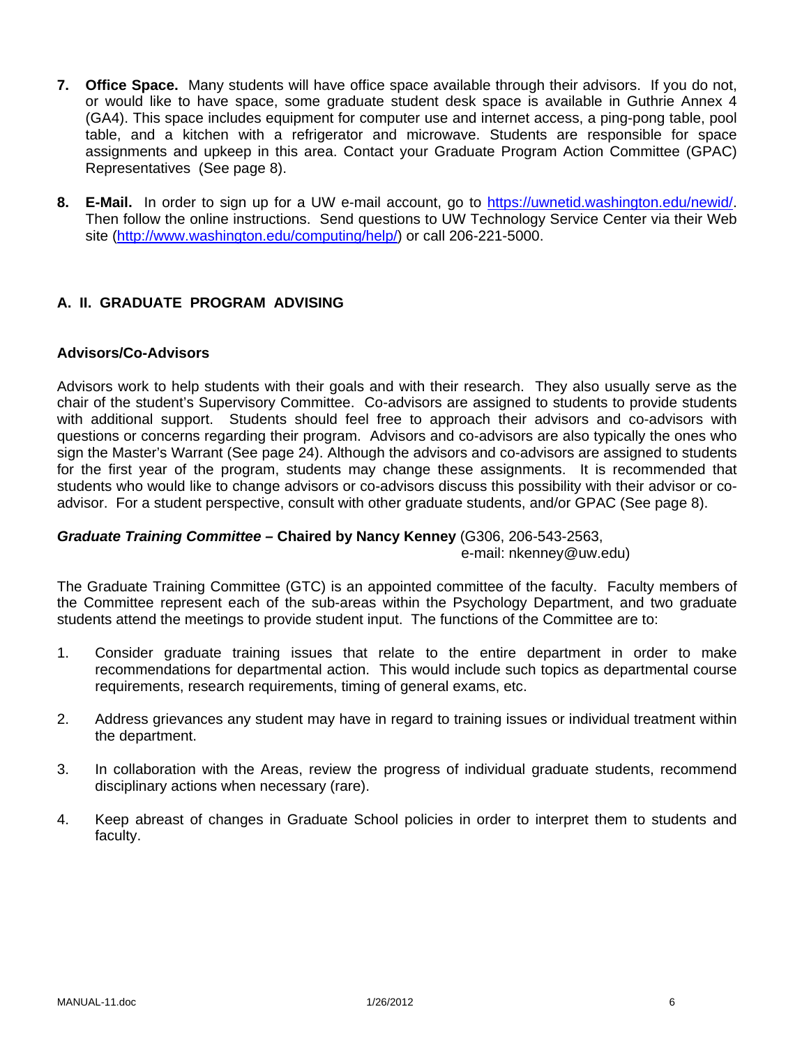7. **Office Space.** Many students will have office space available through their advisors. If you do not, or would like to have space, some graduate student desk space is available in Guthrie Annex 4 (GA4). This space includes equipment for computer use and internet access, a ping-pong table, pool table, and a kitchen with a refrigerator and microwave. Students are responsible for space assignments and upkeep in this area. Contact your Graduate Program Action Committee (GPAC) Representatives (See page 8).

8. **E-Mail.** In order to sign up for a UW e-mail account, go to https://uwnetid.washington.edu/newid/. Then follow the online instructions. Send questions to UW Technology Service Center via their Web site (http://www.washington.edu/computing/help/) or call 206-221-5000.

## A. II. GRADUATE PROGRAM ADVISING

### Advisors/Co-Advisors

Advisors work to help students with their goals and with their research. They also usually serve as the chair of the student's Supervisory Committee. Co-advisors are assigned to students to provide students with additional support. Students should feel free to approach their advisors and co-advisors with questions or concerns regarding their program. Advisors and co-advisors are also typically the ones who sign the Master's Warrant (See page 24). Although the advisors and co-advisors are assigned to students for the first year of the program, students may change these assignments. It is recommended that students who would like to change advisors or co-advisors discuss this possibility with their advisor or co-advisor. For a student perspective, consult with other graduate students, and/or GPAC (See page 8).

***Graduate Training Committee* – Chaired by Nancy Kenney** (G306, 206-543-2563, e-mail: nkenney@uw.edu)

The Graduate Training Committee (GTC) is an appointed committee of the faculty. Faculty members of the Committee represent each of the sub-areas within the Psychology Department, and two graduate students attend the meetings to provide student input. The functions of the Committee are to:

1. Consider graduate training issues that relate to the entire department in order to make recommendations for departmental action. This would include such topics as departmental course requirements, research requirements, timing of general exams, etc.

2. Address grievances any student may have in regard to training issues or individual treatment within the department.

3. In collaboration with the Areas, review the progress of individual graduate students, recommend disciplinary actions when necessary (rare).

4. Keep abreast of changes in Graduate School policies in order to interpret them to students and faculty.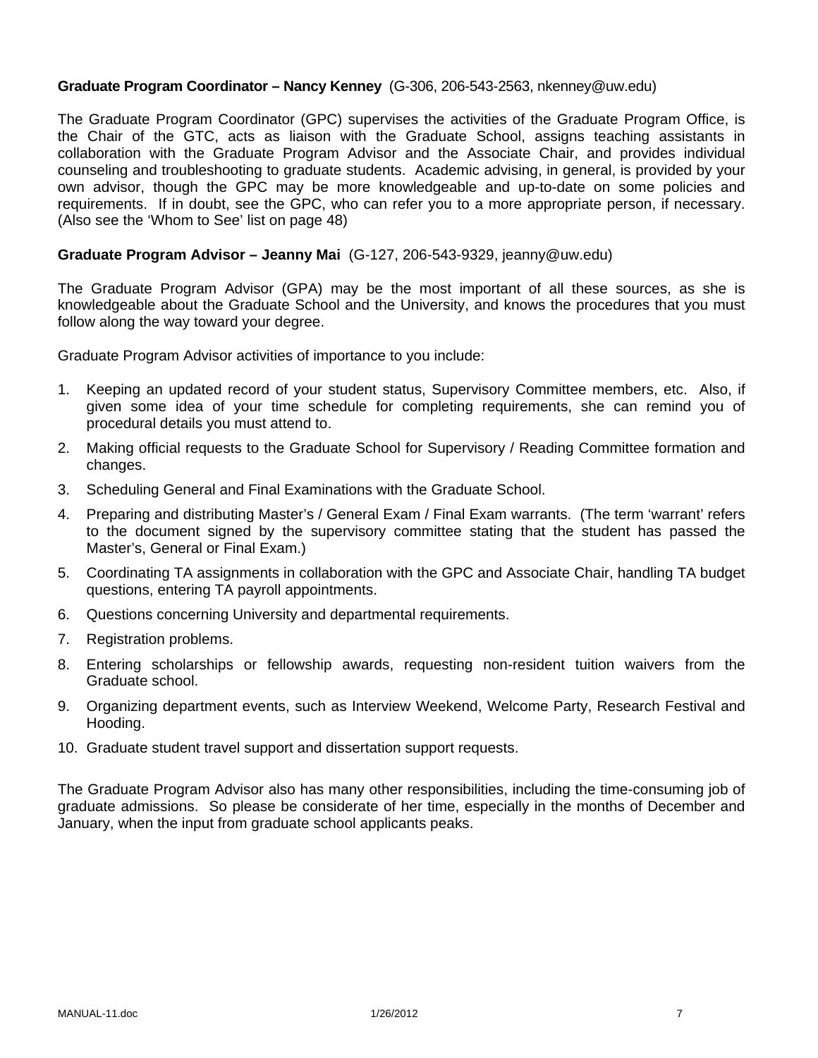**Graduate Program Coordinator – Nancy Kenney** (G-306, 206-543-2563, nkenney@uw.edu)

The Graduate Program Coordinator (GPC) supervises the activities of the Graduate Program Office, is the Chair of the GTC, acts as liaison with the Graduate School, assigns teaching assistants in collaboration with the Graduate Program Advisor and the Associate Chair, and provides individual counseling and troubleshooting to graduate students. Academic advising, in general, is provided by your own advisor, though the GPC may be more knowledgeable and up-to-date on some policies and requirements. If in doubt, see the GPC, who can refer you to a more appropriate person, if necessary. (Also see the 'Whom to See' list on page 48)

**Graduate Program Advisor – Jeanny Mai** (G-127, 206-543-9329, jeanny@uw.edu)

The Graduate Program Advisor (GPA) may be the most important of all these sources, as she is knowledgeable about the Graduate School and the University, and knows the procedures that you must follow along the way toward your degree.

Graduate Program Advisor activities of importance to you include:

1. Keeping an updated record of your student status, Supervisory Committee members, etc. Also, if given some idea of your time schedule for completing requirements, she can remind you of procedural details you must attend to.
2. Making official requests to the Graduate School for Supervisory / Reading Committee formation and changes.
3. Scheduling General and Final Examinations with the Graduate School.
4. Preparing and distributing Master's / General Exam / Final Exam warrants. (The term 'warrant' refers to the document signed by the supervisory committee stating that the student has passed the Master's, General or Final Exam.)
5. Coordinating TA assignments in collaboration with the GPC and Associate Chair, handling TA budget questions, entering TA payroll appointments.
6. Questions concerning University and departmental requirements.
7. Registration problems.
8. Entering scholarships or fellowship awards, requesting non-resident tuition waivers from the Graduate school.
9. Organizing department events, such as Interview Weekend, Welcome Party, Research Festival and Hooding.
10. Graduate student travel support and dissertation support requests.

The Graduate Program Advisor also has many other responsibilities, including the time-consuming job of graduate admissions. So please be considerate of her time, especially in the months of December and January, when the input from graduate school applicants peaks.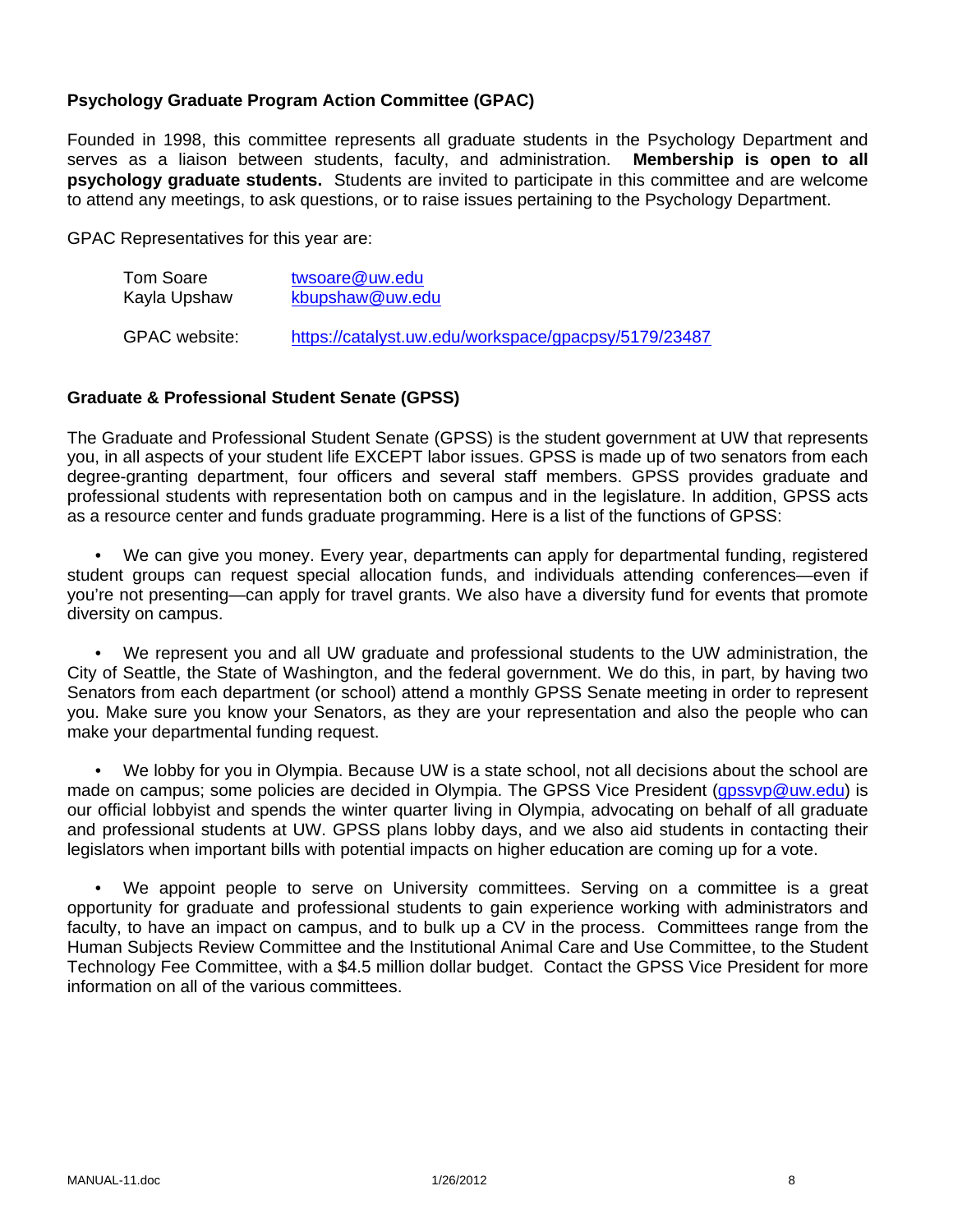### Psychology Graduate Program Action Committee (GPAC)

Founded in 1998, this committee represents all graduate students in the Psychology Department and serves as a liaison between students, faculty, and administration. **Membership is open to all psychology graduate students.** Students are invited to participate in this committee and are welcome to attend any meetings, to ask questions, or to raise issues pertaining to the Psychology Department.

GPAC Representatives for this year are:

| | |
|---|---|
| Tom Soare | twsoare@uw.edu |
| Kayla Upshaw | kbupshaw@uw.edu |
| GPAC website: | https://catalyst.uw.edu/workspace/gpacpsy/5179/23487 |

### Graduate & Professional Student Senate (GPSS)

The Graduate and Professional Student Senate (GPSS) is the student government at UW that represents you, in all aspects of your student life EXCEPT labor issues. GPSS is made up of two senators from each degree-granting department, four officers and several staff members. GPSS provides graduate and professional students with representation both on campus and in the legislature. In addition, GPSS acts as a resource center and funds graduate programming. Here is a list of the functions of GPSS:

- We can give you money. Every year, departments can apply for departmental funding, registered student groups can request special allocation funds, and individuals attending conferences—even if you're not presenting—can apply for travel grants. We also have a diversity fund for events that promote diversity on campus.

- We represent you and all UW graduate and professional students to the UW administration, the City of Seattle, the State of Washington, and the federal government. We do this, in part, by having two Senators from each department (or school) attend a monthly GPSS Senate meeting in order to represent you. Make sure you know your Senators, as they are your representation and also the people who can make your departmental funding request.

- We lobby for you in Olympia. Because UW is a state school, not all decisions about the school are made on campus; some policies are decided in Olympia. The GPSS Vice President (gpssvp@uw.edu) is our official lobbyist and spends the winter quarter living in Olympia, advocating on behalf of all graduate and professional students at UW. GPSS plans lobby days, and we also aid students in contacting their legislators when important bills with potential impacts on higher education are coming up for a vote.

- We appoint people to serve on University committees. Serving on a committee is a great opportunity for graduate and professional students to gain experience working with administrators and faculty, to have an impact on campus, and to bulk up a CV in the process. Committees range from the Human Subjects Review Committee and the Institutional Animal Care and Use Committee, to the Student Technology Fee Committee, with a $4.5 million dollar budget. Contact the GPSS Vice President for more information on all of the various committees.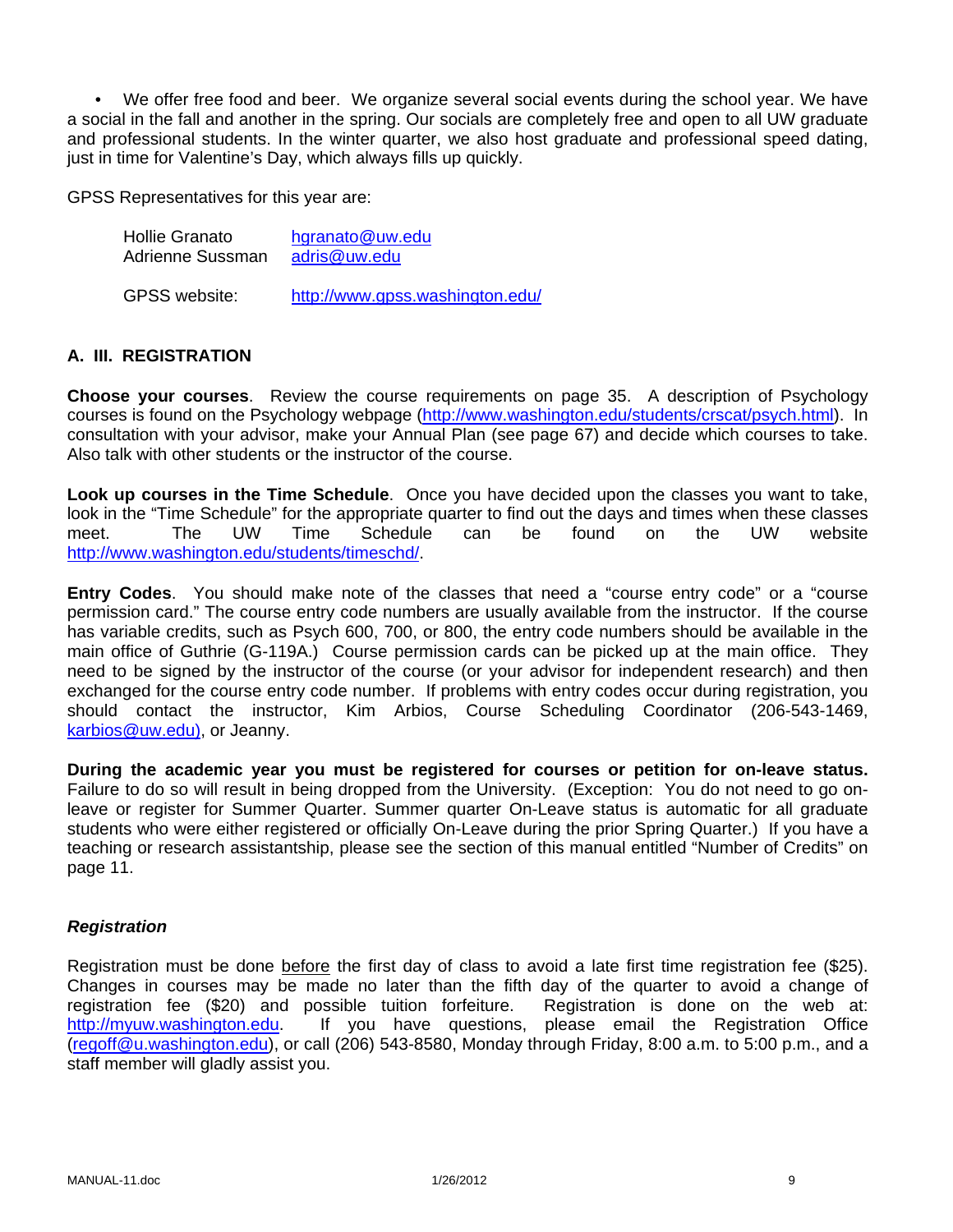- We offer free food and beer. We organize several social events during the school year. We have a social in the fall and another in the spring. Our socials are completely free and open to all UW graduate and professional students. In the winter quarter, we also host graduate and professional speed dating, just in time for Valentine's Day, which always fills up quickly.

GPSS Representatives for this year are:

| | |
|---|---|
| Hollie Granato | hgranato@uw.edu |
| Adrienne Sussman | adris@uw.edu |
| GPSS website: | http://www.gpss.washington.edu/ |

## A. III. REGISTRATION

**Choose your courses**. Review the course requirements on page 35. A description of Psychology courses is found on the Psychology webpage (http://www.washington.edu/students/crscat/psych.html). In consultation with your advisor, make your Annual Plan (see page 67) and decide which courses to take. Also talk with other students or the instructor of the course.

**Look up courses in the Time Schedule**. Once you have decided upon the classes you want to take, look in the "Time Schedule" for the appropriate quarter to find out the days and times when these classes meet. The UW Time Schedule can be found on the UW website http://www.washington.edu/students/timeschd/.

**Entry Codes**. You should make note of the classes that need a "course entry code" or a "course permission card." The course entry code numbers are usually available from the instructor. If the course has variable credits, such as Psych 600, 700, or 800, the entry code numbers should be available in the main office of Guthrie (G-119A.) Course permission cards can be picked up at the main office. They need to be signed by the instructor of the course (or your advisor for independent research) and then exchanged for the course entry code number. If problems with entry codes occur during registration, you should contact the instructor, Kim Arbios, Course Scheduling Coordinator (206-543-1469, karbios@uw.edu), or Jeanny.

**During the academic year you must be registered for courses or petition for on-leave status.** Failure to do so will result in being dropped from the University. (Exception: You do not need to go on-leave or register for Summer Quarter. Summer quarter On-Leave status is automatic for all graduate students who were either registered or officially On-Leave during the prior Spring Quarter.) If you have a teaching or research assistantship, please see the section of this manual entitled "Number of Credits" on page 11.

### *Registration*

Registration must be done before the first day of class to avoid a late first time registration fee ($25). Changes in courses may be made no later than the fifth day of the quarter to avoid a change of registration fee ($20) and possible tuition forfeiture. Registration is done on the web at: http://myuw.washington.edu. If you have questions, please email the Registration Office (regoff@u.washington.edu), or call (206) 543-8580, Monday through Friday, 8:00 a.m. to 5:00 p.m., and a staff member will gladly assist you.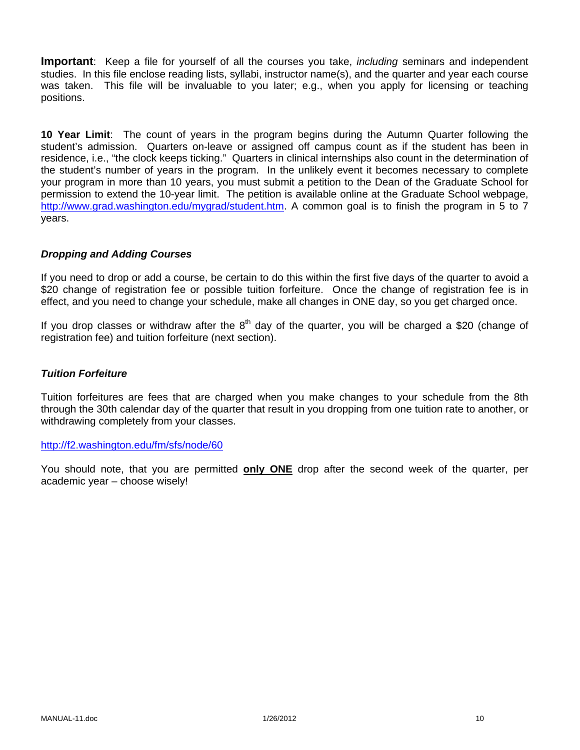**Important**: Keep a file for yourself of all the courses you take, *including* seminars and independent studies. In this file enclose reading lists, syllabi, instructor name(s), and the quarter and year each course was taken. This file will be invaluable to you later; e.g., when you apply for licensing or teaching positions.

**10 Year Limit**: The count of years in the program begins during the Autumn Quarter following the student's admission. Quarters on-leave or assigned off campus count as if the student has been in residence, i.e., "the clock keeps ticking." Quarters in clinical internships also count in the determination of the student's number of years in the program. In the unlikely event it becomes necessary to complete your program in more than 10 years, you must submit a petition to the Dean of the Graduate School for permission to extend the 10-year limit. The petition is available online at the Graduate School webpage, http://www.grad.washington.edu/mygrad/student.htm. A common goal is to finish the program in 5 to 7 years.

### *Dropping and Adding Courses*

If you need to drop or add a course, be certain to do this within the first five days of the quarter to avoid a $20 change of registration fee or possible tuition forfeiture. Once the change of registration fee is in effect, and you need to change your schedule, make all changes in ONE day, so you get charged once.

If you drop classes or withdraw after the 8th day of the quarter, you will be charged a $20 (change of registration fee) and tuition forfeiture (next section).

### *Tuition Forfeiture*

Tuition forfeitures are fees that are charged when you make changes to your schedule from the 8th through the 30th calendar day of the quarter that result in you dropping from one tuition rate to another, or withdrawing completely from your classes.

http://f2.washington.edu/fm/sfs/node/60

You should note, that you are permitted **only ONE** drop after the second week of the quarter, per academic year – choose wisely!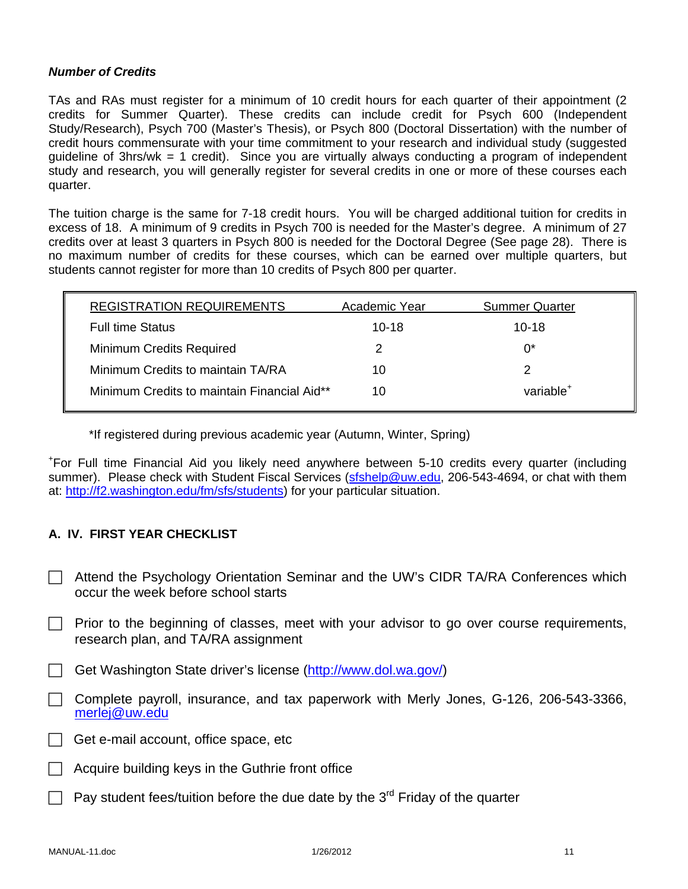***Number of Credits***

TAs and RAs must register for a minimum of 10 credit hours for each quarter of their appointment (2 credits for Summer Quarter). These credits can include credit for Psych 600 (Independent Study/Research), Psych 700 (Master's Thesis), or Psych 800 (Doctoral Dissertation) with the number of credit hours commensurate with your time commitment to your research and individual study (suggested guideline of 3hrs/wk = 1 credit). Since you are virtually always conducting a program of independent study and research, you will generally register for several credits in one or more of these courses each quarter.

The tuition charge is the same for 7-18 credit hours. You will be charged additional tuition for credits in excess of 18. A minimum of 9 credits in Psych 700 is needed for the Master's degree. A minimum of 27 credits over at least 3 quarters in Psych 800 is needed for the Doctoral Degree (See page 28). There is no maximum number of credits for these courses, which can be earned over multiple quarters, but students cannot register for more than 10 credits of Psych 800 per quarter.

| REGISTRATION REQUIREMENTS | Academic Year | Summer Quarter |
|---|---|---|
| Full time Status | 10-18 | 10-18 |
| Minimum Credits Required | 2 | 0* |
| Minimum Credits to maintain TA/RA | 10 | 2 |
| Minimum Credits to maintain Financial Aid** | 10 | variable+ |

*If registered during previous academic year (Autumn, Winter, Spring)

+For Full time Financial Aid you likely need anywhere between 5-10 credits every quarter (including summer). Please check with Student Fiscal Services (sfshelp@uw.edu, 206-543-4694, or chat with them at: http://f2.washington.edu/fm/sfs/students) for your particular situation.

## A. IV. FIRST YEAR CHECKLIST

- ☐ Attend the Psychology Orientation Seminar and the UW's CIDR TA/RA Conferences which occur the week before school starts
- ☐ Prior to the beginning of classes, meet with your advisor to go over course requirements, research plan, and TA/RA assignment
- ☐ Get Washington State driver's license (http://www.dol.wa.gov/)
- ☐ Complete payroll, insurance, and tax paperwork with Merly Jones, G-126, 206-543-3366, merlej@uw.edu
- ☐ Get e-mail account, office space, etc
- ☐ Acquire building keys in the Guthrie front office
- ☐ Pay student fees/tuition before the due date by the 3rd Friday of the quarter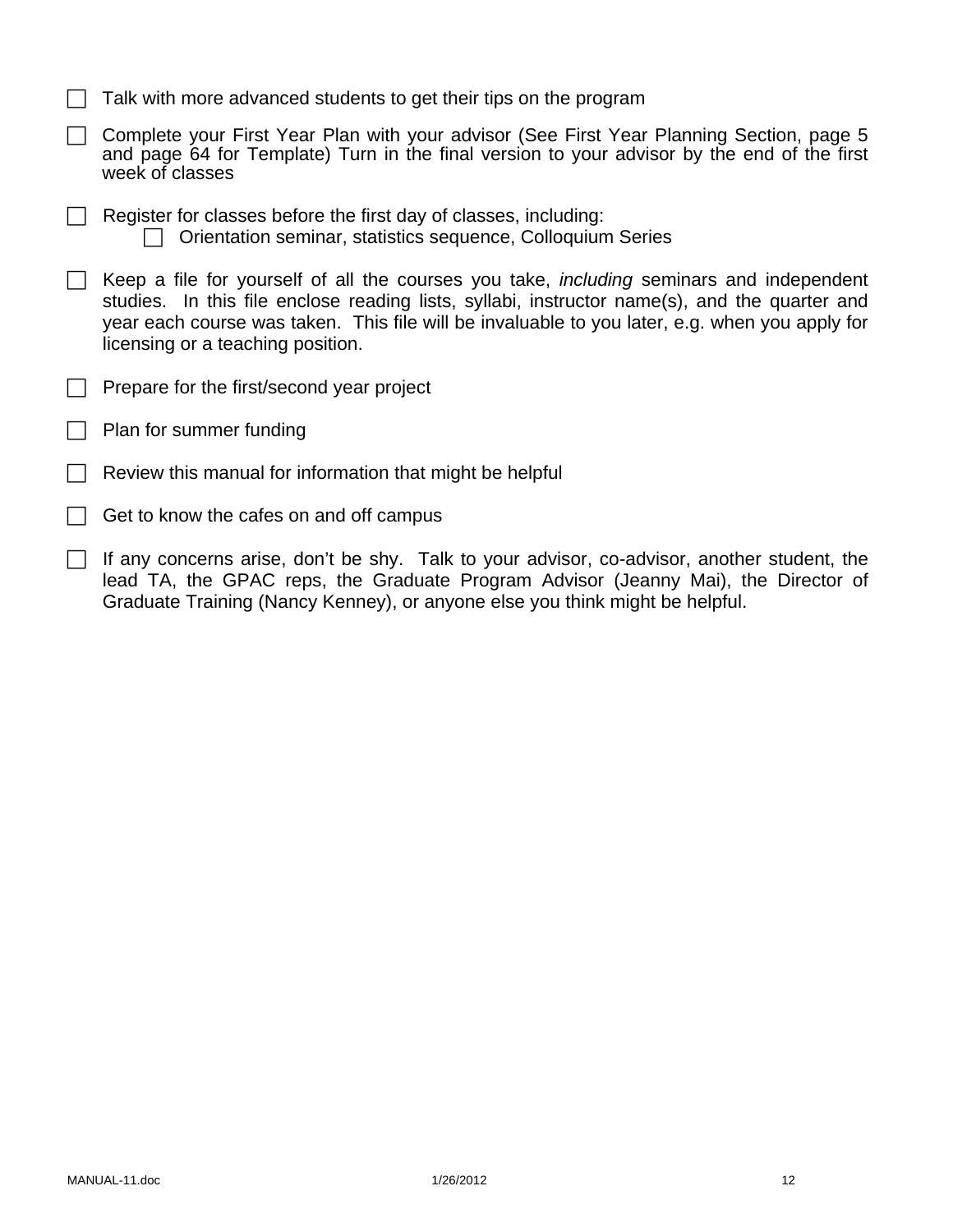- [ ] Talk with more advanced students to get their tips on the program
- [ ] Complete your First Year Plan with your advisor (See First Year Planning Section, page 5 and page 64 for Template) Turn in the final version to your advisor by the end of the first week of classes
- [ ] Register for classes before the first day of classes, including:
    - [ ] Orientation seminar, statistics sequence, Colloquium Series
- [ ] Keep a file for yourself of all the courses you take, *including* seminars and independent studies. In this file enclose reading lists, syllabi, instructor name(s), and the quarter and year each course was taken. This file will be invaluable to you later, e.g. when you apply for licensing or a teaching position.
- [ ] Prepare for the first/second year project
- [ ] Plan for summer funding
- [ ] Review this manual for information that might be helpful
- [ ] Get to know the cafes on and off campus
- [ ] If any concerns arise, don't be shy. Talk to your advisor, co-advisor, another student, the lead TA, the GPAC reps, the Graduate Program Advisor (Jeanny Mai), the Director of Graduate Training (Nancy Kenney), or anyone else you think might be helpful.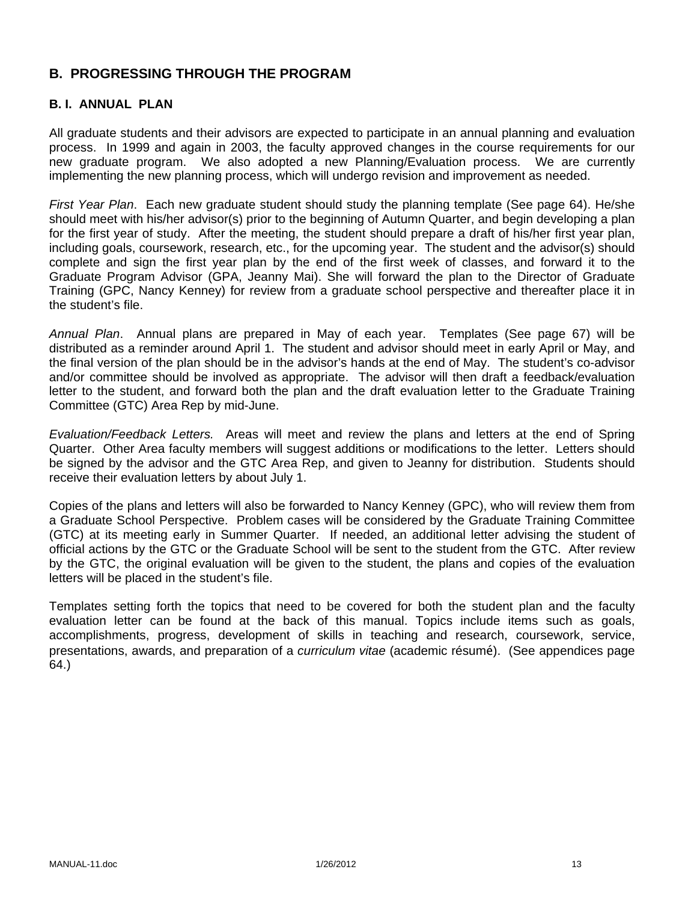## B. PROGRESSING THROUGH THE PROGRAM

### B. I. ANNUAL PLAN

All graduate students and their advisors are expected to participate in an annual planning and evaluation process. In 1999 and again in 2003, the faculty approved changes in the course requirements for our new graduate program. We also adopted a new Planning/Evaluation process. We are currently implementing the new planning process, which will undergo revision and improvement as needed.

*First Year Plan*. Each new graduate student should study the planning template (See page 64). He/she should meet with his/her advisor(s) prior to the beginning of Autumn Quarter, and begin developing a plan for the first year of study. After the meeting, the student should prepare a draft of his/her first year plan, including goals, coursework, research, etc., for the upcoming year. The student and the advisor(s) should complete and sign the first year plan by the end of the first week of classes, and forward it to the Graduate Program Advisor (GPA, Jeanny Mai). She will forward the plan to the Director of Graduate Training (GPC, Nancy Kenney) for review from a graduate school perspective and thereafter place it in the student's file.

*Annual Plan*. Annual plans are prepared in May of each year. Templates (See page 67) will be distributed as a reminder around April 1. The student and advisor should meet in early April or May, and the final version of the plan should be in the advisor's hands at the end of May. The student's co-advisor and/or committee should be involved as appropriate. The advisor will then draft a feedback/evaluation letter to the student, and forward both the plan and the draft evaluation letter to the Graduate Training Committee (GTC) Area Rep by mid-June.

*Evaluation/Feedback Letters.* Areas will meet and review the plans and letters at the end of Spring Quarter. Other Area faculty members will suggest additions or modifications to the letter. Letters should be signed by the advisor and the GTC Area Rep, and given to Jeanny for distribution. Students should receive their evaluation letters by about July 1.

Copies of the plans and letters will also be forwarded to Nancy Kenney (GPC), who will review them from a Graduate School Perspective. Problem cases will be considered by the Graduate Training Committee (GTC) at its meeting early in Summer Quarter. If needed, an additional letter advising the student of official actions by the GTC or the Graduate School will be sent to the student from the GTC. After review by the GTC, the original evaluation will be given to the student, the plans and copies of the evaluation letters will be placed in the student's file.

Templates setting forth the topics that need to be covered for both the student plan and the faculty evaluation letter can be found at the back of this manual. Topics include items such as goals, accomplishments, progress, development of skills in teaching and research, coursework, service, presentations, awards, and preparation of a *curriculum vitae* (academic résumé). (See appendices page 64.)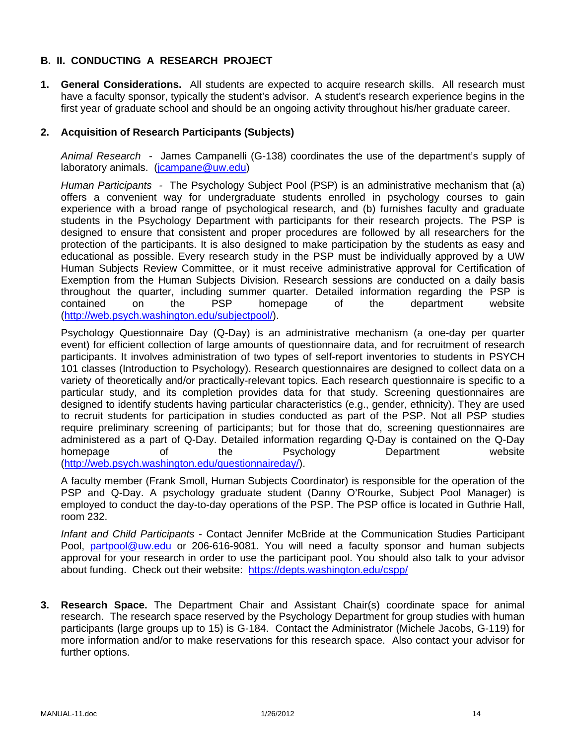## B. II. CONDUCTING A RESEARCH PROJECT

1. **General Considerations.** All students are expected to acquire research skills. All research must have a faculty sponsor, typically the student's advisor. A student's research experience begins in the first year of graduate school and should be an ongoing activity throughout his/her graduate career.

2. **Acquisition of Research Participants (Subjects)**

   *Animal Research* - James Campanelli (G-138) coordinates the use of the department's supply of laboratory animals. (jcampane@uw.edu)

   *Human Participants* - The Psychology Subject Pool (PSP) is an administrative mechanism that (a) offers a convenient way for undergraduate students enrolled in psychology courses to gain experience with a broad range of psychological research, and (b) furnishes faculty and graduate students in the Psychology Department with participants for their research projects. The PSP is designed to ensure that consistent and proper procedures are followed by all researchers for the protection of the participants. It is also designed to make participation by the students as easy and educational as possible. Every research study in the PSP must be individually approved by a UW Human Subjects Review Committee, or it must receive administrative approval for Certification of Exemption from the Human Subjects Division. Research sessions are conducted on a daily basis throughout the quarter, including summer quarter. Detailed information regarding the PSP is contained on the PSP homepage of the department website (http://web.psych.washington.edu/subjectpool/).

   Psychology Questionnaire Day (Q-Day) is an administrative mechanism (a one-day per quarter event) for efficient collection of large amounts of questionnaire data, and for recruitment of research participants. It involves administration of two types of self-report inventories to students in PSYCH 101 classes (Introduction to Psychology). Research questionnaires are designed to collect data on a variety of theoretically and/or practically-relevant topics. Each research questionnaire is specific to a particular study, and its completion provides data for that study. Screening questionnaires are designed to identify students having particular characteristics (e.g., gender, ethnicity). They are used to recruit students for participation in studies conducted as part of the PSP. Not all PSP studies require preliminary screening of participants; but for those that do, screening questionnaires are administered as a part of Q-Day. Detailed information regarding Q-Day is contained on the Q-Day homepage of the Psychology Department website (http://web.psych.washington.edu/questionnaireday/).

   A faculty member (Frank Smoll, Human Subjects Coordinator) is responsible for the operation of the PSP and Q-Day. A psychology graduate student (Danny O'Rourke, Subject Pool Manager) is employed to conduct the day-to-day operations of the PSP. The PSP office is located in Guthrie Hall, room 232.

   *Infant and Child Participants* - Contact Jennifer McBride at the Communication Studies Participant Pool, partpool@uw.edu or 206-616-9081. You will need a faculty sponsor and human subjects approval for your research in order to use the participant pool. You should also talk to your advisor about funding. Check out their website: https://depts.washington.edu/cspp/

3. **Research Space.** The Department Chair and Assistant Chair(s) coordinate space for animal research. The research space reserved by the Psychology Department for group studies with human participants (large groups up to 15) is G-184. Contact the Administrator (Michele Jacobs, G-119) for more information and/or to make reservations for this research space. Also contact your advisor for further options.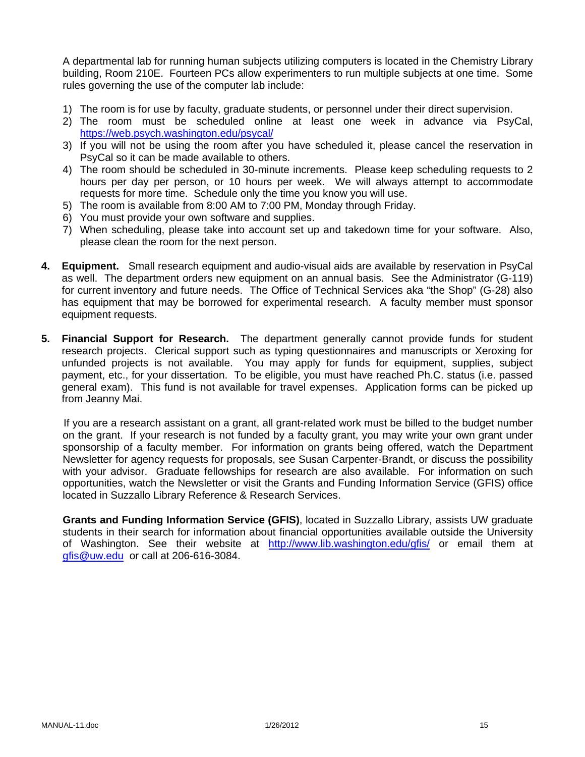A departmental lab for running human subjects utilizing computers is located in the Chemistry Library building, Room 210E. Fourteen PCs allow experimenters to run multiple subjects at one time. Some rules governing the use of the computer lab include:

1) The room is for use by faculty, graduate students, or personnel under their direct supervision.
2) The room must be scheduled online at least one week in advance via PsyCal, https://web.psych.washington.edu/psycal/
3) If you will not be using the room after you have scheduled it, please cancel the reservation in PsyCal so it can be made available to others.
4) The room should be scheduled in 30-minute increments. Please keep scheduling requests to 2 hours per day per person, or 10 hours per week. We will always attempt to accommodate requests for more time. Schedule only the time you know you will use.
5) The room is available from 8:00 AM to 7:00 PM, Monday through Friday.
6) You must provide your own software and supplies.
7) When scheduling, please take into account set up and takedown time for your software. Also, please clean the room for the next person.

**4. Equipment.** Small research equipment and audio-visual aids are available by reservation in PsyCal as well. The department orders new equipment on an annual basis. See the Administrator (G-119) for current inventory and future needs. The Office of Technical Services aka "the Shop" (G-28) also has equipment that may be borrowed for experimental research. A faculty member must sponsor equipment requests.

**5. Financial Support for Research.** The department generally cannot provide funds for student research projects. Clerical support such as typing questionnaires and manuscripts or Xeroxing for unfunded projects is not available. You may apply for funds for equipment, supplies, subject payment, etc., for your dissertation. To be eligible, you must have reached Ph.C. status (i.e. passed general exam). This fund is not available for travel expenses. Application forms can be picked up from Jeanny Mai.

If you are a research assistant on a grant, all grant-related work must be billed to the budget number on the grant. If your research is not funded by a faculty grant, you may write your own grant under sponsorship of a faculty member. For information on grants being offered, watch the Department Newsletter for agency requests for proposals, see Susan Carpenter-Brandt, or discuss the possibility with your advisor. Graduate fellowships for research are also available. For information on such opportunities, watch the Newsletter or visit the Grants and Funding Information Service (GFIS) office located in Suzzallo Library Reference & Research Services.

**Grants and Funding Information Service (GFIS)**, located in Suzzallo Library, assists UW graduate students in their search for information about financial opportunities available outside the University of Washington. See their website at http://www.lib.washington.edu/gfis/ or email them at gfis@uw.edu or call at 206-616-3084.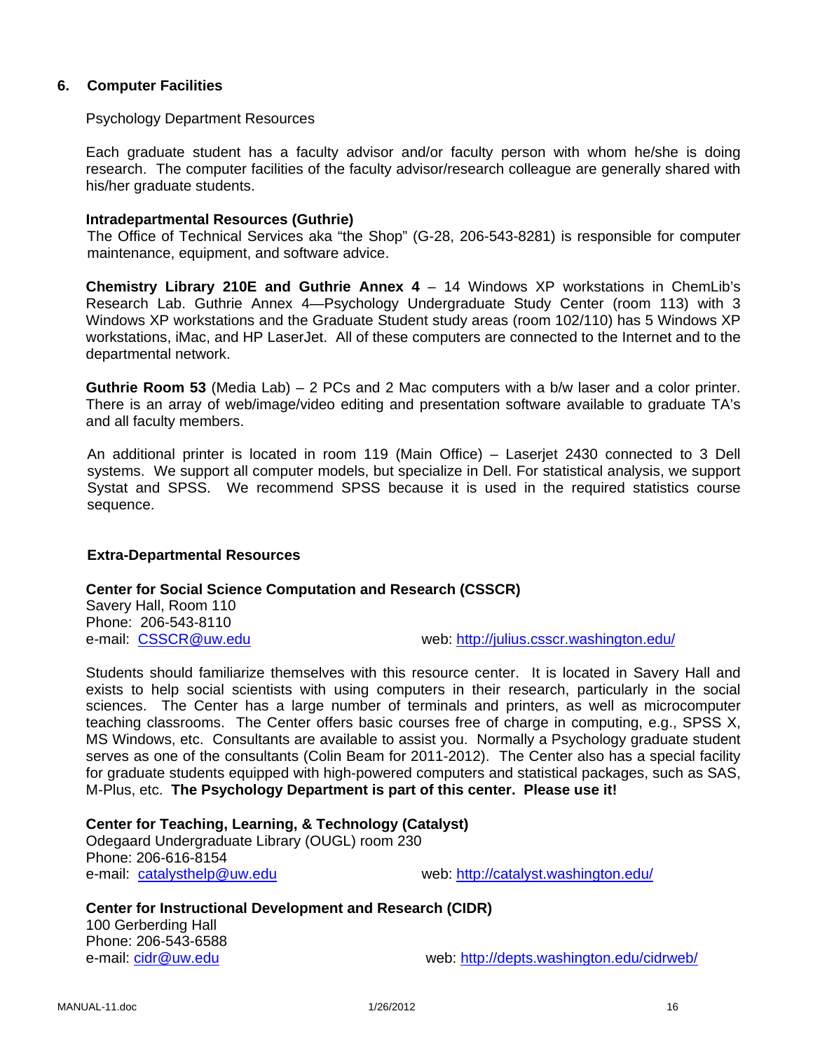## 6. Computer Facilities

Psychology Department Resources

Each graduate student has a faculty advisor and/or faculty person with whom he/she is doing research. The computer facilities of the faculty advisor/research colleague are generally shared with his/her graduate students.

**Intradepartmental Resources (Guthrie)**

The Office of Technical Services aka "the Shop" (G-28, 206-543-8281) is responsible for computer maintenance, equipment, and software advice.

**Chemistry Library 210E and Guthrie Annex 4** – 14 Windows XP workstations in ChemLib's Research Lab. Guthrie Annex 4—Psychology Undergraduate Study Center (room 113) with 3 Windows XP workstations and the Graduate Student study areas (room 102/110) has 5 Windows XP workstations, iMac, and HP LaserJet. All of these computers are connected to the Internet and to the departmental network.

**Guthrie Room 53** (Media Lab) – 2 PCs and 2 Mac computers with a b/w laser and a color printer. There is an array of web/image/video editing and presentation software available to graduate TA's and all faculty members.

An additional printer is located in room 119 (Main Office) – Laserjet 2430 connected to 3 Dell systems. We support all computer models, but specialize in Dell. For statistical analysis, we support Systat and SPSS. We recommend SPSS because it is used in the required statistics course sequence.

**Extra-Departmental Resources**

**Center for Social Science Computation and Research (CSSCR)**
Savery Hall, Room 110
Phone: 206-543-8110
e-mail: CSSCR@uw.edu    web: http://julius.csscr.washington.edu/

Students should familiarize themselves with this resource center. It is located in Savery Hall and exists to help social scientists with using computers in their research, particularly in the social sciences. The Center has a large number of terminals and printers, as well as microcomputer teaching classrooms. The Center offers basic courses free of charge in computing, e.g., SPSS X, MS Windows, etc. Consultants are available to assist you. Normally a Psychology graduate student serves as one of the consultants (Colin Beam for 2011-2012). The Center also has a special facility for graduate students equipped with high-powered computers and statistical packages, such as SAS, M-Plus, etc. **The Psychology Department is part of this center. Please use it!**

**Center for Teaching, Learning, & Technology (Catalyst)**
Odegaard Undergraduate Library (OUGL) room 230
Phone: 206-616-8154
e-mail: catalysthelp@uw.edu    web: http://catalyst.washington.edu/

**Center for Instructional Development and Research (CIDR)**
100 Gerberding Hall
Phone: 206-543-6588
e-mail: cidr@uw.edu    web: http://depts.washington.edu/cidrweb/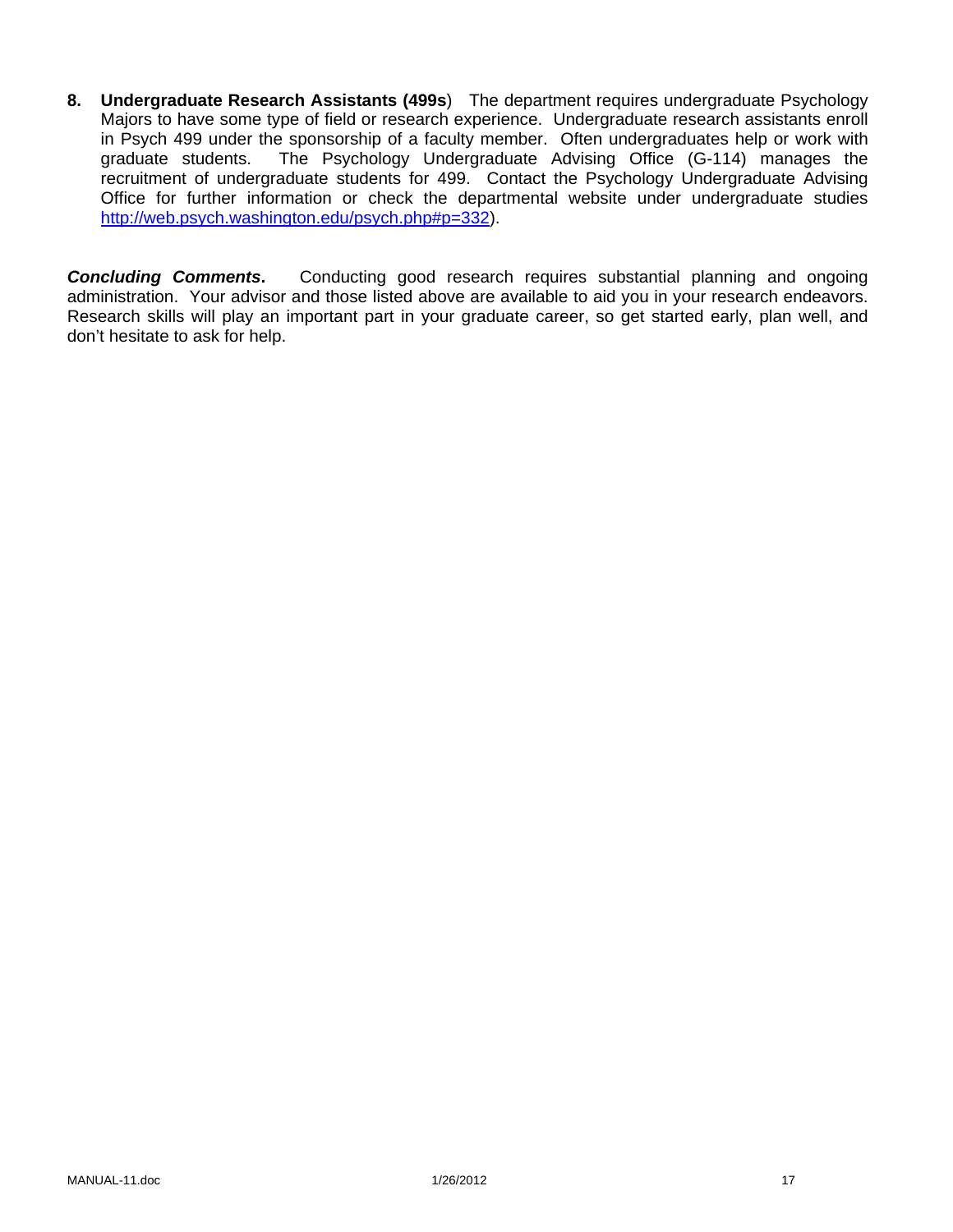8. **Undergraduate Research Assistants (499s**) The department requires undergraduate Psychology Majors to have some type of field or research experience. Undergraduate research assistants enroll in Psych 499 under the sponsorship of a faculty member. Often undergraduates help or work with graduate students. The Psychology Undergraduate Advising Office (G-114) manages the recruitment of undergraduate students for 499. Contact the Psychology Undergraduate Advising Office for further information or check the departmental website under undergraduate studies http://web.psych.washington.edu/psych.php#p=332).

***Concluding Comments*****.** Conducting good research requires substantial planning and ongoing administration. Your advisor and those listed above are available to aid you in your research endeavors. Research skills will play an important part in your graduate career, so get started early, plan well, and don't hesitate to ask for help.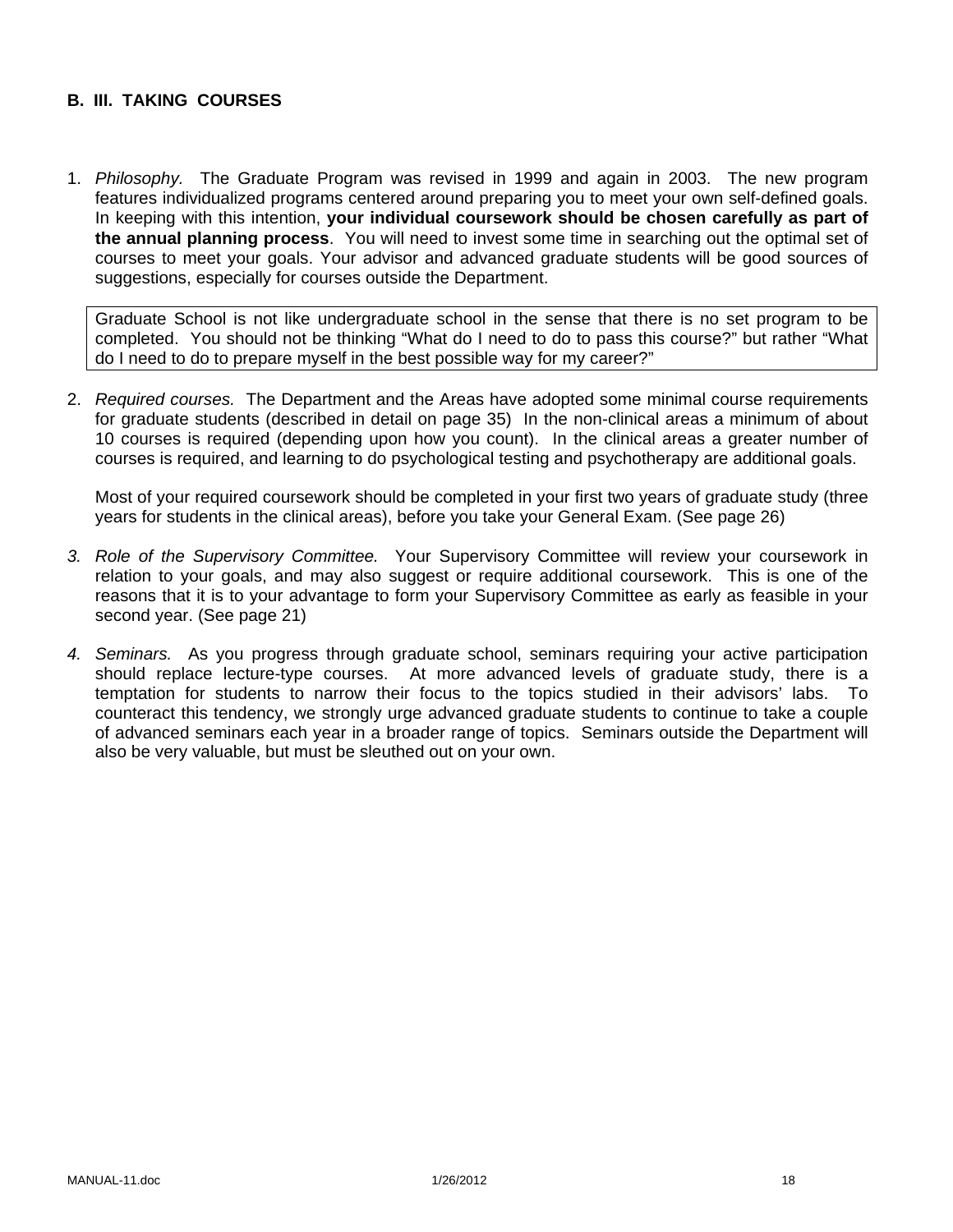## B. III. TAKING COURSES

1. *Philosophy.* The Graduate Program was revised in 1999 and again in 2003. The new program features individualized programs centered around preparing you to meet your own self-defined goals. In keeping with this intention, **your individual coursework should be chosen carefully as part of the annual planning process**. You will need to invest some time in searching out the optimal set of courses to meet your goals. Your advisor and advanced graduate students will be good sources of suggestions, especially for courses outside the Department.

   > Graduate School is not like undergraduate school in the sense that there is no set program to be completed. You should not be thinking "What do I need to do to pass this course?" but rather "What do I need to do to prepare myself in the best possible way for my career?"

2. *Required courses.* The Department and the Areas have adopted some minimal course requirements for graduate students (described in detail on page 35) In the non-clinical areas a minimum of about 10 courses is required (depending upon how you count). In the clinical areas a greater number of courses is required, and learning to do psychological testing and psychotherapy are additional goals.

   Most of your required coursework should be completed in your first two years of graduate study (three years for students in the clinical areas), before you take your General Exam. (See page 26)

3. *Role of the Supervisory Committee.* Your Supervisory Committee will review your coursework in relation to your goals, and may also suggest or require additional coursework. This is one of the reasons that it is to your advantage to form your Supervisory Committee as early as feasible in your second year. (See page 21)

4. *Seminars.* As you progress through graduate school, seminars requiring your active participation should replace lecture-type courses. At more advanced levels of graduate study, there is a temptation for students to narrow their focus to the topics studied in their advisors' labs. To counteract this tendency, we strongly urge advanced graduate students to continue to take a couple of advanced seminars each year in a broader range of topics. Seminars outside the Department will also be very valuable, but must be sleuthed out on your own.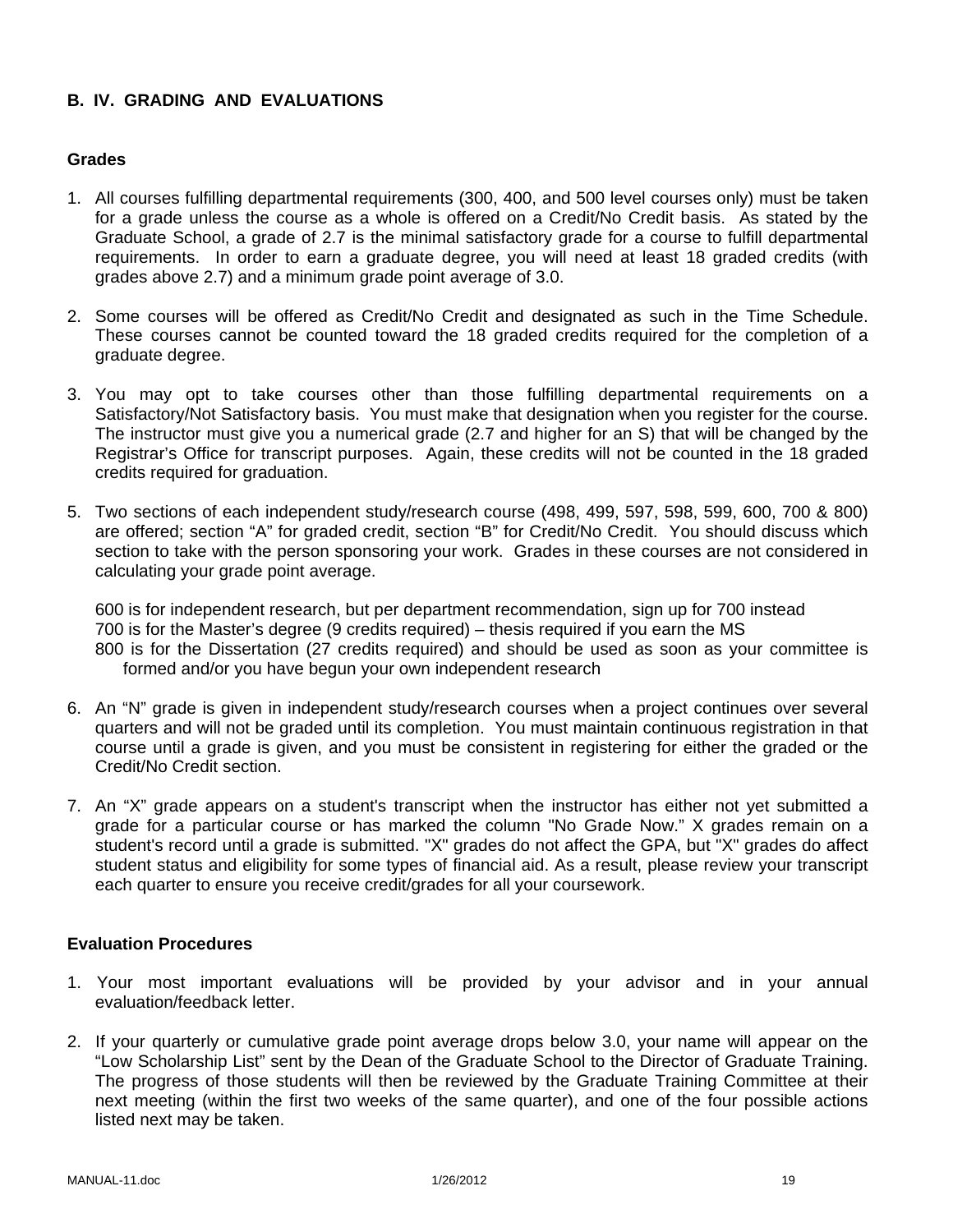## B. IV. GRADING AND EVALUATIONS

### Grades

1. All courses fulfilling departmental requirements (300, 400, and 500 level courses only) must be taken for a grade unless the course as a whole is offered on a Credit/No Credit basis. As stated by the Graduate School, a grade of 2.7 is the minimal satisfactory grade for a course to fulfill departmental requirements. In order to earn a graduate degree, you will need at least 18 graded credits (with grades above 2.7) and a minimum grade point average of 3.0.

2. Some courses will be offered as Credit/No Credit and designated as such in the Time Schedule. These courses cannot be counted toward the 18 graded credits required for the completion of a graduate degree.

3. You may opt to take courses other than those fulfilling departmental requirements on a Satisfactory/Not Satisfactory basis. You must make that designation when you register for the course. The instructor must give you a numerical grade (2.7 and higher for an S) that will be changed by the Registrar's Office for transcript purposes. Again, these credits will not be counted in the 18 graded credits required for graduation.

5. Two sections of each independent study/research course (498, 499, 597, 598, 599, 600, 700 & 800) are offered; section "A" for graded credit, section "B" for Credit/No Credit. You should discuss which section to take with the person sponsoring your work. Grades in these courses are not considered in calculating your grade point average.

   600 is for independent research, but per department recommendation, sign up for 700 instead
   700 is for the Master's degree (9 credits required) – thesis required if you earn the MS
   800 is for the Dissertation (27 credits required) and should be used as soon as your committee is formed and/or you have begun your own independent research

6. An "N" grade is given in independent study/research courses when a project continues over several quarters and will not be graded until its completion. You must maintain continuous registration in that course until a grade is given, and you must be consistent in registering for either the graded or the Credit/No Credit section.

7. An "X" grade appears on a student's transcript when the instructor has either not yet submitted a grade for a particular course or has marked the column "No Grade Now." X grades remain on a student's record until a grade is submitted. "X" grades do not affect the GPA, but "X" grades do affect student status and eligibility for some types of financial aid. As a result, please review your transcript each quarter to ensure you receive credit/grades for all your coursework.

### Evaluation Procedures

1. Your most important evaluations will be provided by your advisor and in your annual evaluation/feedback letter.

2. If your quarterly or cumulative grade point average drops below 3.0, your name will appear on the "Low Scholarship List" sent by the Dean of the Graduate School to the Director of Graduate Training. The progress of those students will then be reviewed by the Graduate Training Committee at their next meeting (within the first two weeks of the same quarter), and one of the four possible actions listed next may be taken.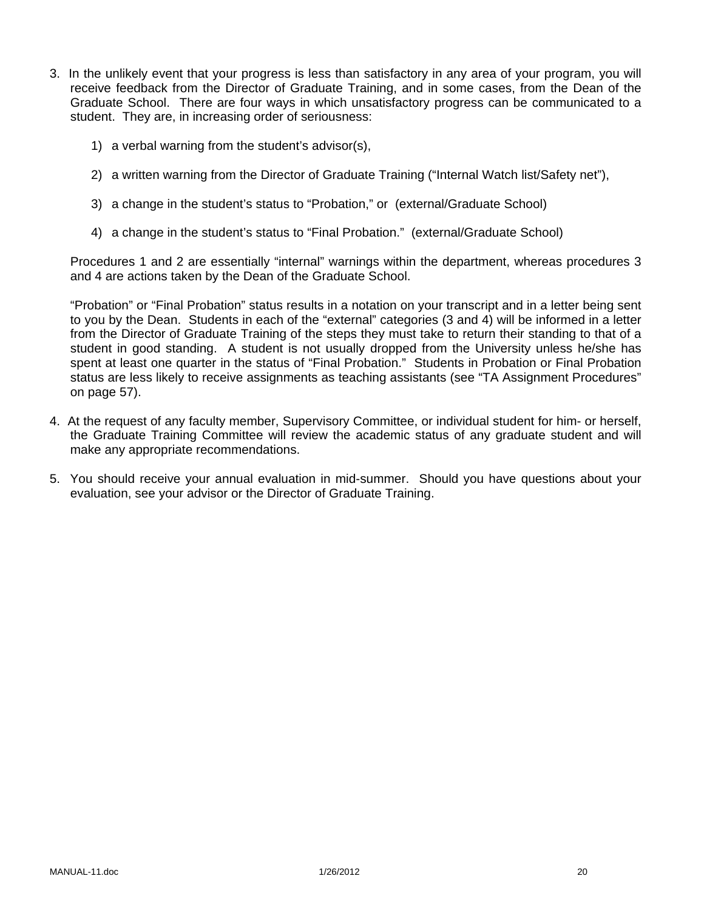3. In the unlikely event that your progress is less than satisfactory in any area of your program, you will receive feedback from the Director of Graduate Training, and in some cases, from the Dean of the Graduate School. There are four ways in which unsatisfactory progress can be communicated to a student. They are, in increasing order of seriousness:

   1) a verbal warning from the student's advisor(s),

   2) a written warning from the Director of Graduate Training ("Internal Watch list/Safety net"),

   3) a change in the student's status to "Probation," or (external/Graduate School)

   4) a change in the student's status to "Final Probation." (external/Graduate School)

   Procedures 1 and 2 are essentially "internal" warnings within the department, whereas procedures 3 and 4 are actions taken by the Dean of the Graduate School.

   "Probation" or "Final Probation" status results in a notation on your transcript and in a letter being sent to you by the Dean. Students in each of the "external" categories (3 and 4) will be informed in a letter from the Director of Graduate Training of the steps they must take to return their standing to that of a student in good standing. A student is not usually dropped from the University unless he/she has spent at least one quarter in the status of "Final Probation." Students in Probation or Final Probation status are less likely to receive assignments as teaching assistants (see "TA Assignment Procedures" on page 57).

4. At the request of any faculty member, Supervisory Committee, or individual student for him- or herself, the Graduate Training Committee will review the academic status of any graduate student and will make any appropriate recommendations.

5. You should receive your annual evaluation in mid-summer. Should you have questions about your evaluation, see your advisor or the Director of Graduate Training.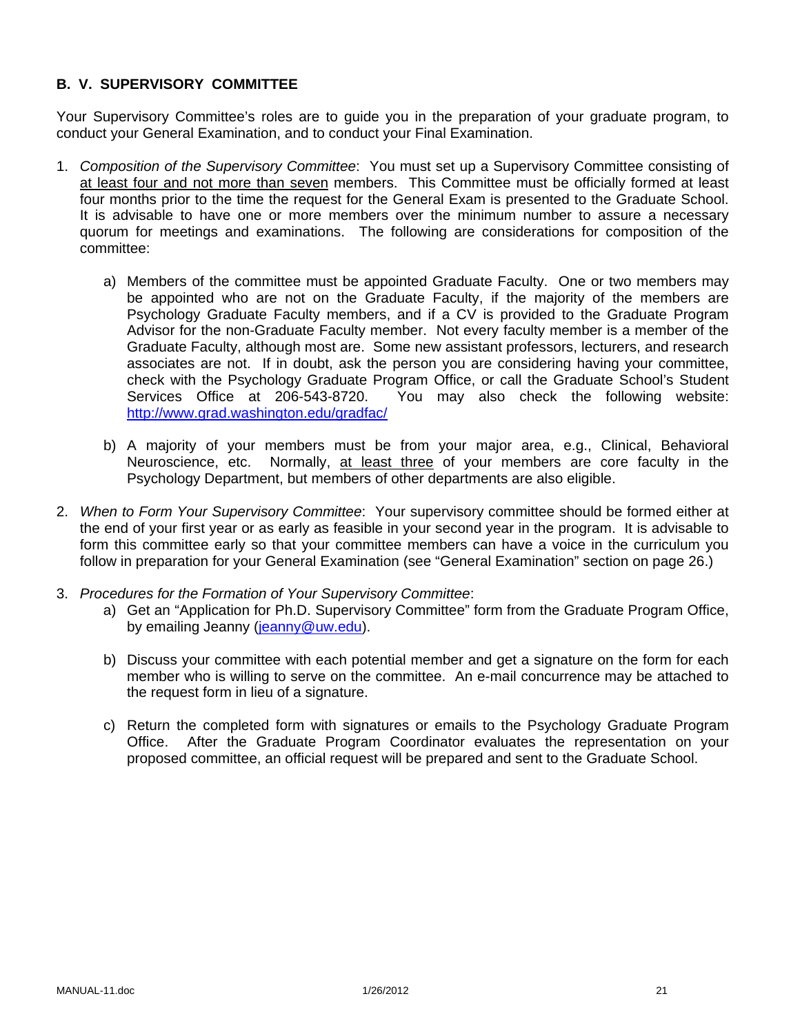## B. V. SUPERVISORY COMMITTEE

Your Supervisory Committee's roles are to guide you in the preparation of your graduate program, to conduct your General Examination, and to conduct your Final Examination.

1. *Composition of the Supervisory Committee*: You must set up a Supervisory Committee consisting of <u>at least four and not more than seven</u> members. This Committee must be officially formed at least four months prior to the time the request for the General Exam is presented to the Graduate School. It is advisable to have one or more members over the minimum number to assure a necessary quorum for meetings and examinations. The following are considerations for composition of the committee:

   a) Members of the committee must be appointed Graduate Faculty. One or two members may be appointed who are not on the Graduate Faculty, if the majority of the members are Psychology Graduate Faculty members, and if a CV is provided to the Graduate Program Advisor for the non-Graduate Faculty member. Not every faculty member is a member of the Graduate Faculty, although most are. Some new assistant professors, lecturers, and research associates are not. If in doubt, ask the person you are considering having your committee, check with the Psychology Graduate Program Office, or call the Graduate School's Student Services Office at 206-543-8720. You may also check the following website: http://www.grad.washington.edu/gradfac/

   b) A majority of your members must be from your major area, e.g., Clinical, Behavioral Neuroscience, etc. Normally, <u>at least three</u> of your members are core faculty in the Psychology Department, but members of other departments are also eligible.

2. *When to Form Your Supervisory Committee*: Your supervisory committee should be formed either at the end of your first year or as early as feasible in your second year in the program. It is advisable to form this committee early so that your committee members can have a voice in the curriculum you follow in preparation for your General Examination (see "General Examination" section on page 26.)

3. *Procedures for the Formation of Your Supervisory Committee*:

   a) Get an "Application for Ph.D. Supervisory Committee" form from the Graduate Program Office, by emailing Jeanny (jeanny@uw.edu).

   b) Discuss your committee with each potential member and get a signature on the form for each member who is willing to serve on the committee. An e-mail concurrence may be attached to the request form in lieu of a signature.

   c) Return the completed form with signatures or emails to the Psychology Graduate Program Office. After the Graduate Program Coordinator evaluates the representation on your proposed committee, an official request will be prepared and sent to the Graduate School.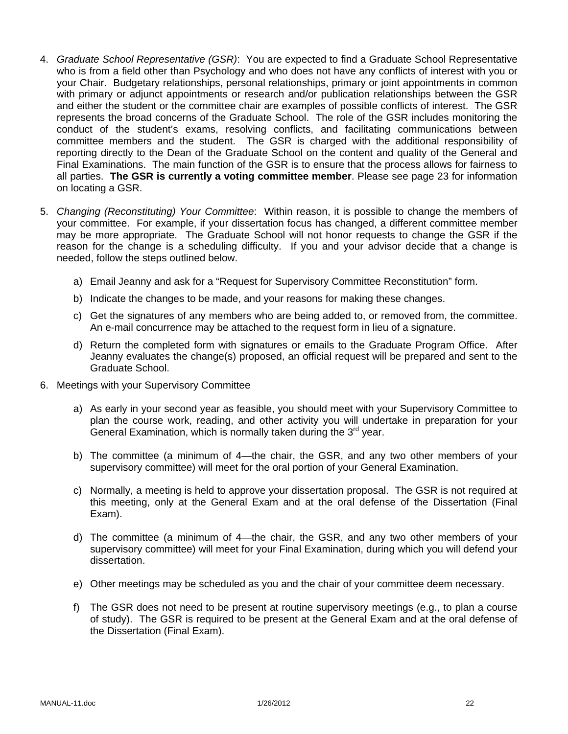4. *Graduate School Representative (GSR)*: You are expected to find a Graduate School Representative who is from a field other than Psychology and who does not have any conflicts of interest with you or your Chair. Budgetary relationships, personal relationships, primary or joint appointments in common with primary or adjunct appointments or research and/or publication relationships between the GSR and either the student or the committee chair are examples of possible conflicts of interest. The GSR represents the broad concerns of the Graduate School. The role of the GSR includes monitoring the conduct of the student's exams, resolving conflicts, and facilitating communications between committee members and the student. The GSR is charged with the additional responsibility of reporting directly to the Dean of the Graduate School on the content and quality of the General and Final Examinations. The main function of the GSR is to ensure that the process allows for fairness to all parties. **The GSR is currently a voting committee member**. Please see page 23 for information on locating a GSR.

5. *Changing (Reconstituting) Your Committee*: Within reason, it is possible to change the members of your committee. For example, if your dissertation focus has changed, a different committee member may be more appropriate. The Graduate School will not honor requests to change the GSR if the reason for the change is a scheduling difficulty. If you and your advisor decide that a change is needed, follow the steps outlined below.

   a) Email Jeanny and ask for a "Request for Supervisory Committee Reconstitution" form.

   b) Indicate the changes to be made, and your reasons for making these changes.

   c) Get the signatures of any members who are being added to, or removed from, the committee. An e-mail concurrence may be attached to the request form in lieu of a signature.

   d) Return the completed form with signatures or emails to the Graduate Program Office. After Jeanny evaluates the change(s) proposed, an official request will be prepared and sent to the Graduate School.

6. Meetings with your Supervisory Committee

   a) As early in your second year as feasible, you should meet with your Supervisory Committee to plan the course work, reading, and other activity you will undertake in preparation for your General Examination, which is normally taken during the 3rd year.

   b) The committee (a minimum of 4—the chair, the GSR, and any two other members of your supervisory committee) will meet for the oral portion of your General Examination.

   c) Normally, a meeting is held to approve your dissertation proposal. The GSR is not required at this meeting, only at the General Exam and at the oral defense of the Dissertation (Final Exam).

   d) The committee (a minimum of 4—the chair, the GSR, and any two other members of your supervisory committee) will meet for your Final Examination, during which you will defend your dissertation.

   e) Other meetings may be scheduled as you and the chair of your committee deem necessary.

   f) The GSR does not need to be present at routine supervisory meetings (e.g., to plan a course of study). The GSR is required to be present at the General Exam and at the oral defense of the Dissertation (Final Exam).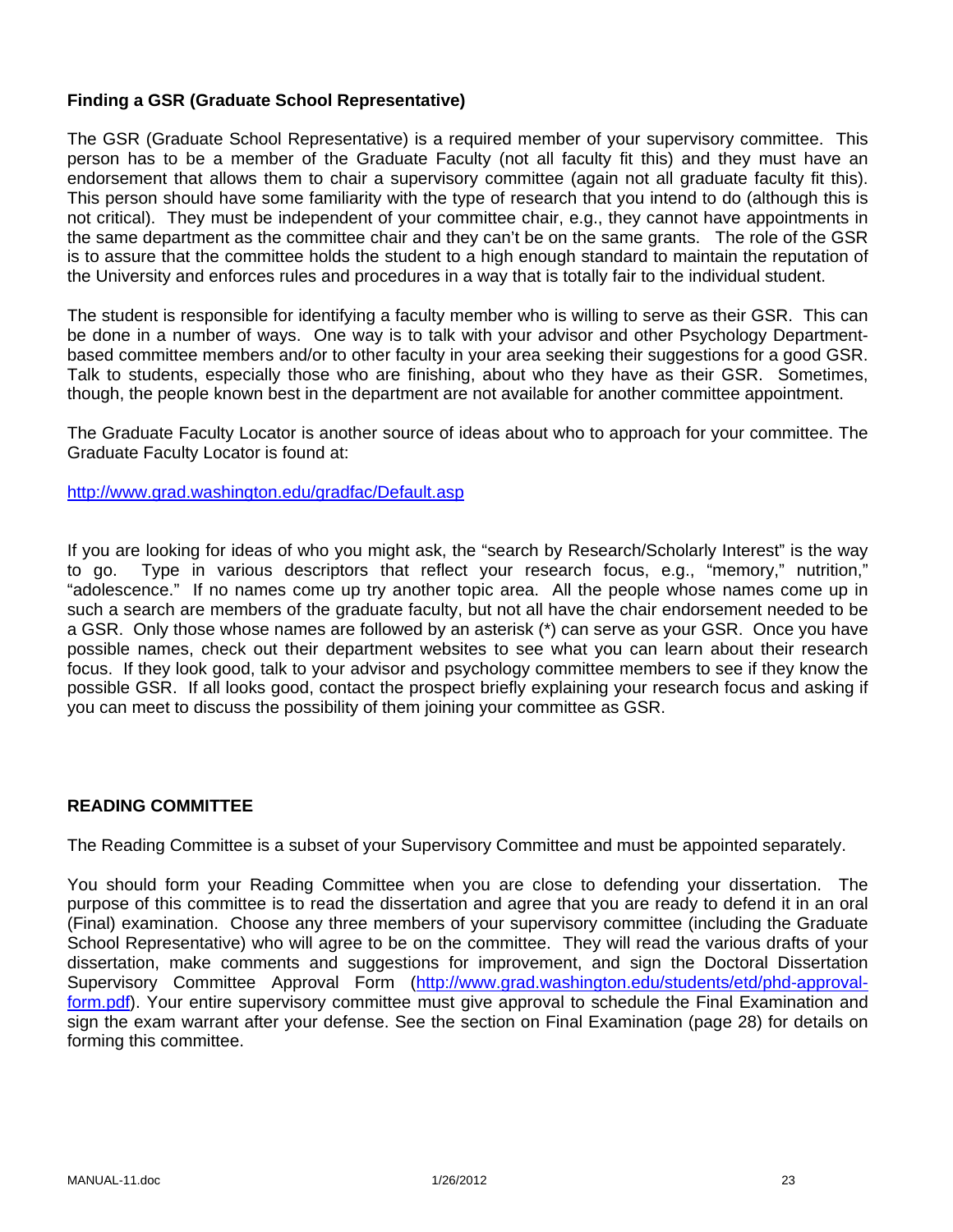**Finding a GSR (Graduate School Representative)**

The GSR (Graduate School Representative) is a required member of your supervisory committee. This person has to be a member of the Graduate Faculty (not all faculty fit this) and they must have an endorsement that allows them to chair a supervisory committee (again not all graduate faculty fit this). This person should have some familiarity with the type of research that you intend to do (although this is not critical). They must be independent of your committee chair, e.g., they cannot have appointments in the same department as the committee chair and they can't be on the same grants. The role of the GSR is to assure that the committee holds the student to a high enough standard to maintain the reputation of the University and enforces rules and procedures in a way that is totally fair to the individual student.

The student is responsible for identifying a faculty member who is willing to serve as their GSR. This can be done in a number of ways. One way is to talk with your advisor and other Psychology Department-based committee members and/or to other faculty in your area seeking their suggestions for a good GSR. Talk to students, especially those who are finishing, about who they have as their GSR. Sometimes, though, the people known best in the department are not available for another committee appointment.

The Graduate Faculty Locator is another source of ideas about who to approach for your committee. The Graduate Faculty Locator is found at:

http://www.grad.washington.edu/gradfac/Default.asp

If you are looking for ideas of who you might ask, the "search by Research/Scholarly Interest" is the way to go. Type in various descriptors that reflect your research focus, e.g., "memory," nutrition," "adolescence." If no names come up try another topic area. All the people whose names come up in such a search are members of the graduate faculty, but not all have the chair endorsement needed to be a GSR. Only those whose names are followed by an asterisk (*) can serve as your GSR. Once you have possible names, check out their department websites to see what you can learn about their research focus. If they look good, talk to your advisor and psychology committee members to see if they know the possible GSR. If all looks good, contact the prospect briefly explaining your research focus and asking if you can meet to discuss the possibility of them joining your committee as GSR.

**READING COMMITTEE**

The Reading Committee is a subset of your Supervisory Committee and must be appointed separately.

You should form your Reading Committee when you are close to defending your dissertation. The purpose of this committee is to read the dissertation and agree that you are ready to defend it in an oral (Final) examination. Choose any three members of your supervisory committee (including the Graduate School Representative) who will agree to be on the committee. They will read the various drafts of your dissertation, make comments and suggestions for improvement, and sign the Doctoral Dissertation Supervisory Committee Approval Form (http://www.grad.washington.edu/students/etd/phd-approval-form.pdf). Your entire supervisory committee must give approval to schedule the Final Examination and sign the exam warrant after your defense. See the section on Final Examination (page 28) for details on forming this committee.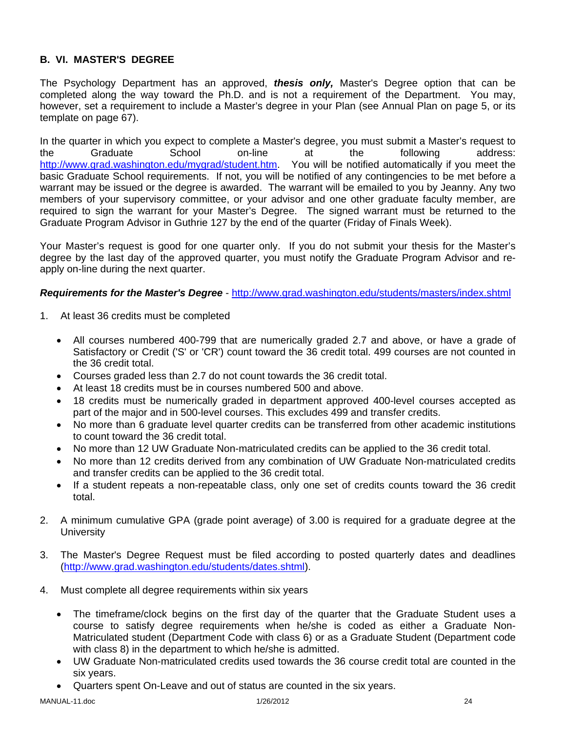## B. VI. MASTER'S DEGREE

The Psychology Department has an approved, ***thesis only,*** Master's Degree option that can be completed along the way toward the Ph.D. and is not a requirement of the Department. You may, however, set a requirement to include a Master's degree in your Plan (see Annual Plan on page 5, or its template on page 67).

In the quarter in which you expect to complete a Master's degree, you must submit a Master's request to the Graduate School on-line at the following address: http://www.grad.washington.edu/mygrad/student.htm. You will be notified automatically if you meet the basic Graduate School requirements. If not, you will be notified of any contingencies to be met before a warrant may be issued or the degree is awarded. The warrant will be emailed to you by Jeanny. Any two members of your supervisory committee, or your advisor and one other graduate faculty member, are required to sign the warrant for your Master's Degree. The signed warrant must be returned to the Graduate Program Advisor in Guthrie 127 by the end of the quarter (Friday of Finals Week).

Your Master's request is good for one quarter only. If you do not submit your thesis for the Master's degree by the last day of the approved quarter, you must notify the Graduate Program Advisor and re-apply on-line during the next quarter.

***Requirements for the Master's Degree*** - http://www.grad.washington.edu/students/masters/index.shtml

1. At least 36 credits must be completed
   - All courses numbered 400-799 that are numerically graded 2.7 and above, or have a grade of Satisfactory or Credit ('S' or 'CR') count toward the 36 credit total. 499 courses are not counted in the 36 credit total.
   - Courses graded less than 2.7 do not count towards the 36 credit total.
   - At least 18 credits must be in courses numbered 500 and above.
   - 18 credits must be numerically graded in department approved 400-level courses accepted as part of the major and in 500-level courses. This excludes 499 and transfer credits.
   - No more than 6 graduate level quarter credits can be transferred from other academic institutions to count toward the 36 credit total.
   - No more than 12 UW Graduate Non-matriculated credits can be applied to the 36 credit total.
   - No more than 12 credits derived from any combination of UW Graduate Non-matriculated credits and transfer credits can be applied to the 36 credit total.
   - If a student repeats a non-repeatable class, only one set of credits counts toward the 36 credit total.

2. A minimum cumulative GPA (grade point average) of 3.00 is required for a graduate degree at the University

3. The Master's Degree Request must be filed according to posted quarterly dates and deadlines (http://www.grad.washington.edu/students/dates.shtml).

4. Must complete all degree requirements within six years
   - The timeframe/clock begins on the first day of the quarter that the Graduate Student uses a course to satisfy degree requirements when he/she is coded as either a Graduate Non-Matriculated student (Department Code with class 6) or as a Graduate Student (Department code with class 8) in the department to which he/she is admitted.
   - UW Graduate Non-matriculated credits used towards the 36 course credit total are counted in the six years.
   - Quarters spent On-Leave and out of status are counted in the six years.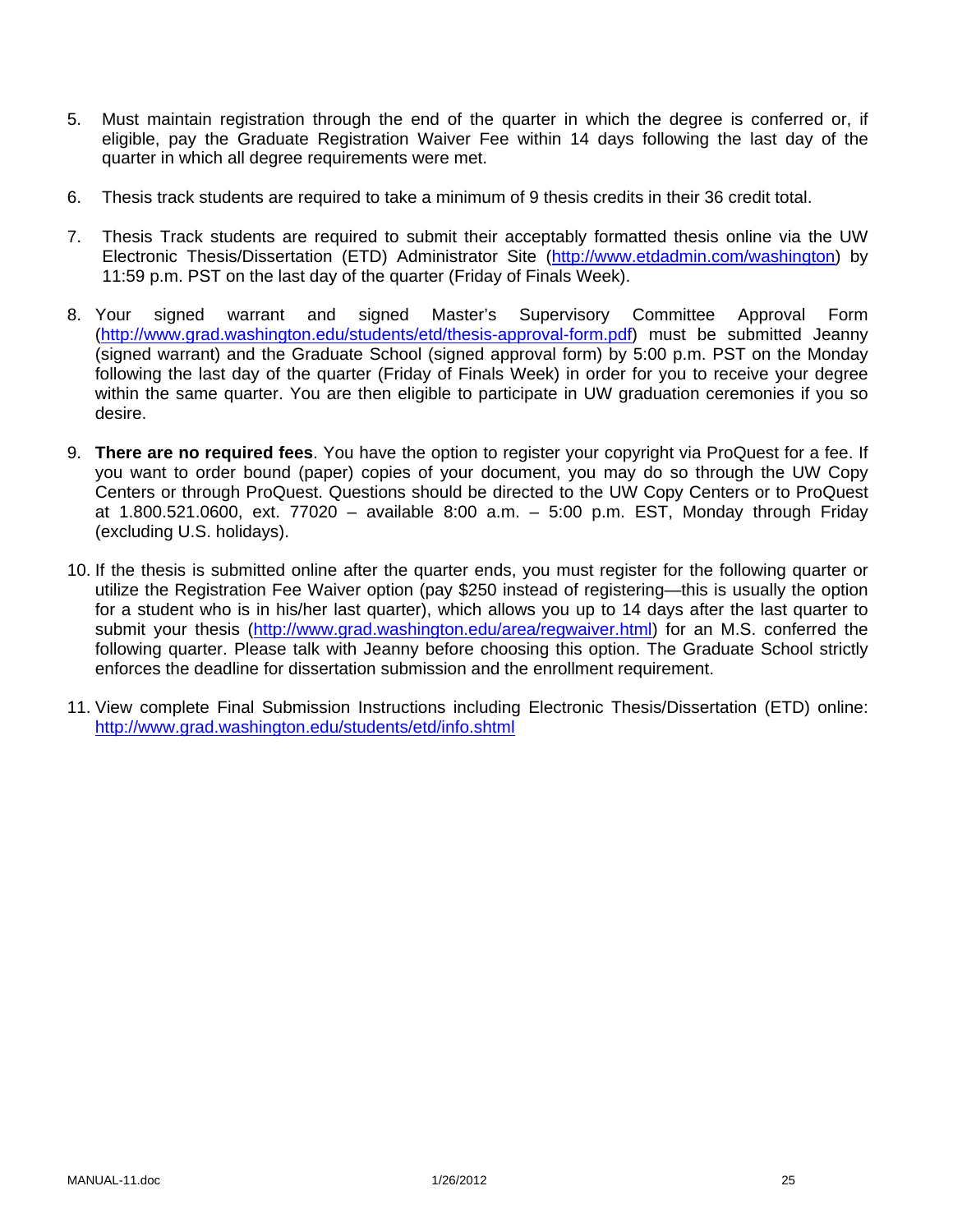5. Must maintain registration through the end of the quarter in which the degree is conferred or, if eligible, pay the Graduate Registration Waiver Fee within 14 days following the last day of the quarter in which all degree requirements were met.

6. Thesis track students are required to take a minimum of 9 thesis credits in their 36 credit total.

7. Thesis Track students are required to submit their acceptably formatted thesis online via the UW Electronic Thesis/Dissertation (ETD) Administrator Site (http://www.etdadmin.com/washington) by 11:59 p.m. PST on the last day of the quarter (Friday of Finals Week).

8. Your signed warrant and signed Master's Supervisory Committee Approval Form (http://www.grad.washington.edu/students/etd/thesis-approval-form.pdf) must be submitted Jeanny (signed warrant) and the Graduate School (signed approval form) by 5:00 p.m. PST on the Monday following the last day of the quarter (Friday of Finals Week) in order for you to receive your degree within the same quarter. You are then eligible to participate in UW graduation ceremonies if you so desire.

9. **There are no required fees**. You have the option to register your copyright via ProQuest for a fee. If you want to order bound (paper) copies of your document, you may do so through the UW Copy Centers or through ProQuest. Questions should be directed to the UW Copy Centers or to ProQuest at 1.800.521.0600, ext. 77020 – available 8:00 a.m. – 5:00 p.m. EST, Monday through Friday (excluding U.S. holidays).

10. If the thesis is submitted online after the quarter ends, you must register for the following quarter or utilize the Registration Fee Waiver option (pay $250 instead of registering—this is usually the option for a student who is in his/her last quarter), which allows you up to 14 days after the last quarter to submit your thesis (http://www.grad.washington.edu/area/regwaiver.html) for an M.S. conferred the following quarter. Please talk with Jeanny before choosing this option. The Graduate School strictly enforces the deadline for dissertation submission and the enrollment requirement.

11. View complete Final Submission Instructions including Electronic Thesis/Dissertation (ETD) online: http://www.grad.washington.edu/students/etd/info.shtml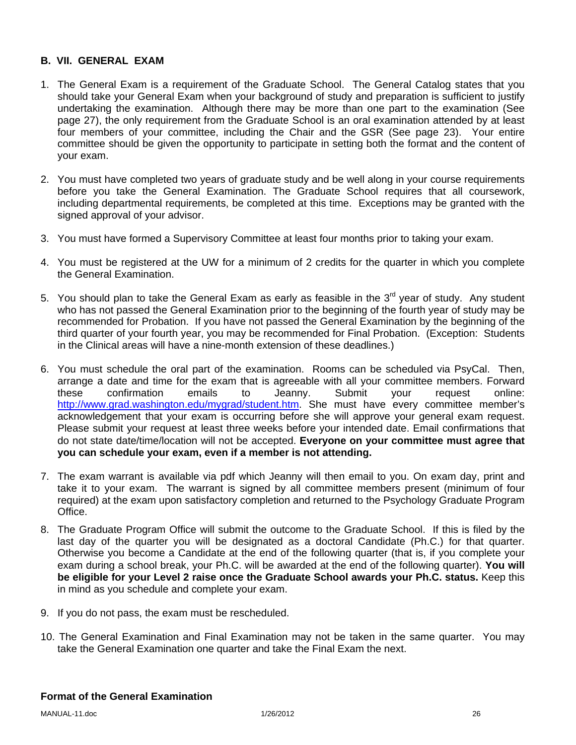## B. VII. GENERAL EXAM

1. The General Exam is a requirement of the Graduate School. The General Catalog states that you should take your General Exam when your background of study and preparation is sufficient to justify undertaking the examination. Although there may be more than one part to the examination (See page 27), the only requirement from the Graduate School is an oral examination attended by at least four members of your committee, including the Chair and the GSR (See page 23). Your entire committee should be given the opportunity to participate in setting both the format and the content of your exam.

2. You must have completed two years of graduate study and be well along in your course requirements before you take the General Examination. The Graduate School requires that all coursework, including departmental requirements, be completed at this time. Exceptions may be granted with the signed approval of your advisor.

3. You must have formed a Supervisory Committee at least four months prior to taking your exam.

4. You must be registered at the UW for a minimum of 2 credits for the quarter in which you complete the General Examination.

5. You should plan to take the General Exam as early as feasible in the 3rd year of study. Any student who has not passed the General Examination prior to the beginning of the fourth year of study may be recommended for Probation. If you have not passed the General Examination by the beginning of the third quarter of your fourth year, you may be recommended for Final Probation. (Exception: Students in the Clinical areas will have a nine-month extension of these deadlines.)

6. You must schedule the oral part of the examination. Rooms can be scheduled via PsyCal. Then, arrange a date and time for the exam that is agreeable with all your committee members. Forward these confirmation emails to Jeanny. Submit your request online: http://www.grad.washington.edu/mygrad/student.htm. She must have every committee member's acknowledgement that your exam is occurring before she will approve your general exam request. Please submit your request at least three weeks before your intended date. Email confirmations that do not state date/time/location will not be accepted. **Everyone on your committee must agree that you can schedule your exam, even if a member is not attending.**

7. The exam warrant is available via pdf which Jeanny will then email to you. On exam day, print and take it to your exam. The warrant is signed by all committee members present (minimum of four required) at the exam upon satisfactory completion and returned to the Psychology Graduate Program Office.

8. The Graduate Program Office will submit the outcome to the Graduate School. If this is filed by the last day of the quarter you will be designated as a doctoral Candidate (Ph.C.) for that quarter. Otherwise you become a Candidate at the end of the following quarter (that is, if you complete your exam during a school break, your Ph.C. will be awarded at the end of the following quarter). **You will be eligible for your Level 2 raise once the Graduate School awards your Ph.C. status.** Keep this in mind as you schedule and complete your exam.

9. If you do not pass, the exam must be rescheduled.

10. The General Examination and Final Examination may not be taken in the same quarter. You may take the General Examination one quarter and take the Final Exam the next.

### Format of the General Examination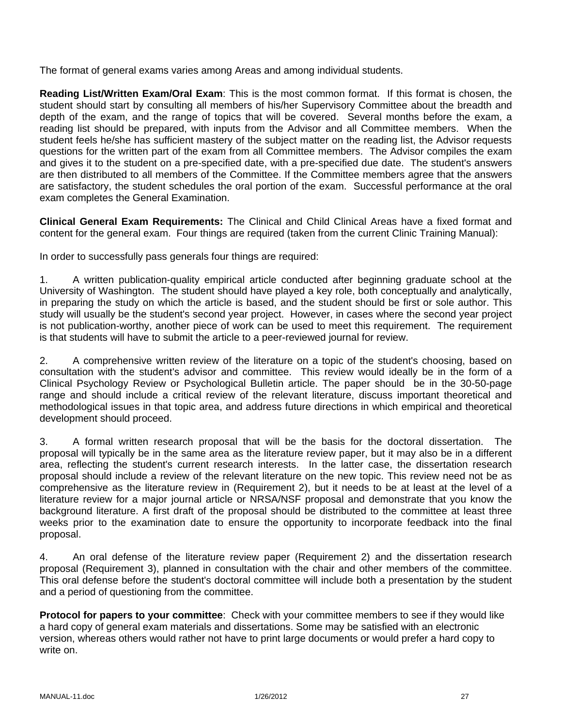The format of general exams varies among Areas and among individual students.

**Reading List/Written Exam/Oral Exam**: This is the most common format. If this format is chosen, the student should start by consulting all members of his/her Supervisory Committee about the breadth and depth of the exam, and the range of topics that will be covered. Several months before the exam, a reading list should be prepared, with inputs from the Advisor and all Committee members. When the student feels he/she has sufficient mastery of the subject matter on the reading list, the Advisor requests questions for the written part of the exam from all Committee members. The Advisor compiles the exam and gives it to the student on a pre-specified date, with a pre-specified due date. The student's answers are then distributed to all members of the Committee. If the Committee members agree that the answers are satisfactory, the student schedules the oral portion of the exam. Successful performance at the oral exam completes the General Examination.

**Clinical General Exam Requirements:** The Clinical and Child Clinical Areas have a fixed format and content for the general exam. Four things are required (taken from the current Clinic Training Manual):

In order to successfully pass generals four things are required:

1. A written publication-quality empirical article conducted after beginning graduate school at the University of Washington. The student should have played a key role, both conceptually and analytically, in preparing the study on which the article is based, and the student should be first or sole author. This study will usually be the student's second year project. However, in cases where the second year project is not publication-worthy, another piece of work can be used to meet this requirement. The requirement is that students will have to submit the article to a peer-reviewed journal for review.

2. A comprehensive written review of the literature on a topic of the student's choosing, based on consultation with the student's advisor and committee. This review would ideally be in the form of a Clinical Psychology Review or Psychological Bulletin article. The paper should be in the 30-50-page range and should include a critical review of the relevant literature, discuss important theoretical and methodological issues in that topic area, and address future directions in which empirical and theoretical development should proceed.

3. A formal written research proposal that will be the basis for the doctoral dissertation. The proposal will typically be in the same area as the literature review paper, but it may also be in a different area, reflecting the student's current research interests. In the latter case, the dissertation research proposal should include a review of the relevant literature on the new topic. This review need not be as comprehensive as the literature review in (Requirement 2), but it needs to be at least at the level of a literature review for a major journal article or NRSA/NSF proposal and demonstrate that you know the background literature. A first draft of the proposal should be distributed to the committee at least three weeks prior to the examination date to ensure the opportunity to incorporate feedback into the final proposal.

4. An oral defense of the literature review paper (Requirement 2) and the dissertation research proposal (Requirement 3), planned in consultation with the chair and other members of the committee. This oral defense before the student's doctoral committee will include both a presentation by the student and a period of questioning from the committee.

**Protocol for papers to your committee**: Check with your committee members to see if they would like a hard copy of general exam materials and dissertations. Some may be satisfied with an electronic version, whereas others would rather not have to print large documents or would prefer a hard copy to write on.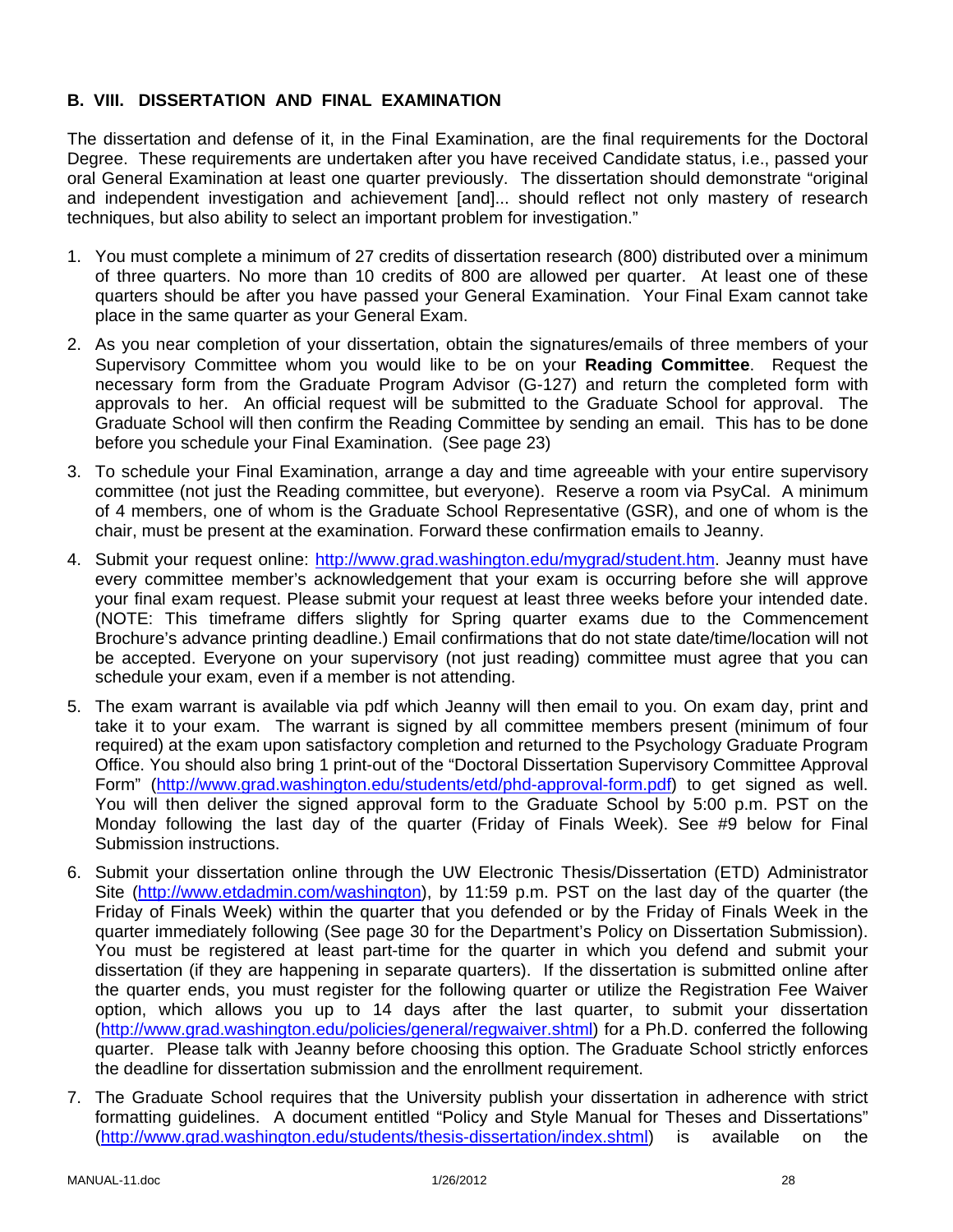## B. VIII. DISSERTATION AND FINAL EXAMINATION

The dissertation and defense of it, in the Final Examination, are the final requirements for the Doctoral Degree. These requirements are undertaken after you have received Candidate status, i.e., passed your oral General Examination at least one quarter previously. The dissertation should demonstrate "original and independent investigation and achievement [and]... should reflect not only mastery of research techniques, but also ability to select an important problem for investigation."

1. You must complete a minimum of 27 credits of dissertation research (800) distributed over a minimum of three quarters. No more than 10 credits of 800 are allowed per quarter. At least one of these quarters should be after you have passed your General Examination. Your Final Exam cannot take place in the same quarter as your General Exam.

2. As you near completion of your dissertation, obtain the signatures/emails of three members of your Supervisory Committee whom you would like to be on your **Reading Committee**. Request the necessary form from the Graduate Program Advisor (G-127) and return the completed form with approvals to her. An official request will be submitted to the Graduate School for approval. The Graduate School will then confirm the Reading Committee by sending an email. This has to be done before you schedule your Final Examination. (See page 23)

3. To schedule your Final Examination, arrange a day and time agreeable with your entire supervisory committee (not just the Reading committee, but everyone). Reserve a room via PsyCal. A minimum of 4 members, one of whom is the Graduate School Representative (GSR), and one of whom is the chair, must be present at the examination. Forward these confirmation emails to Jeanny.

4. Submit your request online: http://www.grad.washington.edu/mygrad/student.htm. Jeanny must have every committee member's acknowledgement that your exam is occurring before she will approve your final exam request. Please submit your request at least three weeks before your intended date. (NOTE: This timeframe differs slightly for Spring quarter exams due to the Commencement Brochure's advance printing deadline.) Email confirmations that do not state date/time/location will not be accepted. Everyone on your supervisory (not just reading) committee must agree that you can schedule your exam, even if a member is not attending.

5. The exam warrant is available via pdf which Jeanny will then email to you. On exam day, print and take it to your exam. The warrant is signed by all committee members present (minimum of four required) at the exam upon satisfactory completion and returned to the Psychology Graduate Program Office. You should also bring 1 print-out of the "Doctoral Dissertation Supervisory Committee Approval Form" (http://www.grad.washington.edu/students/etd/phd-approval-form.pdf) to get signed as well. You will then deliver the signed approval form to the Graduate School by 5:00 p.m. PST on the Monday following the last day of the quarter (Friday of Finals Week). See #9 below for Final Submission instructions.

6. Submit your dissertation online through the UW Electronic Thesis/Dissertation (ETD) Administrator Site (http://www.etdadmin.com/washington), by 11:59 p.m. PST on the last day of the quarter (the Friday of Finals Week) within the quarter that you defended or by the Friday of Finals Week in the quarter immediately following (See page 30 for the Department's Policy on Dissertation Submission). You must be registered at least part-time for the quarter in which you defend and submit your dissertation (if they are happening in separate quarters). If the dissertation is submitted online after the quarter ends, you must register for the following quarter or utilize the Registration Fee Waiver option, which allows you up to 14 days after the last quarter, to submit your dissertation (http://www.grad.washington.edu/policies/general/regwaiver.shtml) for a Ph.D. conferred the following quarter. Please talk with Jeanny before choosing this option. The Graduate School strictly enforces the deadline for dissertation submission and the enrollment requirement.

7. The Graduate School requires that the University publish your dissertation in adherence with strict formatting guidelines. A document entitled "Policy and Style Manual for Theses and Dissertations" (http://www.grad.washington.edu/students/thesis-dissertation/index.shtml) is available on the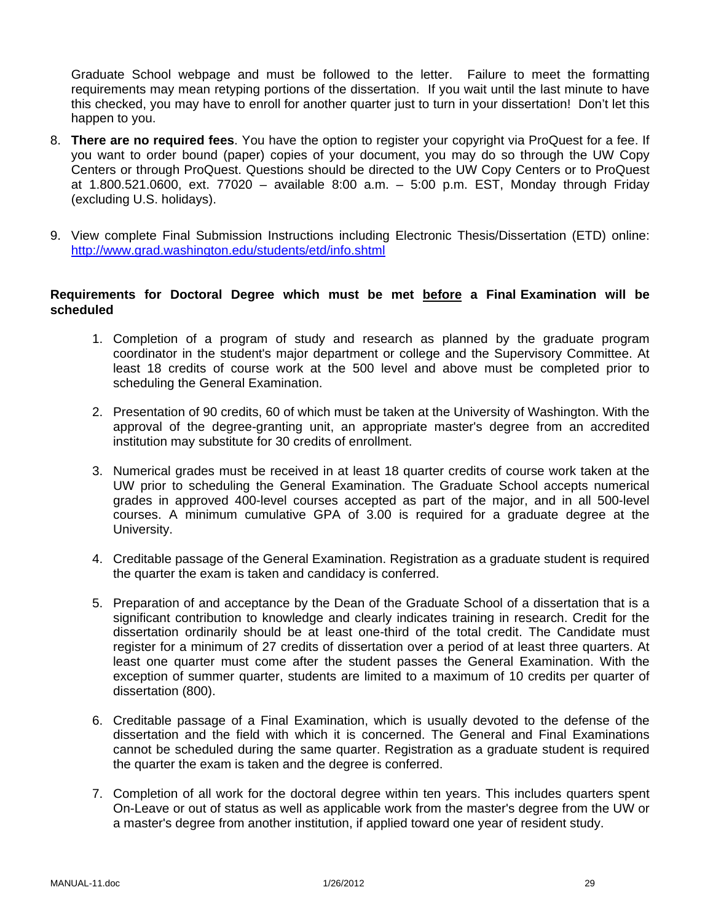Graduate School webpage and must be followed to the letter. Failure to meet the formatting requirements may mean retyping portions of the dissertation. If you wait until the last minute to have this checked, you may have to enroll for another quarter just to turn in your dissertation! Don't let this happen to you.

8. **There are no required fees**. You have the option to register your copyright via ProQuest for a fee. If you want to order bound (paper) copies of your document, you may do so through the UW Copy Centers or through ProQuest. Questions should be directed to the UW Copy Centers or to ProQuest at 1.800.521.0600, ext. 77020 – available 8:00 a.m. – 5:00 p.m. EST, Monday through Friday (excluding U.S. holidays).

9. View complete Final Submission Instructions including Electronic Thesis/Dissertation (ETD) online: http://www.grad.washington.edu/students/etd/info.shtml

**Requirements for Doctoral Degree which must be met <u>before</u> a Final Examination will be scheduled**

1. Completion of a program of study and research as planned by the graduate program coordinator in the student's major department or college and the Supervisory Committee. At least 18 credits of course work at the 500 level and above must be completed prior to scheduling the General Examination.

2. Presentation of 90 credits, 60 of which must be taken at the University of Washington. With the approval of the degree-granting unit, an appropriate master's degree from an accredited institution may substitute for 30 credits of enrollment.

3. Numerical grades must be received in at least 18 quarter credits of course work taken at the UW prior to scheduling the General Examination. The Graduate School accepts numerical grades in approved 400-level courses accepted as part of the major, and in all 500-level courses. A minimum cumulative GPA of 3.00 is required for a graduate degree at the University.

4. Creditable passage of the General Examination. Registration as a graduate student is required the quarter the exam is taken and candidacy is conferred.

5. Preparation of and acceptance by the Dean of the Graduate School of a dissertation that is a significant contribution to knowledge and clearly indicates training in research. Credit for the dissertation ordinarily should be at least one-third of the total credit. The Candidate must register for a minimum of 27 credits of dissertation over a period of at least three quarters. At least one quarter must come after the student passes the General Examination. With the exception of summer quarter, students are limited to a maximum of 10 credits per quarter of dissertation (800).

6. Creditable passage of a Final Examination, which is usually devoted to the defense of the dissertation and the field with which it is concerned. The General and Final Examinations cannot be scheduled during the same quarter. Registration as a graduate student is required the quarter the exam is taken and the degree is conferred.

7. Completion of all work for the doctoral degree within ten years. This includes quarters spent On-Leave or out of status as well as applicable work from the master's degree from the UW or a master's degree from another institution, if applied toward one year of resident study.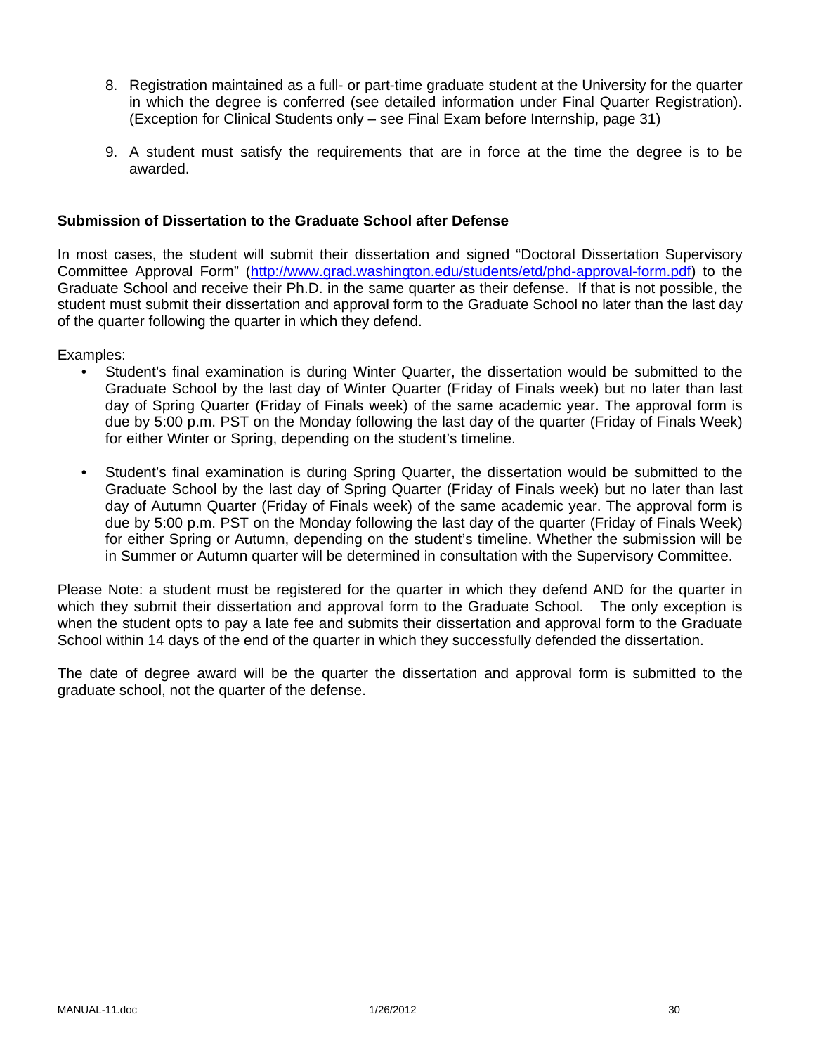8. Registration maintained as a full- or part-time graduate student at the University for the quarter in which the degree is conferred (see detailed information under Final Quarter Registration). (Exception for Clinical Students only – see Final Exam before Internship, page 31)

9. A student must satisfy the requirements that are in force at the time the degree is to be awarded.

### Submission of Dissertation to the Graduate School after Defense

In most cases, the student will submit their dissertation and signed "Doctoral Dissertation Supervisory Committee Approval Form" (http://www.grad.washington.edu/students/etd/phd-approval-form.pdf) to the Graduate School and receive their Ph.D. in the same quarter as their defense. If that is not possible, the student must submit their dissertation and approval form to the Graduate School no later than the last day of the quarter following the quarter in which they defend.

Examples:

- Student's final examination is during Winter Quarter, the dissertation would be submitted to the Graduate School by the last day of Winter Quarter (Friday of Finals week) but no later than last day of Spring Quarter (Friday of Finals week) of the same academic year. The approval form is due by 5:00 p.m. PST on the Monday following the last day of the quarter (Friday of Finals Week) for either Winter or Spring, depending on the student's timeline.

- Student's final examination is during Spring Quarter, the dissertation would be submitted to the Graduate School by the last day of Spring Quarter (Friday of Finals week) but no later than last day of Autumn Quarter (Friday of Finals week) of the same academic year. The approval form is due by 5:00 p.m. PST on the Monday following the last day of the quarter (Friday of Finals Week) for either Spring or Autumn, depending on the student's timeline. Whether the submission will be in Summer or Autumn quarter will be determined in consultation with the Supervisory Committee.

Please Note: a student must be registered for the quarter in which they defend AND for the quarter in which they submit their dissertation and approval form to the Graduate School. The only exception is when the student opts to pay a late fee and submits their dissertation and approval form to the Graduate School within 14 days of the end of the quarter in which they successfully defended the dissertation.

The date of degree award will be the quarter the dissertation and approval form is submitted to the graduate school, not the quarter of the defense.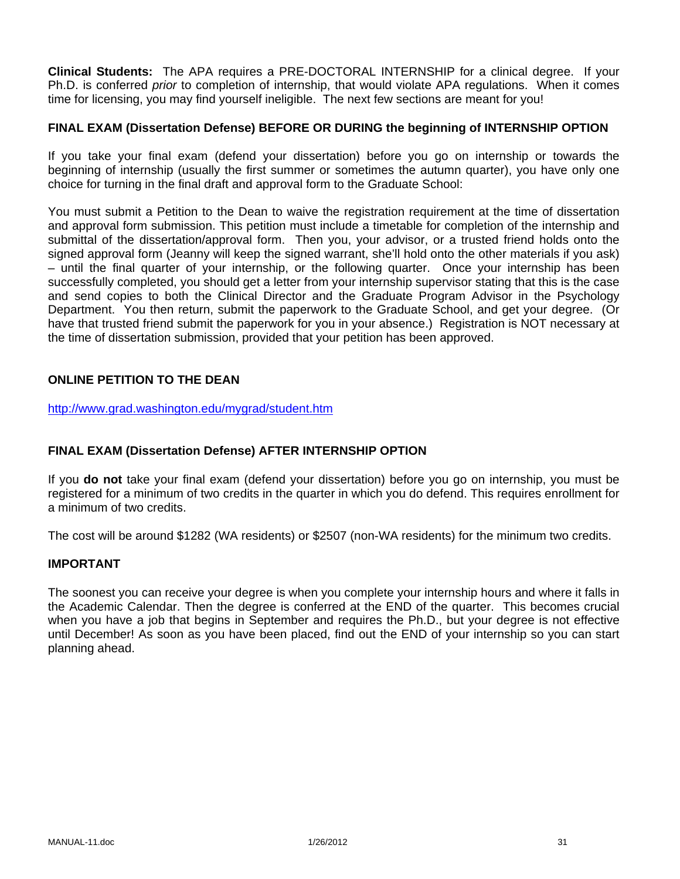**Clinical Students:** The APA requires a PRE-DOCTORAL INTERNSHIP for a clinical degree. If your Ph.D. is conferred *prior* to completion of internship, that would violate APA regulations. When it comes time for licensing, you may find yourself ineligible. The next few sections are meant for you!

### FINAL EXAM (Dissertation Defense) BEFORE OR DURING the beginning of INTERNSHIP OPTION

If you take your final exam (defend your dissertation) before you go on internship or towards the beginning of internship (usually the first summer or sometimes the autumn quarter), you have only one choice for turning in the final draft and approval form to the Graduate School:

You must submit a Petition to the Dean to waive the registration requirement at the time of dissertation and approval form submission. This petition must include a timetable for completion of the internship and submittal of the dissertation/approval form. Then you, your advisor, or a trusted friend holds onto the signed approval form (Jeanny will keep the signed warrant, she'll hold onto the other materials if you ask) – until the final quarter of your internship, or the following quarter. Once your internship has been successfully completed, you should get a letter from your internship supervisor stating that this is the case and send copies to both the Clinical Director and the Graduate Program Advisor in the Psychology Department. You then return, submit the paperwork to the Graduate School, and get your degree. (Or have that trusted friend submit the paperwork for you in your absence.) Registration is NOT necessary at the time of dissertation submission, provided that your petition has been approved.

### ONLINE PETITION TO THE DEAN

http://www.grad.washington.edu/mygrad/student.htm

### FINAL EXAM (Dissertation Defense) AFTER INTERNSHIP OPTION

If you **do not** take your final exam (defend your dissertation) before you go on internship, you must be registered for a minimum of two credits in the quarter in which you do defend. This requires enrollment for a minimum of two credits.

The cost will be around $1282 (WA residents) or $2507 (non-WA residents) for the minimum two credits.

### IMPORTANT

The soonest you can receive your degree is when you complete your internship hours and where it falls in the Academic Calendar. Then the degree is conferred at the END of the quarter. This becomes crucial when you have a job that begins in September and requires the Ph.D., but your degree is not effective until December! As soon as you have been placed, find out the END of your internship so you can start planning ahead.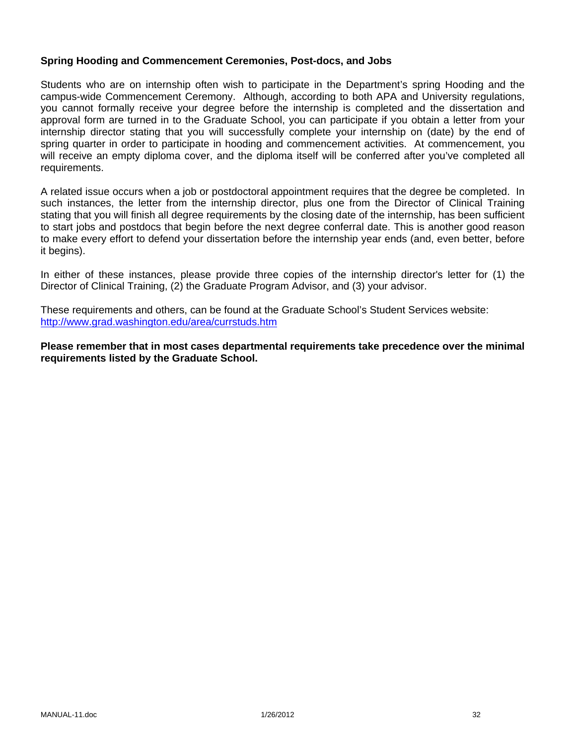**Spring Hooding and Commencement Ceremonies, Post-docs, and Jobs**

Students who are on internship often wish to participate in the Department's spring Hooding and the campus-wide Commencement Ceremony. Although, according to both APA and University regulations, you cannot formally receive your degree before the internship is completed and the dissertation and approval form are turned in to the Graduate School, you can participate if you obtain a letter from your internship director stating that you will successfully complete your internship on (date) by the end of spring quarter in order to participate in hooding and commencement activities. At commencement, you will receive an empty diploma cover, and the diploma itself will be conferred after you've completed all requirements.

A related issue occurs when a job or postdoctoral appointment requires that the degree be completed. In such instances, the letter from the internship director, plus one from the Director of Clinical Training stating that you will finish all degree requirements by the closing date of the internship, has been sufficient to start jobs and postdocs that begin before the next degree conferral date. This is another good reason to make every effort to defend your dissertation before the internship year ends (and, even better, before it begins).

In either of these instances, please provide three copies of the internship director's letter for (1) the Director of Clinical Training, (2) the Graduate Program Advisor, and (3) your advisor.

These requirements and others, can be found at the Graduate School's Student Services website: [http://www.grad.washington.edu/area/currstuds.htm](http://www.grad.washington.edu/area/currstuds.htm)

**Please remember that in most cases departmental requirements take precedence over the minimal requirements listed by the Graduate School.**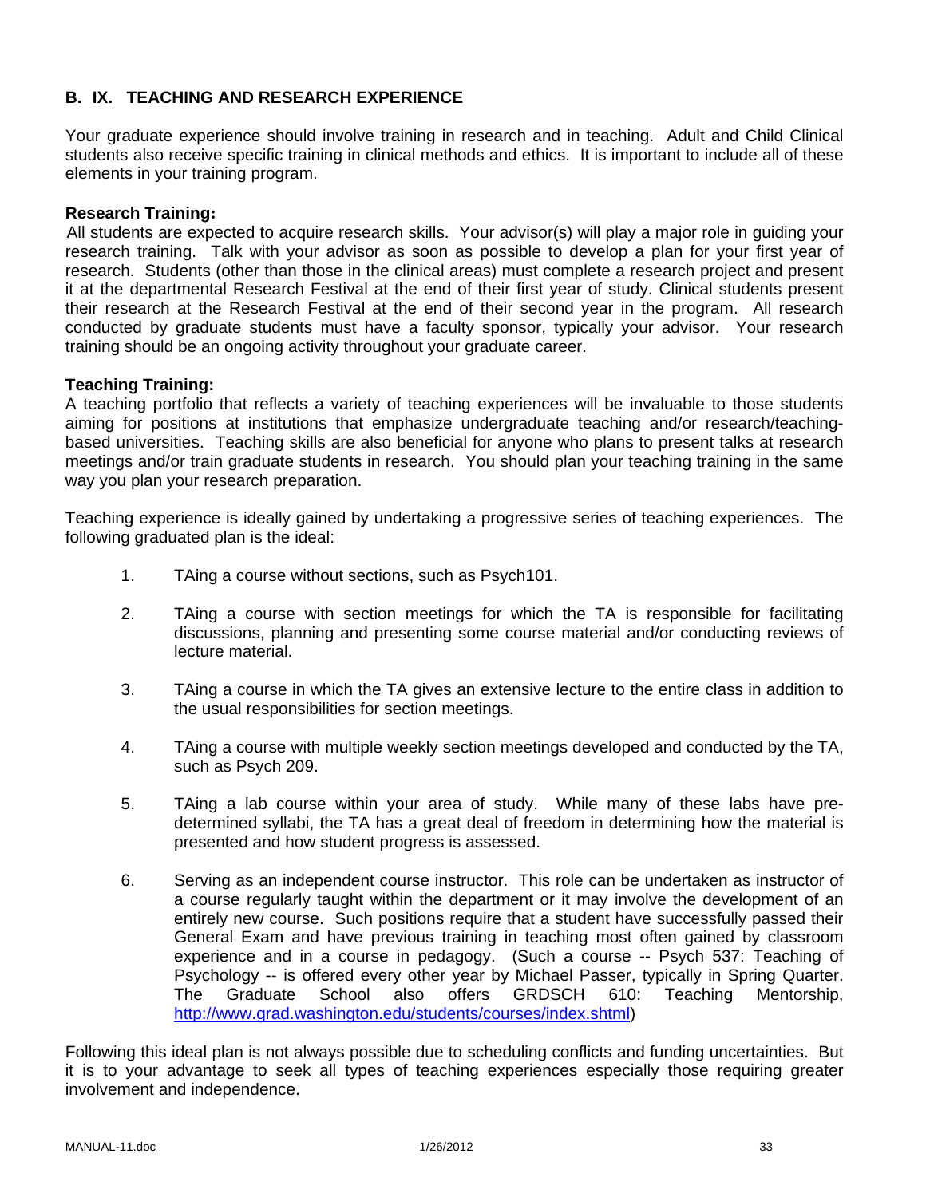## B. IX. TEACHING AND RESEARCH EXPERIENCE

Your graduate experience should involve training in research and in teaching. Adult and Child Clinical students also receive specific training in clinical methods and ethics. It is important to include all of these elements in your training program.

**Research Training:**

All students are expected to acquire research skills. Your advisor(s) will play a major role in guiding your research training. Talk with your advisor as soon as possible to develop a plan for your first year of research. Students (other than those in the clinical areas) must complete a research project and present it at the departmental Research Festival at the end of their first year of study. Clinical students present their research at the Research Festival at the end of their second year in the program. All research conducted by graduate students must have a faculty sponsor, typically your advisor. Your research training should be an ongoing activity throughout your graduate career.

**Teaching Training:**

A teaching portfolio that reflects a variety of teaching experiences will be invaluable to those students aiming for positions at institutions that emphasize undergraduate teaching and/or research/teaching-based universities. Teaching skills are also beneficial for anyone who plans to present talks at research meetings and/or train graduate students in research. You should plan your teaching training in the same way you plan your research preparation.

Teaching experience is ideally gained by undertaking a progressive series of teaching experiences. The following graduated plan is the ideal:

1. TAing a course without sections, such as Psych101.

2. TAing a course with section meetings for which the TA is responsible for facilitating discussions, planning and presenting some course material and/or conducting reviews of lecture material.

3. TAing a course in which the TA gives an extensive lecture to the entire class in addition to the usual responsibilities for section meetings.

4. TAing a course with multiple weekly section meetings developed and conducted by the TA, such as Psych 209.

5. TAing a lab course within your area of study. While many of these labs have pre-determined syllabi, the TA has a great deal of freedom in determining how the material is presented and how student progress is assessed.

6. Serving as an independent course instructor. This role can be undertaken as instructor of a course regularly taught within the department or it may involve the development of an entirely new course. Such positions require that a student have successfully passed their General Exam and have previous training in teaching most often gained by classroom experience and in a course in pedagogy. (Such a course -- Psych 537: Teaching of Psychology -- is offered every other year by Michael Passer, typically in Spring Quarter. The Graduate School also offers GRDSCH 610: Teaching Mentorship, http://www.grad.washington.edu/students/courses/index.shtml)

Following this ideal plan is not always possible due to scheduling conflicts and funding uncertainties. But it is to your advantage to seek all types of teaching experiences especially those requiring greater involvement and independence.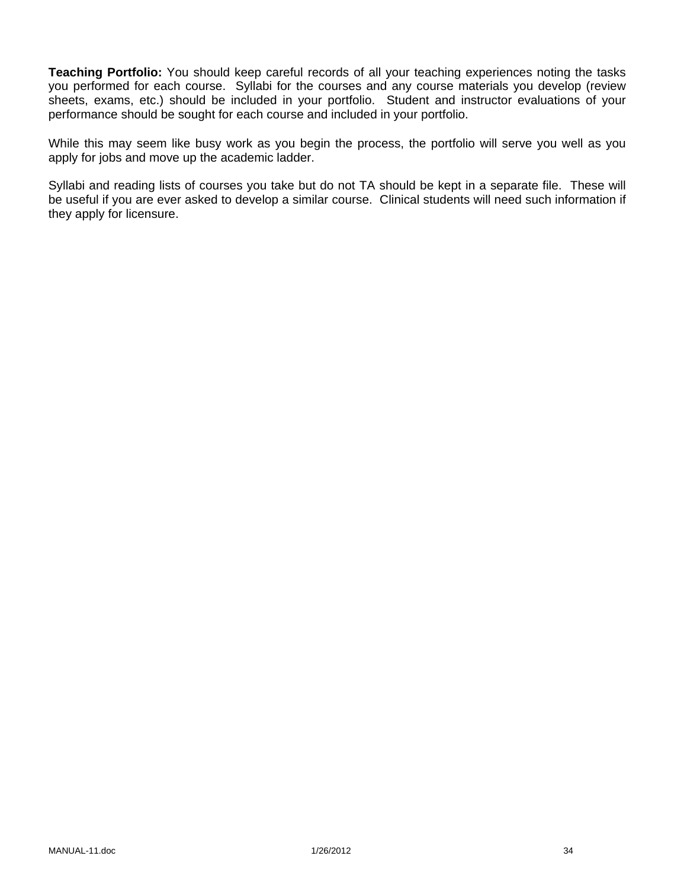**Teaching Portfolio:** You should keep careful records of all your teaching experiences noting the tasks you performed for each course. Syllabi for the courses and any course materials you develop (review sheets, exams, etc.) should be included in your portfolio. Student and instructor evaluations of your performance should be sought for each course and included in your portfolio.

While this may seem like busy work as you begin the process, the portfolio will serve you well as you apply for jobs and move up the academic ladder.

Syllabi and reading lists of courses you take but do not TA should be kept in a separate file. These will be useful if you are ever asked to develop a similar course. Clinical students will need such information if they apply for licensure.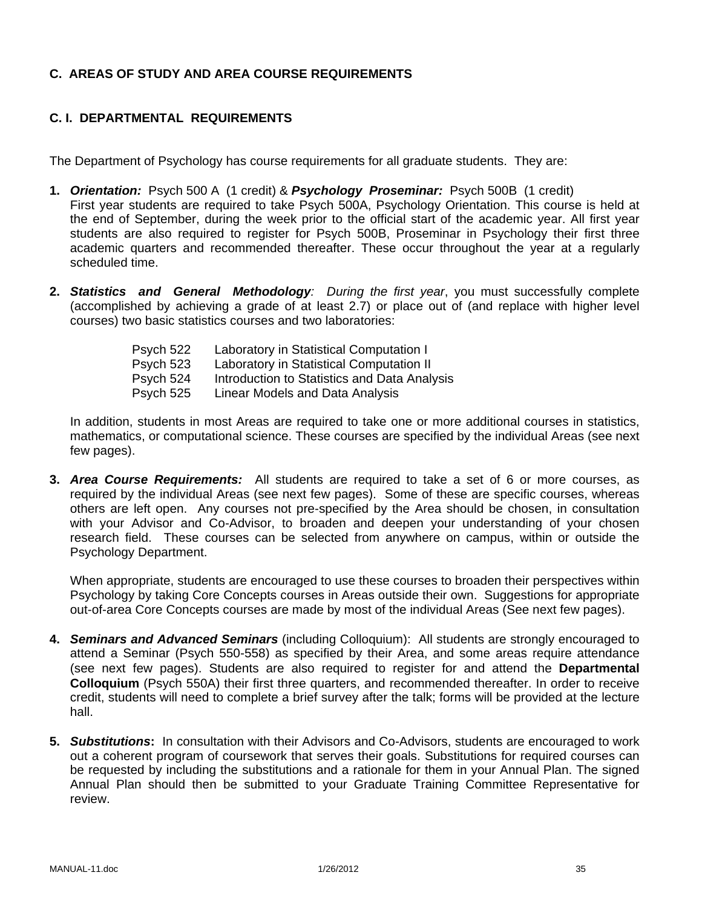## C. AREAS OF STUDY AND AREA COURSE REQUIREMENTS

### C. I. DEPARTMENTAL REQUIREMENTS

The Department of Psychology has course requirements for all graduate students. They are:

1. ***Orientation:*** Psych 500 A (1 credit) & ***Psychology Proseminar:*** Psych 500B (1 credit)
   First year students are required to take Psych 500A, Psychology Orientation. This course is held at the end of September, during the week prior to the official start of the academic year. All first year students are also required to register for Psych 500B, Proseminar in Psychology their first three academic quarters and recommended thereafter. These occur throughout the year at a regularly scheduled time.

2. ***Statistics and General Methodology****: During the first year*, you must successfully complete (accomplished by achieving a grade of at least 2.7) or place out of (and replace with higher level courses) two basic statistics courses and two laboratories:

   | | |
   |---|---|
   | Psych 522 | Laboratory in Statistical Computation I |
   | Psych 523 | Laboratory in Statistical Computation II |
   | Psych 524 | Introduction to Statistics and Data Analysis |
   | Psych 525 | Linear Models and Data Analysis |

   In addition, students in most Areas are required to take one or more additional courses in statistics, mathematics, or computational science. These courses are specified by the individual Areas (see next few pages).

3. ***Area Course Requirements:*** All students are required to take a set of 6 or more courses, as required by the individual Areas (see next few pages). Some of these are specific courses, whereas others are left open. Any courses not pre-specified by the Area should be chosen, in consultation with your Advisor and Co-Advisor, to broaden and deepen your understanding of your chosen research field. These courses can be selected from anywhere on campus, within or outside the Psychology Department.

   When appropriate, students are encouraged to use these courses to broaden their perspectives within Psychology by taking Core Concepts courses in Areas outside their own. Suggestions for appropriate out-of-area Core Concepts courses are made by most of the individual Areas (See next few pages).

4. ***Seminars and Advanced Seminars*** (including Colloquium): All students are strongly encouraged to attend a Seminar (Psych 550-558) as specified by their Area, and some areas require attendance (see next few pages). Students are also required to register for and attend the **Departmental Colloquium** (Psych 550A) their first three quarters, and recommended thereafter. In order to receive credit, students will need to complete a brief survey after the talk; forms will be provided at the lecture hall.

5. ***Substitutions*****:** In consultation with their Advisors and Co-Advisors, students are encouraged to work out a coherent program of coursework that serves their goals. Substitutions for required courses can be requested by including the substitutions and a rationale for them in your Annual Plan. The signed Annual Plan should then be submitted to your Graduate Training Committee Representative for review.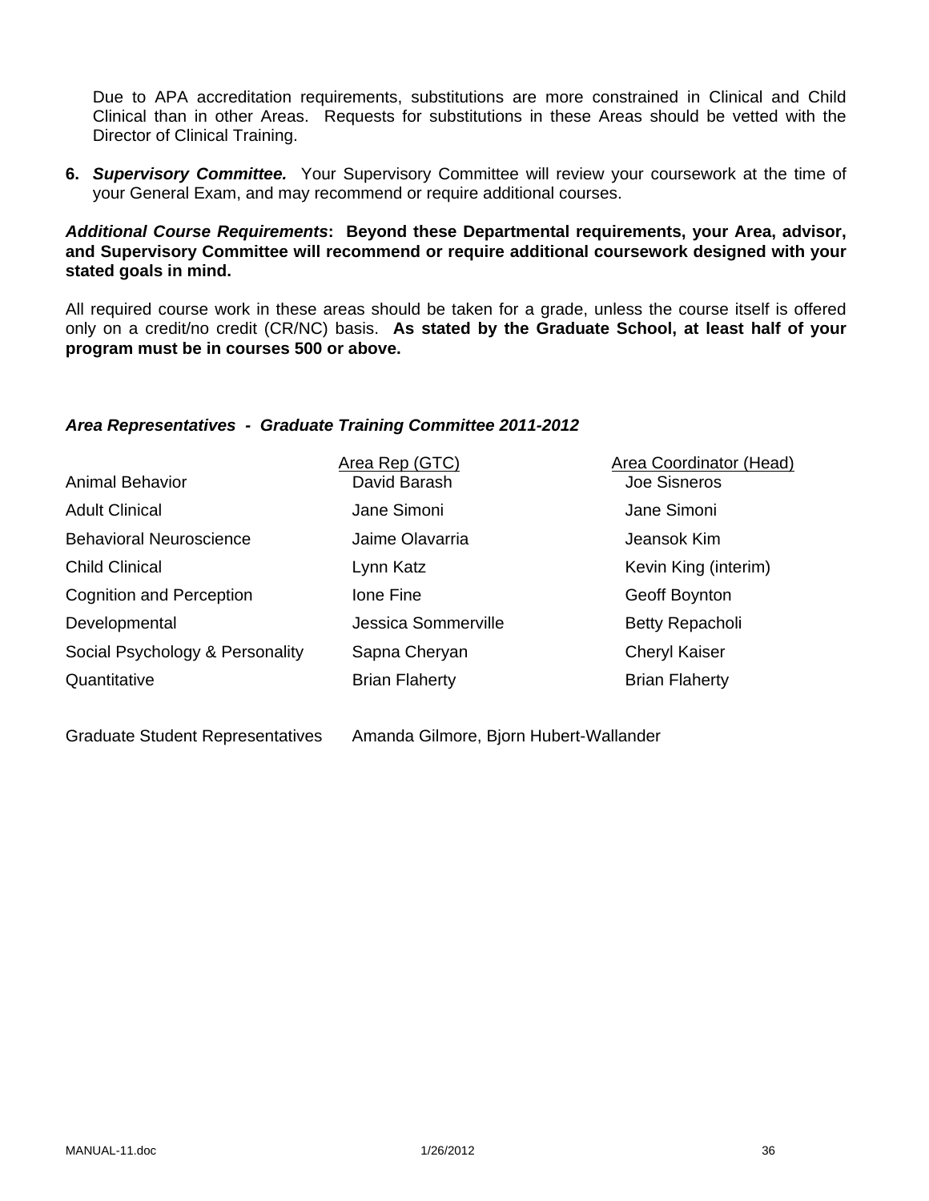Due to APA accreditation requirements, substitutions are more constrained in Clinical and Child Clinical than in other Areas. Requests for substitutions in these Areas should be vetted with the Director of Clinical Training.

6. ***Supervisory Committee.*** Your Supervisory Committee will review your coursework at the time of your General Exam, and may recommend or require additional courses.

***Additional Course Requirements*: Beyond these Departmental requirements, your Area, advisor, and Supervisory Committee will recommend or require additional coursework designed with your stated goals in mind.**

All required course work in these areas should be taken for a grade, unless the course itself is offered only on a credit/no credit (CR/NC) basis. **As stated by the Graduate School, at least half of your program must be in courses 500 or above.**

***Area Representatives - Graduate Training Committee 2011-2012***

| | Area Rep (GTC) | Area Coordinator (Head) |
|---|---|---|
| Animal Behavior | David Barash | Joe Sisneros |
| Adult Clinical | Jane Simoni | Jane Simoni |
| Behavioral Neuroscience | Jaime Olavarria | Jeansok Kim |
| Child Clinical | Lynn Katz | Kevin King (interim) |
| Cognition and Perception | Ione Fine | Geoff Boynton |
| Developmental | Jessica Sommerville | Betty Repacholi |
| Social Psychology & Personality | Sapna Cheryan | Cheryl Kaiser |
| Quantitative | Brian Flaherty | Brian Flaherty |

Graduate Student Representatives Amanda Gilmore, Bjorn Hubert-Wallander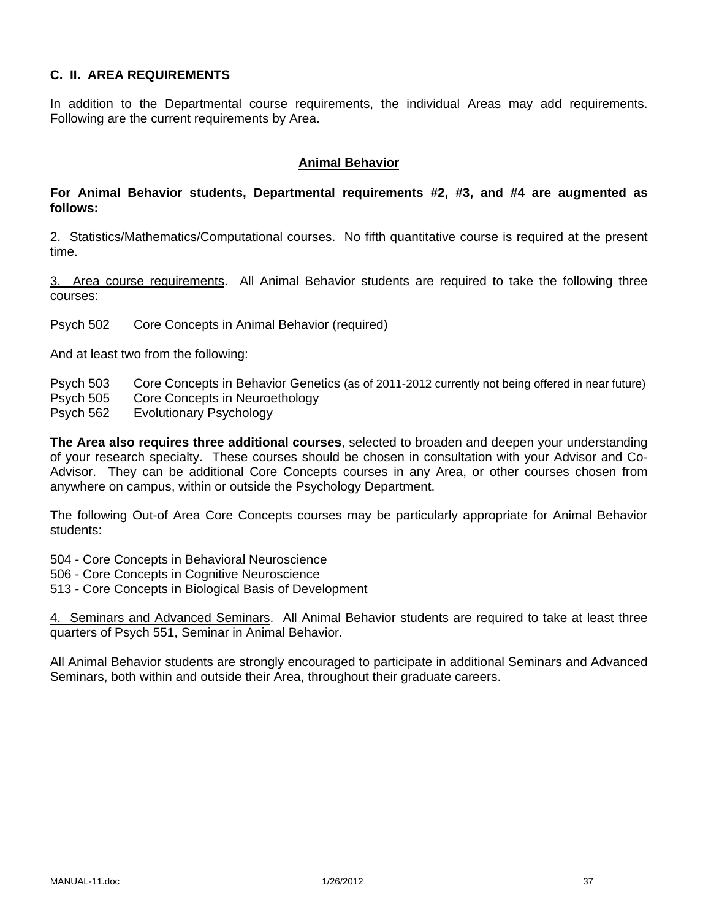## C. II. AREA REQUIREMENTS

In addition to the Departmental course requirements, the individual Areas may add requirements. Following are the current requirements by Area.

### Animal Behavior

**For Animal Behavior students, Departmental requirements #2, #3, and #4 are augmented as follows:**

2. Statistics/Mathematics/Computational courses. No fifth quantitative course is required at the present time.

3. Area course requirements. All Animal Behavior students are required to take the following three courses:

Psych 502 Core Concepts in Animal Behavior (required)

And at least two from the following:

Psych 503 Core Concepts in Behavior Genetics (as of 2011-2012 currently not being offered in near future)
Psych 505 Core Concepts in Neuroethology
Psych 562 Evolutionary Psychology

**The Area also requires three additional courses**, selected to broaden and deepen your understanding of your research specialty. These courses should be chosen in consultation with your Advisor and Co-Advisor. They can be additional Core Concepts courses in any Area, or other courses chosen from anywhere on campus, within or outside the Psychology Department.

The following Out-of Area Core Concepts courses may be particularly appropriate for Animal Behavior students:

504 - Core Concepts in Behavioral Neuroscience
506 - Core Concepts in Cognitive Neuroscience
513 - Core Concepts in Biological Basis of Development

4. Seminars and Advanced Seminars. All Animal Behavior students are required to take at least three quarters of Psych 551, Seminar in Animal Behavior.

All Animal Behavior students are strongly encouraged to participate in additional Seminars and Advanced Seminars, both within and outside their Area, throughout their graduate careers.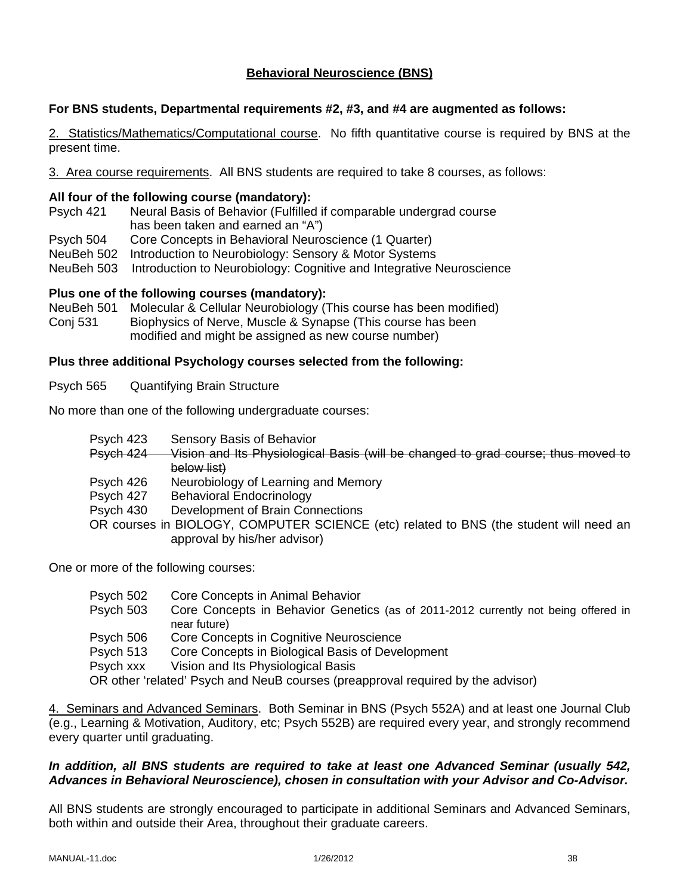## Behavioral Neuroscience (BNS)

**For BNS students, Departmental requirements #2, #3, and #4 are augmented as follows:**

2. Statistics/Mathematics/Computational course. No fifth quantitative course is required by BNS at the present time.

3. Area course requirements. All BNS students are required to take 8 courses, as follows:

**All four of the following course (mandatory):**

- Psych 421 Neural Basis of Behavior (Fulfilled if comparable undergrad course has been taken and earned an "A")
- Psych 504 Core Concepts in Behavioral Neuroscience (1 Quarter)
- NeuBeh 502 Introduction to Neurobiology: Sensory & Motor Systems
- NeuBeh 503 Introduction to Neurobiology: Cognitive and Integrative Neuroscience

**Plus one of the following courses (mandatory):**

- NeuBeh 501 Molecular & Cellular Neurobiology (This course has been modified)
- Conj 531 Biophysics of Nerve, Muscle & Synapse (This course has been modified and might be assigned as new course number)

**Plus three additional Psychology courses selected from the following:**

Psych 565 Quantifying Brain Structure

No more than one of the following undergraduate courses:

- Psych 423 Sensory Basis of Behavior
- ~~Psych 424 Vision and Its Physiological Basis (will be changed to grad course; thus moved to below list)~~
- Psych 426 Neurobiology of Learning and Memory
- Psych 427 Behavioral Endocrinology
- Psych 430 Development of Brain Connections
- OR courses in BIOLOGY, COMPUTER SCIENCE (etc) related to BNS (the student will need an approval by his/her advisor)

One or more of the following courses:

- Psych 502 Core Concepts in Animal Behavior
- Psych 503 Core Concepts in Behavior Genetics (as of 2011-2012 currently not being offered in near future)
- Psych 506 Core Concepts in Cognitive Neuroscience
- Psych 513 Core Concepts in Biological Basis of Development
- Psych xxx Vision and Its Physiological Basis
- OR other 'related' Psych and NeuB courses (preapproval required by the advisor)

4. Seminars and Advanced Seminars. Both Seminar in BNS (Psych 552A) and at least one Journal Club (e.g., Learning & Motivation, Auditory, etc; Psych 552B) are required every year, and strongly recommend every quarter until graduating.

***In addition, all BNS students are required to take at least one Advanced Seminar (usually 542, Advances in Behavioral Neuroscience), chosen in consultation with your Advisor and Co-Advisor.***

All BNS students are strongly encouraged to participate in additional Seminars and Advanced Seminars, both within and outside their Area, throughout their graduate careers.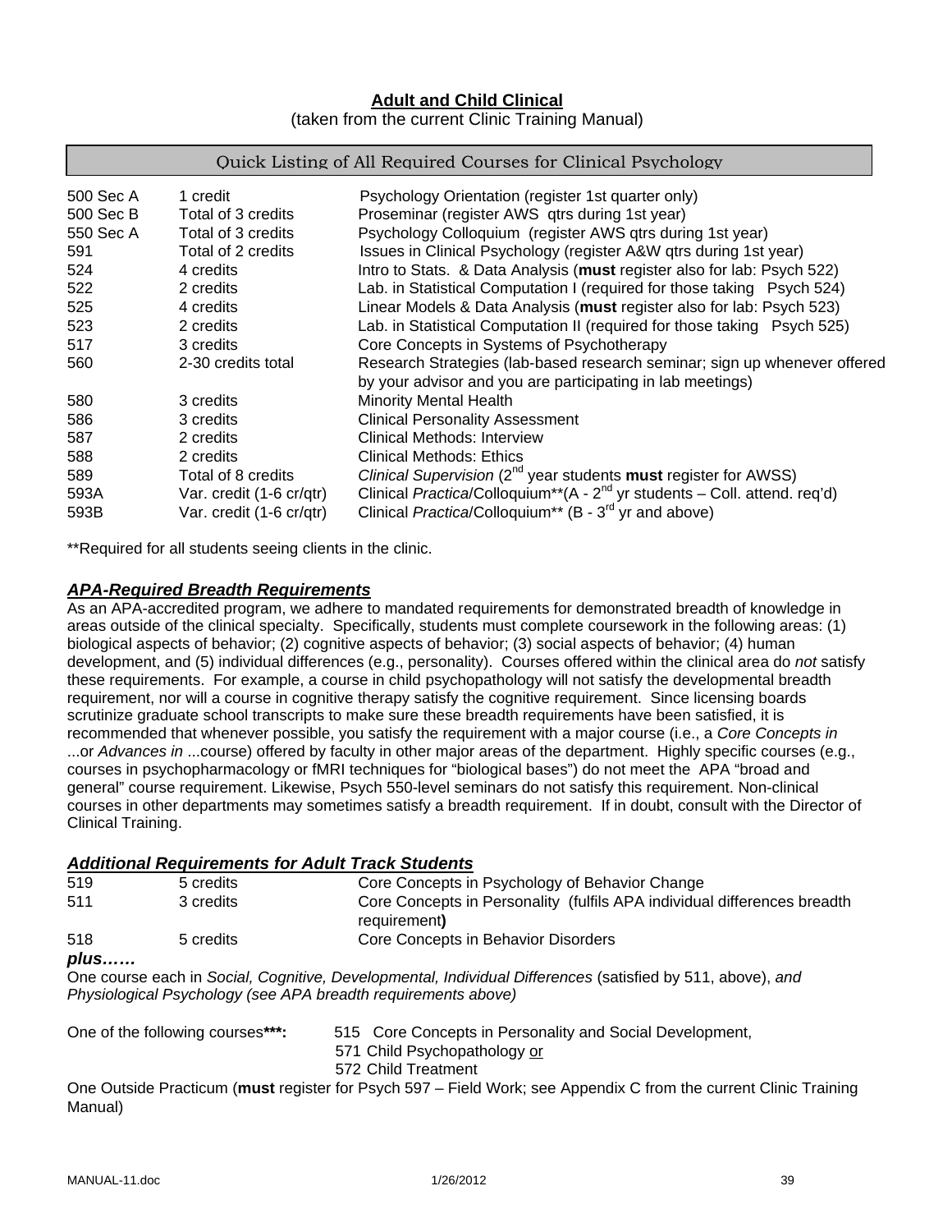## Adult and Child Clinical

(taken from the current Clinic Training Manual)

### Quick Listing of All Required Courses for Clinical Psychology

| | | |
|---|---|---|
| 500 Sec A | 1 credit | Psychology Orientation (register 1st quarter only) |
| 500 Sec B | Total of 3 credits | Proseminar (register AWS qtrs during 1st year) |
| 550 Sec A | Total of 3 credits | Psychology Colloquium (register AWS qtrs during 1st year) |
| 591 | Total of 2 credits | Issues in Clinical Psychology (register A&W qtrs during 1st year) |
| 524 | 4 credits | Intro to Stats. & Data Analysis (**must** register also for lab: Psych 522) |
| 522 | 2 credits | Lab. in Statistical Computation I (required for those taking Psych 524) |
| 525 | 4 credits | Linear Models & Data Analysis (**must** register also for lab: Psych 523) |
| 523 | 2 credits | Lab. in Statistical Computation II (required for those taking Psych 525) |
| 517 | 3 credits | Core Concepts in Systems of Psychotherapy |
| 560 | 2-30 credits total | Research Strategies (lab-based research seminar; sign up whenever offered by your advisor and you are participating in lab meetings) |
| 580 | 3 credits | Minority Mental Health |
| 586 | 3 credits | Clinical Personality Assessment |
| 587 | 2 credits | Clinical Methods: Interview |
| 588 | 2 credits | Clinical Methods: Ethics |
| 589 | Total of 8 credits | *Clinical Supervision* (2nd year students **must** register for AWSS) |
| 593A | Var. credit (1-6 cr/qtr) | Clinical *Practica*/Colloquium**(A - 2nd yr students – Coll. attend. req'd) |
| 593B | Var. credit (1-6 cr/qtr) | Clinical *Practica*/Colloquium** (B - 3rd yr and above) |

**Required for all students seeing clients in the clinic.

### *APA-Required Breadth Requirements*

As an APA-accredited program, we adhere to mandated requirements for demonstrated breadth of knowledge in areas outside of the clinical specialty. Specifically, students must complete coursework in the following areas: (1) biological aspects of behavior; (2) cognitive aspects of behavior; (3) social aspects of behavior; (4) human development, and (5) individual differences (e.g., personality). Courses offered within the clinical area do *not* satisfy these requirements. For example, a course in child psychopathology will not satisfy the developmental breadth requirement, nor will a course in cognitive therapy satisfy the cognitive requirement. Since licensing boards scrutinize graduate school transcripts to make sure these breadth requirements have been satisfied, it is recommended that whenever possible, you satisfy the requirement with a major course (i.e., a *Core Concepts in* ...or *Advances in* ...course) offered by faculty in other major areas of the department. Highly specific courses (e.g., courses in psychopharmacology or fMRI techniques for "biological bases") do not meet the APA "broad and general" course requirement. Likewise, Psych 550-level seminars do not satisfy this requirement. Non-clinical courses in other departments may sometimes satisfy a breadth requirement. If in doubt, consult with the Director of Clinical Training.

### *Additional Requirements for Adult Track Students*

| | | |
|---|---|---|
| 519 | 5 credits | Core Concepts in Psychology of Behavior Change |
| 511 | 3 credits | Core Concepts in Personality (fulfils APA individual differences breadth requirement**)** |
| 518 | 5 credits | Core Concepts in Behavior Disorders |

***plus……***

One course each in *Social, Cognitive, Developmental, Individual Differences* (satisfied by 511, above), *and Physiological Psychology (see APA breadth requirements above)*

One of the following courses*****:** 515 Core Concepts in Personality and Social Development,
571 Child Psychopathology or
572 Child Treatment

One Outside Practicum (**must** register for Psych 597 – Field Work; see Appendix C from the current Clinic Training Manual)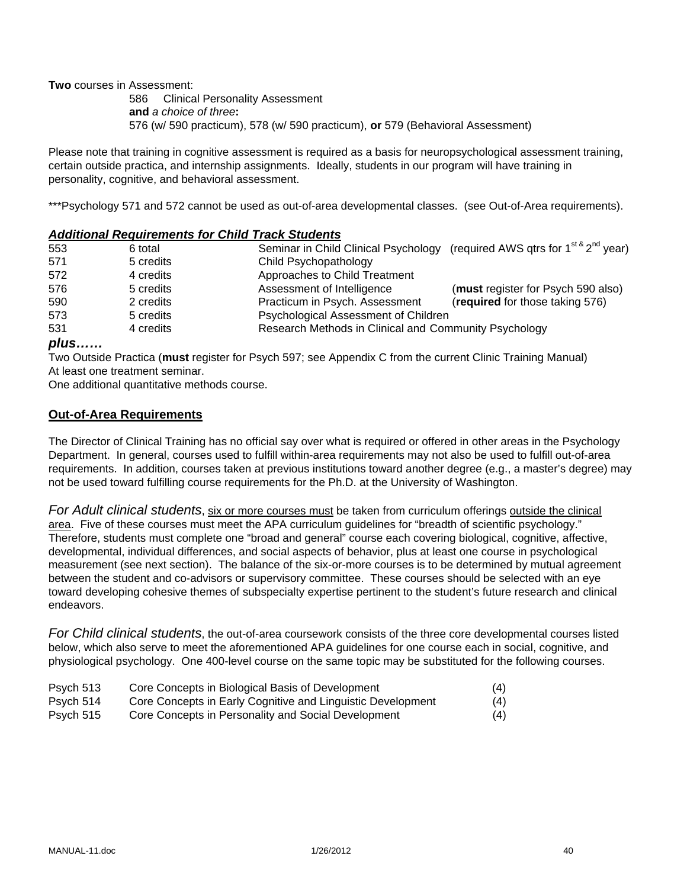**Two** courses in Assessment:

586 Clinical Personality Assessment
**and** *a choice of three***:**
576 (w/ 590 practicum), 578 (w/ 590 practicum), **or** 579 (Behavioral Assessment)

Please note that training in cognitive assessment is required as a basis for neuropsychological assessment training, certain outside practica, and internship assignments. Ideally, students in our program will have training in personality, cognitive, and behavioral assessment.

***Psychology 571 and 572 cannot be used as out-of-area developmental classes. (see Out-of-Area requirements).

### ***Additional Requirements for Child Track Students***

| | | | |
|---|---|---|---|
| 553 | 6 total | Seminar in Child Clinical Psychology | (required AWS qtrs for 1st & 2nd year) |
| 571 | 5 credits | Child Psychopathology | |
| 572 | 4 credits | Approaches to Child Treatment | |
| 576 | 5 credits | Assessment of Intelligence | (**must** register for Psych 590 also) |
| 590 | 2 credits | Practicum in Psych. Assessment | (**required** for those taking 576) |
| 573 | 5 credits | Psychological Assessment of Children | |
| 531 | 4 credits | Research Methods in Clinical and Community Psychology | |

***plus……***

Two Outside Practica (**must** register for Psych 597; see Appendix C from the current Clinic Training Manual)
At least one treatment seminar.
One additional quantitative methods course.

### **Out-of-Area Requirements**

The Director of Clinical Training has no official say over what is required or offered in other areas in the Psychology Department. In general, courses used to fulfill within-area requirements may not also be used to fulfill out-of-area requirements. In addition, courses taken at previous institutions toward another degree (e.g., a master's degree) may not be used toward fulfilling course requirements for the Ph.D. at the University of Washington.

*For Adult clinical students*, six or more courses must be taken from curriculum offerings outside the clinical area. Five of these courses must meet the APA curriculum guidelines for "breadth of scientific psychology." Therefore, students must complete one "broad and general" course each covering biological, cognitive, affective, developmental, individual differences, and social aspects of behavior, plus at least one course in psychological measurement (see next section). The balance of the six-or-more courses is to be determined by mutual agreement between the student and co-advisors or supervisory committee. These courses should be selected with an eye toward developing cohesive themes of subspecialty expertise pertinent to the student's future research and clinical endeavors.

*For Child clinical students*, the out-of-area coursework consists of the three core developmental courses listed below, which also serve to meet the aforementioned APA guidelines for one course each in social, cognitive, and physiological psychology. One 400-level course on the same topic may be substituted for the following courses.

| | | |
|---|---|---|
| Psych 513 | Core Concepts in Biological Basis of Development | (4) |
| Psych 514 | Core Concepts in Early Cognitive and Linguistic Development | (4) |
| Psych 515 | Core Concepts in Personality and Social Development | (4) |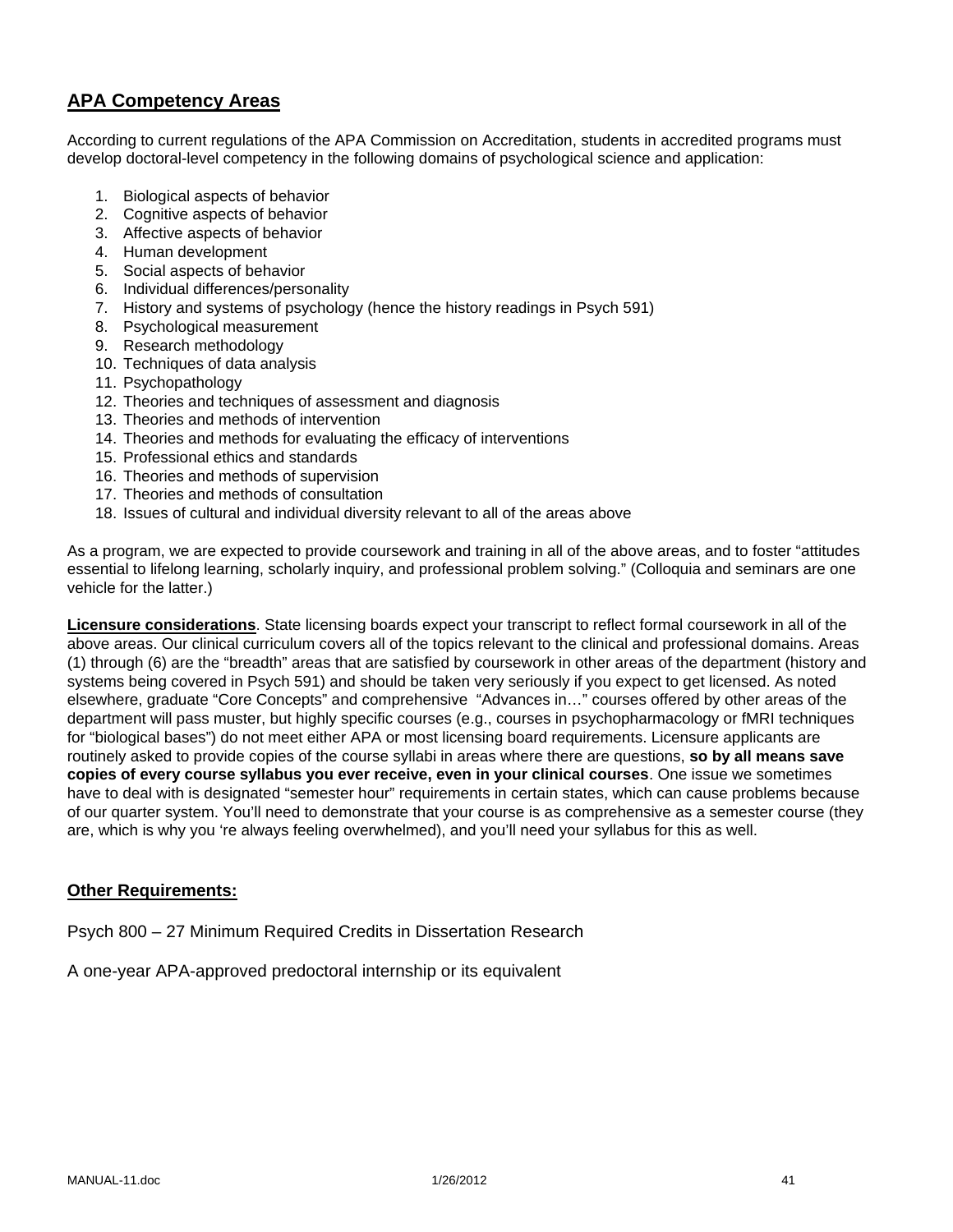## APA Competency Areas

According to current regulations of the APA Commission on Accreditation, students in accredited programs must develop doctoral-level competency in the following domains of psychological science and application:

1. Biological aspects of behavior
2. Cognitive aspects of behavior
3. Affective aspects of behavior
4. Human development
5. Social aspects of behavior
6. Individual differences/personality
7. History and systems of psychology (hence the history readings in Psych 591)
8. Psychological measurement
9. Research methodology
10. Techniques of data analysis
11. Psychopathology
12. Theories and techniques of assessment and diagnosis
13. Theories and methods of intervention
14. Theories and methods for evaluating the efficacy of interventions
15. Professional ethics and standards
16. Theories and methods of supervision
17. Theories and methods of consultation
18. Issues of cultural and individual diversity relevant to all of the areas above

As a program, we are expected to provide coursework and training in all of the above areas, and to foster "attitudes essential to lifelong learning, scholarly inquiry, and professional problem solving." (Colloquia and seminars are one vehicle for the latter.)

**Licensure considerations**. State licensing boards expect your transcript to reflect formal coursework in all of the above areas. Our clinical curriculum covers all of the topics relevant to the clinical and professional domains. Areas (1) through (6) are the "breadth" areas that are satisfied by coursework in other areas of the department (history and systems being covered in Psych 591) and should be taken very seriously if you expect to get licensed. As noted elsewhere, graduate "Core Concepts" and comprehensive "Advances in…" courses offered by other areas of the department will pass muster, but highly specific courses (e.g., courses in psychopharmacology or fMRI techniques for "biological bases") do not meet either APA or most licensing board requirements. Licensure applicants are routinely asked to provide copies of the course syllabi in areas where there are questions, **so by all means save copies of every course syllabus you ever receive, even in your clinical courses**. One issue we sometimes have to deal with is designated "semester hour" requirements in certain states, which can cause problems because of our quarter system. You'll need to demonstrate that your course is as comprehensive as a semester course (they are, which is why you 're always feeling overwhelmed), and you'll need your syllabus for this as well.

## Other Requirements:

Psych 800 – 27 Minimum Required Credits in Dissertation Research

A one-year APA-approved predoctoral internship or its equivalent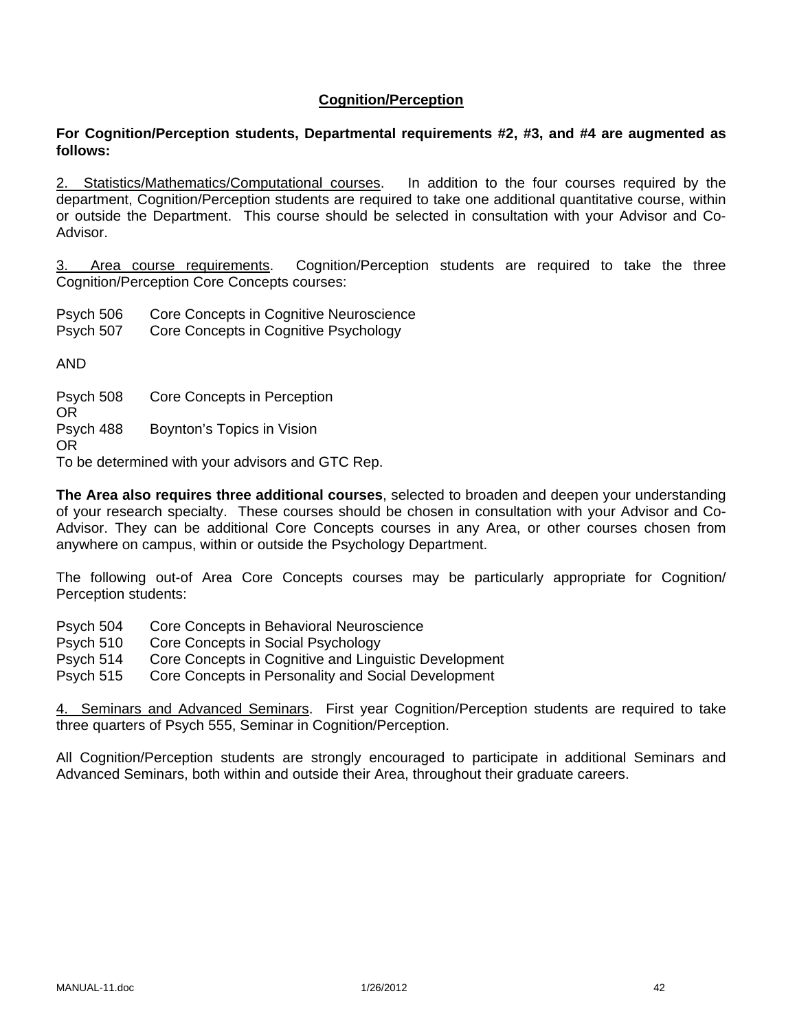## Cognition/Perception

**For Cognition/Perception students, Departmental requirements #2, #3, and #4 are augmented as follows:**

2. Statistics/Mathematics/Computational courses. In addition to the four courses required by the department, Cognition/Perception students are required to take one additional quantitative course, within or outside the Department. This course should be selected in consultation with your Advisor and Co-Advisor.

3. Area course requirements. Cognition/Perception students are required to take the three Cognition/Perception Core Concepts courses:

Psych 506 Core Concepts in Cognitive Neuroscience
Psych 507 Core Concepts in Cognitive Psychology

AND

Psych 508 Core Concepts in Perception
OR
Psych 488 Boynton's Topics in Vision
OR
To be determined with your advisors and GTC Rep.

**The Area also requires three additional courses**, selected to broaden and deepen your understanding of your research specialty. These courses should be chosen in consultation with your Advisor and Co-Advisor. They can be additional Core Concepts courses in any Area, or other courses chosen from anywhere on campus, within or outside the Psychology Department.

The following out-of Area Core Concepts courses may be particularly appropriate for Cognition/ Perception students:

Psych 504 Core Concepts in Behavioral Neuroscience
Psych 510 Core Concepts in Social Psychology
Psych 514 Core Concepts in Cognitive and Linguistic Development
Psych 515 Core Concepts in Personality and Social Development

4. Seminars and Advanced Seminars. First year Cognition/Perception students are required to take three quarters of Psych 555, Seminar in Cognition/Perception.

All Cognition/Perception students are strongly encouraged to participate in additional Seminars and Advanced Seminars, both within and outside their Area, throughout their graduate careers.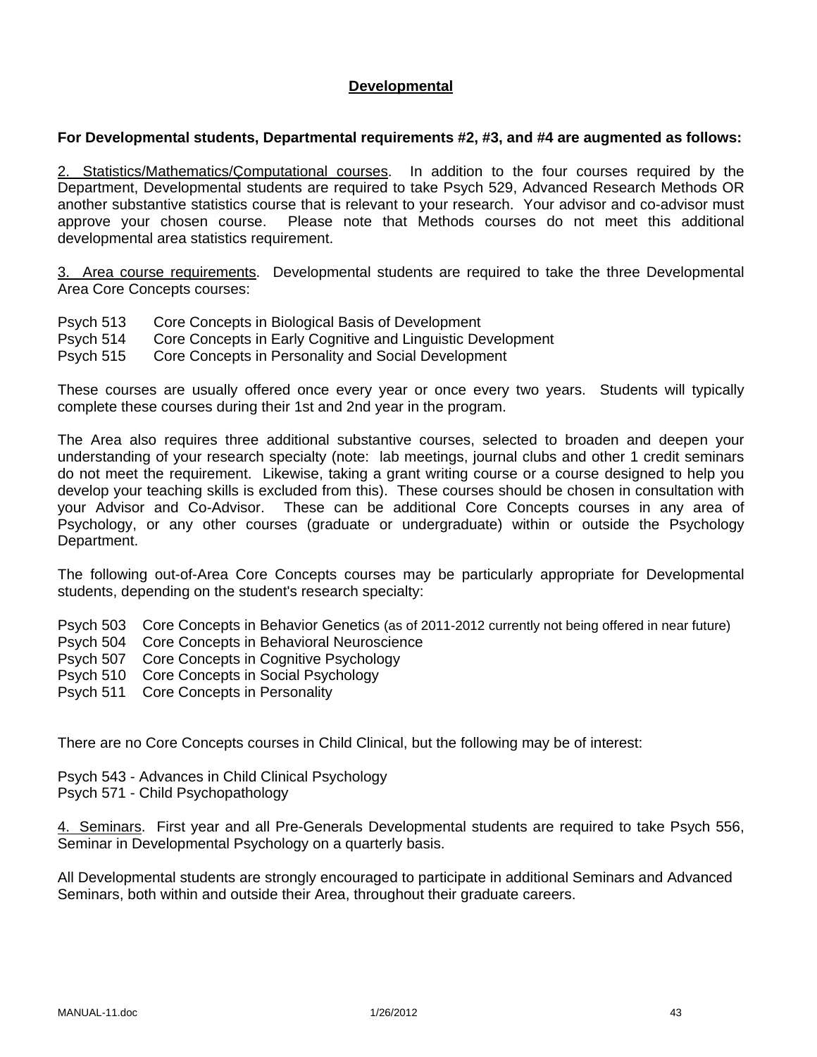## Developmental

**For Developmental students, Departmental requirements #2, #3, and #4 are augmented as follows:**

2. Statistics/Mathematics/Computational courses. In addition to the four courses required by the Department, Developmental students are required to take Psych 529, Advanced Research Methods OR another substantive statistics course that is relevant to your research. Your advisor and co-advisor must approve your chosen course. Please note that Methods courses do not meet this additional developmental area statistics requirement.

3. Area course requirements. Developmental students are required to take the three Developmental Area Core Concepts courses:

Psych 513 Core Concepts in Biological Basis of Development
Psych 514 Core Concepts in Early Cognitive and Linguistic Development
Psych 515 Core Concepts in Personality and Social Development

These courses are usually offered once every year or once every two years. Students will typically complete these courses during their 1st and 2nd year in the program.

The Area also requires three additional substantive courses, selected to broaden and deepen your understanding of your research specialty (note: lab meetings, journal clubs and other 1 credit seminars do not meet the requirement. Likewise, taking a grant writing course or a course designed to help you develop your teaching skills is excluded from this). These courses should be chosen in consultation with your Advisor and Co-Advisor. These can be additional Core Concepts courses in any area of Psychology, or any other courses (graduate or undergraduate) within or outside the Psychology Department.

The following out-of-Area Core Concepts courses may be particularly appropriate for Developmental students, depending on the student's research specialty:

Psych 503 Core Concepts in Behavior Genetics (as of 2011-2012 currently not being offered in near future)
Psych 504 Core Concepts in Behavioral Neuroscience
Psych 507 Core Concepts in Cognitive Psychology
Psych 510 Core Concepts in Social Psychology
Psych 511 Core Concepts in Personality

There are no Core Concepts courses in Child Clinical, but the following may be of interest:

Psych 543 - Advances in Child Clinical Psychology
Psych 571 - Child Psychopathology

4. Seminars. First year and all Pre-Generals Developmental students are required to take Psych 556, Seminar in Developmental Psychology on a quarterly basis.

All Developmental students are strongly encouraged to participate in additional Seminars and Advanced Seminars, both within and outside their Area, throughout their graduate careers.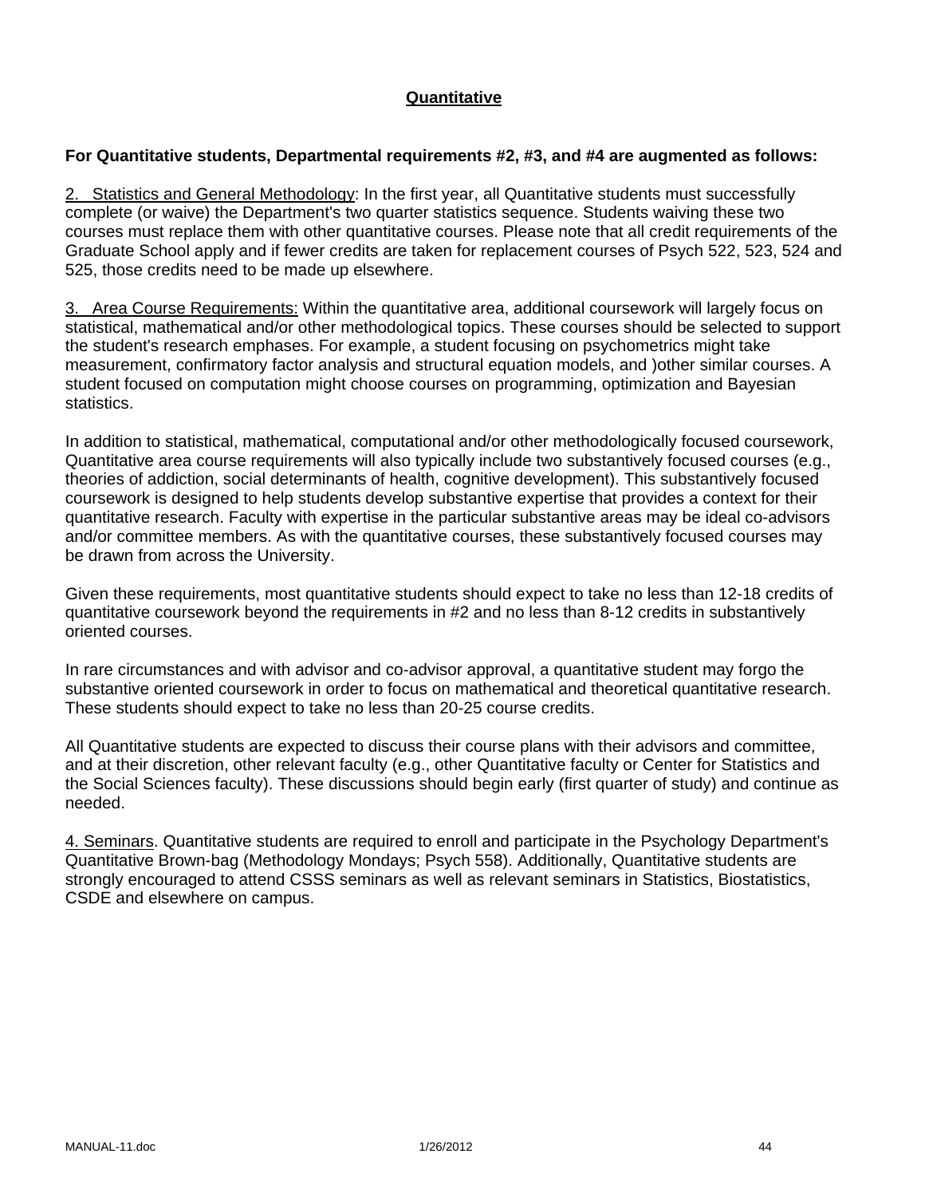## Quantitative

**For Quantitative students, Departmental requirements #2, #3, and #4 are augmented as follows:**

2. Statistics and General Methodology: In the first year, all Quantitative students must successfully complete (or waive) the Department's two quarter statistics sequence. Students waiving these two courses must replace them with other quantitative courses. Please note that all credit requirements of the Graduate School apply and if fewer credits are taken for replacement courses of Psych 522, 523, 524 and 525, those credits need to be made up elsewhere.

3. Area Course Requirements: Within the quantitative area, additional coursework will largely focus on statistical, mathematical and/or other methodological topics. These courses should be selected to support the student's research emphases. For example, a student focusing on psychometrics might take measurement, confirmatory factor analysis and structural equation models, and )other similar courses. A student focused on computation might choose courses on programming, optimization and Bayesian statistics.

In addition to statistical, mathematical, computational and/or other methodologically focused coursework, Quantitative area course requirements will also typically include two substantively focused courses (e.g., theories of addiction, social determinants of health, cognitive development). This substantively focused coursework is designed to help students develop substantive expertise that provides a context for their quantitative research. Faculty with expertise in the particular substantive areas may be ideal co-advisors and/or committee members. As with the quantitative courses, these substantively focused courses may be drawn from across the University.

Given these requirements, most quantitative students should expect to take no less than 12-18 credits of quantitative coursework beyond the requirements in #2 and no less than 8-12 credits in substantively oriented courses.

In rare circumstances and with advisor and co-advisor approval, a quantitative student may forgo the substantive oriented coursework in order to focus on mathematical and theoretical quantitative research. These students should expect to take no less than 20-25 course credits.

All Quantitative students are expected to discuss their course plans with their advisors and committee, and at their discretion, other relevant faculty (e.g., other Quantitative faculty or Center for Statistics and the Social Sciences faculty). These discussions should begin early (first quarter of study) and continue as needed.

4. Seminars. Quantitative students are required to enroll and participate in the Psychology Department's Quantitative Brown-bag (Methodology Mondays; Psych 558). Additionally, Quantitative students are strongly encouraged to attend CSSS seminars as well as relevant seminars in Statistics, Biostatistics, CSDE and elsewhere on campus.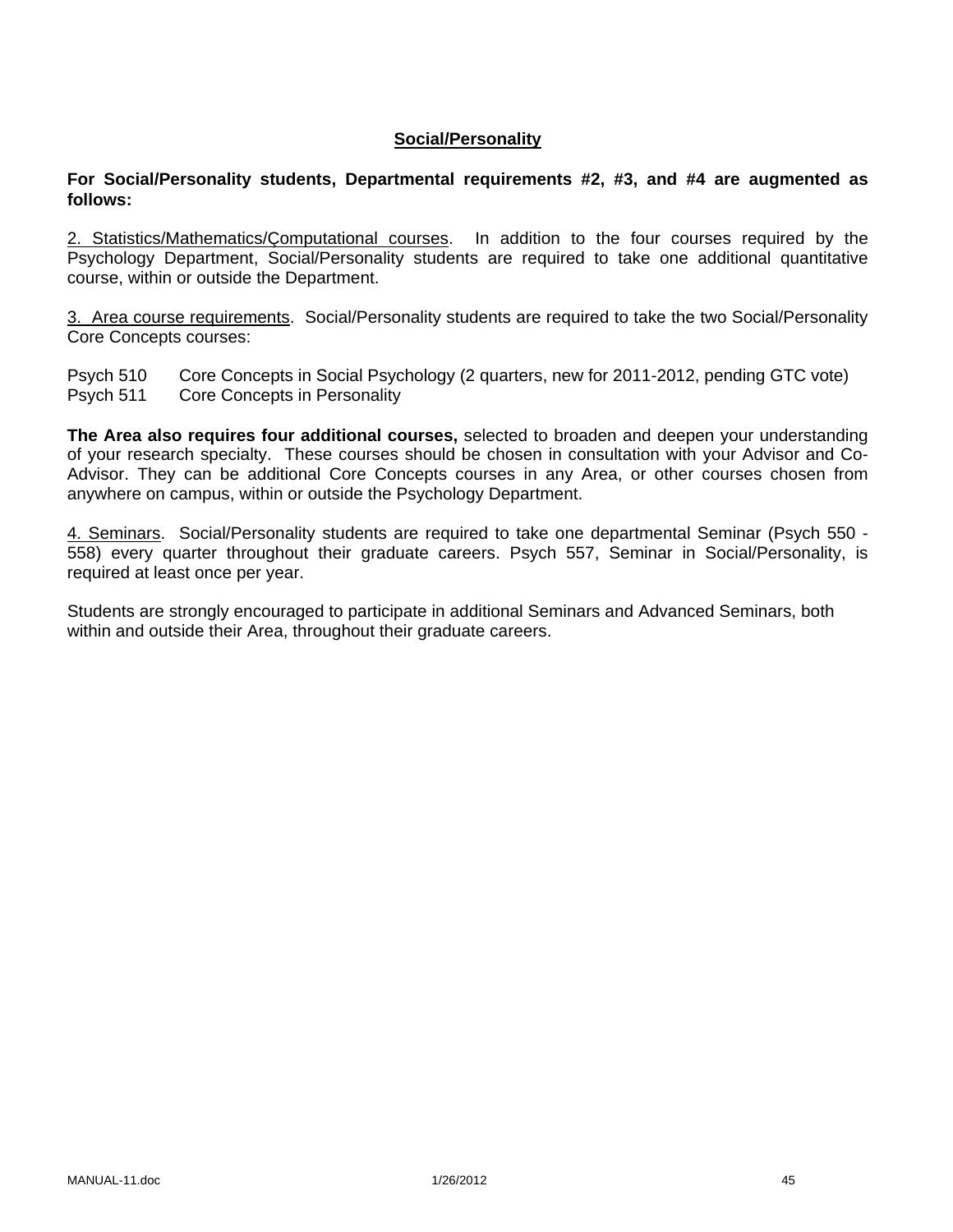## Social/Personality

**For Social/Personality students, Departmental requirements #2, #3, and #4 are augmented as follows:**

2. Statistics/Mathematics/Computational courses. In addition to the four courses required by the Psychology Department, Social/Personality students are required to take one additional quantitative course, within or outside the Department.

3. Area course requirements. Social/Personality students are required to take the two Social/Personality Core Concepts courses:

Psych 510 Core Concepts in Social Psychology (2 quarters, new for 2011-2012, pending GTC vote)
Psych 511 Core Concepts in Personality

**The Area also requires four additional courses,** selected to broaden and deepen your understanding of your research specialty. These courses should be chosen in consultation with your Advisor and Co-Advisor. They can be additional Core Concepts courses in any Area, or other courses chosen from anywhere on campus, within or outside the Psychology Department.

4. Seminars. Social/Personality students are required to take one departmental Seminar (Psych 550 - 558) every quarter throughout their graduate careers. Psych 557, Seminar in Social/Personality, is required at least once per year.

Students are strongly encouraged to participate in additional Seminars and Advanced Seminars, both within and outside their Area, throughout their graduate careers.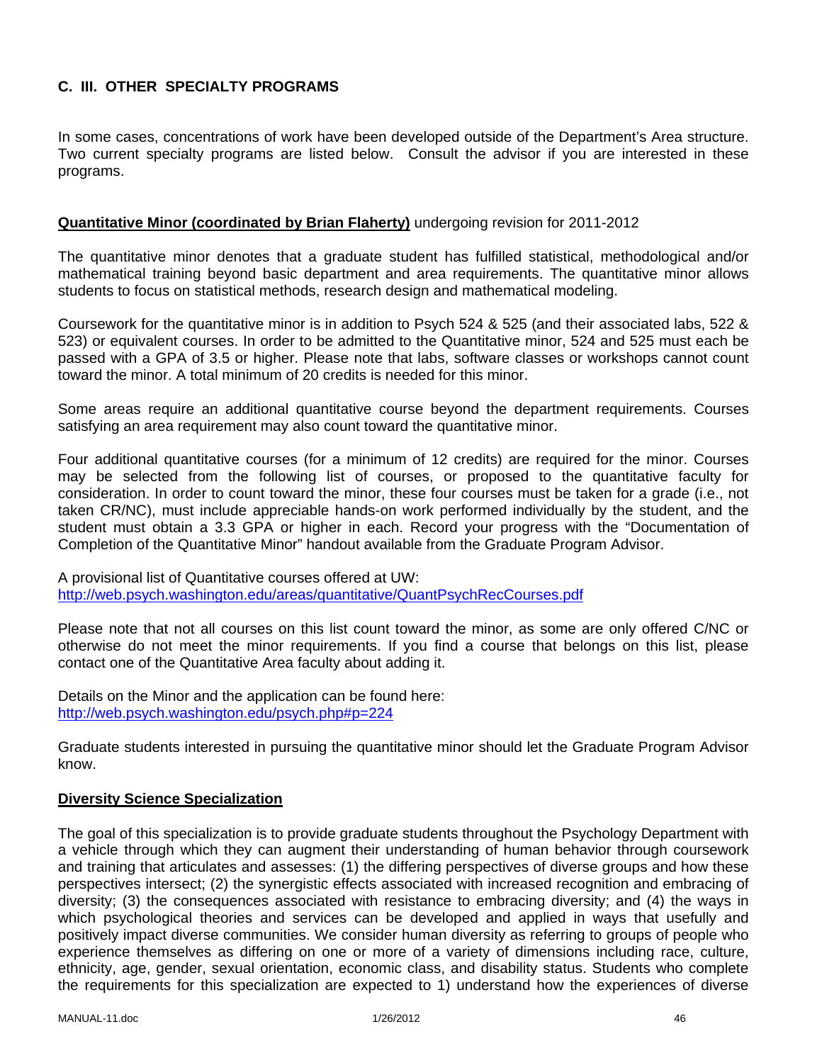## C. III. OTHER SPECIALTY PROGRAMS

In some cases, concentrations of work have been developed outside of the Department's Area structure. Two current specialty programs are listed below. Consult the advisor if you are interested in these programs.

**Quantitative Minor (coordinated by Brian Flaherty)** undergoing revision for 2011-2012

The quantitative minor denotes that a graduate student has fulfilled statistical, methodological and/or mathematical training beyond basic department and area requirements. The quantitative minor allows students to focus on statistical methods, research design and mathematical modeling.

Coursework for the quantitative minor is in addition to Psych 524 & 525 (and their associated labs, 522 & 523) or equivalent courses. In order to be admitted to the Quantitative minor, 524 and 525 must each be passed with a GPA of 3.5 or higher. Please note that labs, software classes or workshops cannot count toward the minor. A total minimum of 20 credits is needed for this minor.

Some areas require an additional quantitative course beyond the department requirements. Courses satisfying an area requirement may also count toward the quantitative minor.

Four additional quantitative courses (for a minimum of 12 credits) are required for the minor. Courses may be selected from the following list of courses, or proposed to the quantitative faculty for consideration. In order to count toward the minor, these four courses must be taken for a grade (i.e., not taken CR/NC), must include appreciable hands-on work performed individually by the student, and the student must obtain a 3.3 GPA or higher in each. Record your progress with the "Documentation of Completion of the Quantitative Minor" handout available from the Graduate Program Advisor.

A provisional list of Quantitative courses offered at UW:
http://web.psych.washington.edu/areas/quantitative/QuantPsychRecCourses.pdf

Please note that not all courses on this list count toward the minor, as some are only offered C/NC or otherwise do not meet the minor requirements. If you find a course that belongs on this list, please contact one of the Quantitative Area faculty about adding it.

Details on the Minor and the application can be found here:
http://web.psych.washington.edu/psych.php#p=224

Graduate students interested in pursuing the quantitative minor should let the Graduate Program Advisor know.

**Diversity Science Specialization**

The goal of this specialization is to provide graduate students throughout the Psychology Department with a vehicle through which they can augment their understanding of human behavior through coursework and training that articulates and assesses: (1) the differing perspectives of diverse groups and how these perspectives intersect; (2) the synergistic effects associated with increased recognition and embracing of diversity; (3) the consequences associated with resistance to embracing diversity; and (4) the ways in which psychological theories and services can be developed and applied in ways that usefully and positively impact diverse communities. We consider human diversity as referring to groups of people who experience themselves as differing on one or more of a variety of dimensions including race, culture, ethnicity, age, gender, sexual orientation, economic class, and disability status. Students who complete the requirements for this specialization are expected to 1) understand how the experiences of diverse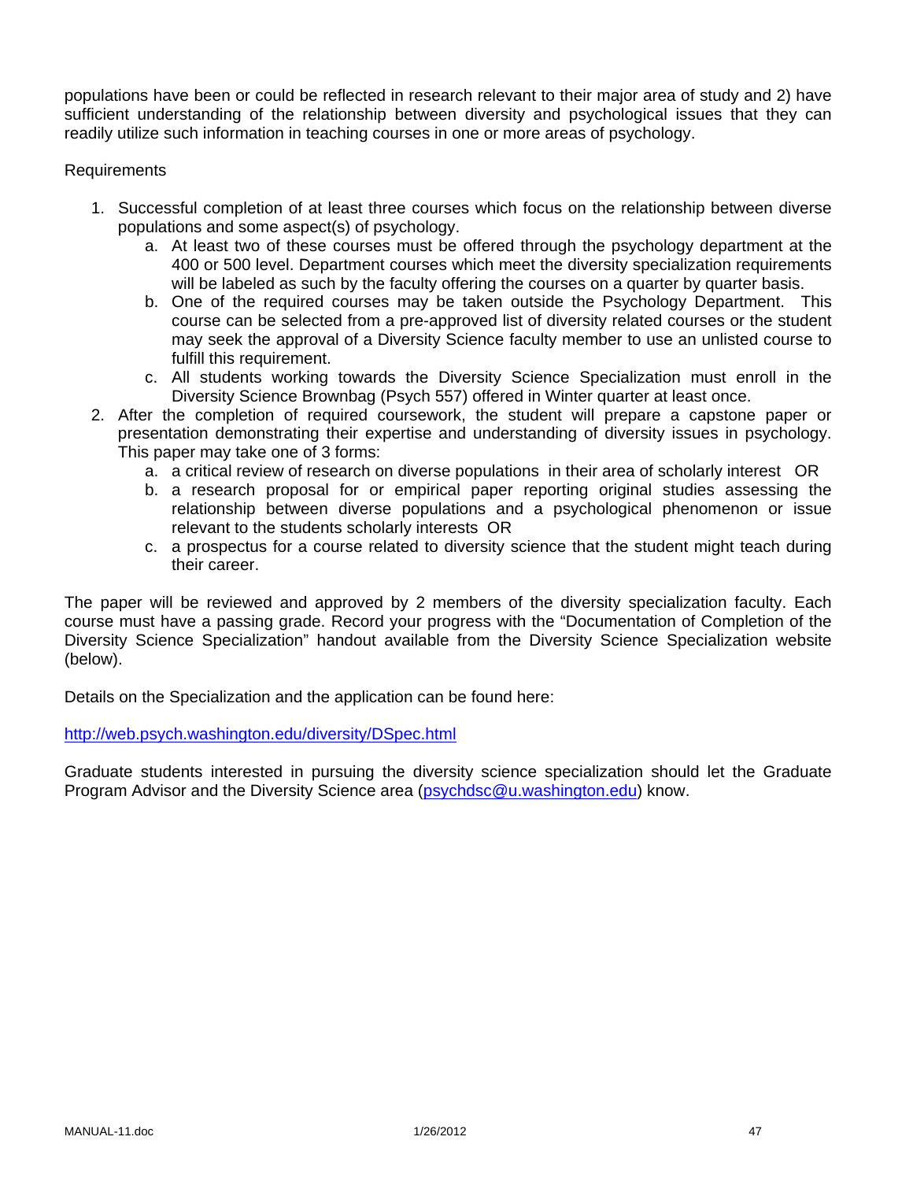populations have been or could be reflected in research relevant to their major area of study and 2) have sufficient understanding of the relationship between diversity and psychological issues that they can readily utilize such information in teaching courses in one or more areas of psychology.

Requirements

1. Successful completion of at least three courses which focus on the relationship between diverse populations and some aspect(s) of psychology.
   a. At least two of these courses must be offered through the psychology department at the 400 or 500 level. Department courses which meet the diversity specialization requirements will be labeled as such by the faculty offering the courses on a quarter by quarter basis.
   b. One of the required courses may be taken outside the Psychology Department. This course can be selected from a pre-approved list of diversity related courses or the student may seek the approval of a Diversity Science faculty member to use an unlisted course to fulfill this requirement.
   c. All students working towards the Diversity Science Specialization must enroll in the Diversity Science Brownbag (Psych 557) offered in Winter quarter at least once.
2. After the completion of required coursework, the student will prepare a capstone paper or presentation demonstrating their expertise and understanding of diversity issues in psychology. This paper may take one of 3 forms:
   a. a critical review of research on diverse populations in their area of scholarly interest OR
   b. a research proposal for or empirical paper reporting original studies assessing the relationship between diverse populations and a psychological phenomenon or issue relevant to the students scholarly interests OR
   c. a prospectus for a course related to diversity science that the student might teach during their career.

The paper will be reviewed and approved by 2 members of the diversity specialization faculty. Each course must have a passing grade. Record your progress with the "Documentation of Completion of the Diversity Science Specialization" handout available from the Diversity Science Specialization website (below).

Details on the Specialization and the application can be found here:

http://web.psych.washington.edu/diversity/DSpec.html

Graduate students interested in pursuing the diversity science specialization should let the Graduate Program Advisor and the Diversity Science area (psychdsc@u.washington.edu) know.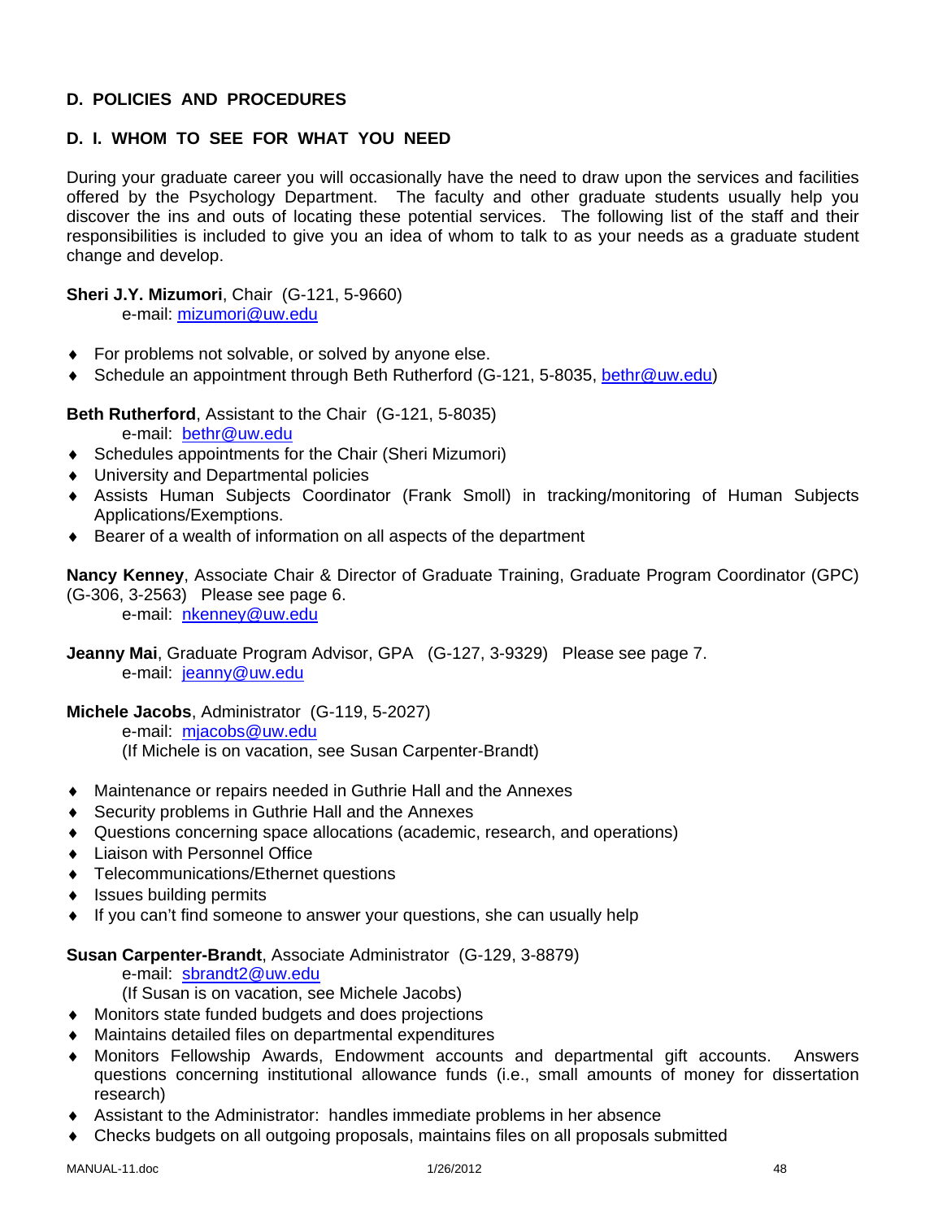## D. POLICIES AND PROCEDURES

### D. I. WHOM TO SEE FOR WHAT YOU NEED

During your graduate career you will occasionally have the need to draw upon the services and facilities offered by the Psychology Department. The faculty and other graduate students usually help you discover the ins and outs of locating these potential services. The following list of the staff and their responsibilities is included to give you an idea of whom to talk to as your needs as a graduate student change and develop.

**Sheri J.Y. Mizumori**, Chair (G-121, 5-9660)
e-mail: mizumori@uw.edu

- For problems not solvable, or solved by anyone else.
- Schedule an appointment through Beth Rutherford (G-121, 5-8035, bethr@uw.edu)

**Beth Rutherford**, Assistant to the Chair (G-121, 5-8035)
e-mail: bethr@uw.edu

- Schedules appointments for the Chair (Sheri Mizumori)
- University and Departmental policies
- Assists Human Subjects Coordinator (Frank Smoll) in tracking/monitoring of Human Subjects Applications/Exemptions.
- Bearer of a wealth of information on all aspects of the department

**Nancy Kenney**, Associate Chair & Director of Graduate Training, Graduate Program Coordinator (GPC) (G-306, 3-2563) Please see page 6.
e-mail: nkenney@uw.edu

**Jeanny Mai**, Graduate Program Advisor, GPA (G-127, 3-9329) Please see page 7.
e-mail: jeanny@uw.edu

**Michele Jacobs**, Administrator (G-119, 5-2027)
e-mail: mjacobs@uw.edu
(If Michele is on vacation, see Susan Carpenter-Brandt)

- Maintenance or repairs needed in Guthrie Hall and the Annexes
- Security problems in Guthrie Hall and the Annexes
- Questions concerning space allocations (academic, research, and operations)
- Liaison with Personnel Office
- Telecommunications/Ethernet questions
- Issues building permits
- If you can't find someone to answer your questions, she can usually help

**Susan Carpenter-Brandt**, Associate Administrator (G-129, 3-8879)
e-mail: sbrandt2@uw.edu
(If Susan is on vacation, see Michele Jacobs)

- Monitors state funded budgets and does projections
- Maintains detailed files on departmental expenditures
- Monitors Fellowship Awards, Endowment accounts and departmental gift accounts. Answers questions concerning institutional allowance funds (i.e., small amounts of money for dissertation research)
- Assistant to the Administrator: handles immediate problems in her absence
- Checks budgets on all outgoing proposals, maintains files on all proposals submitted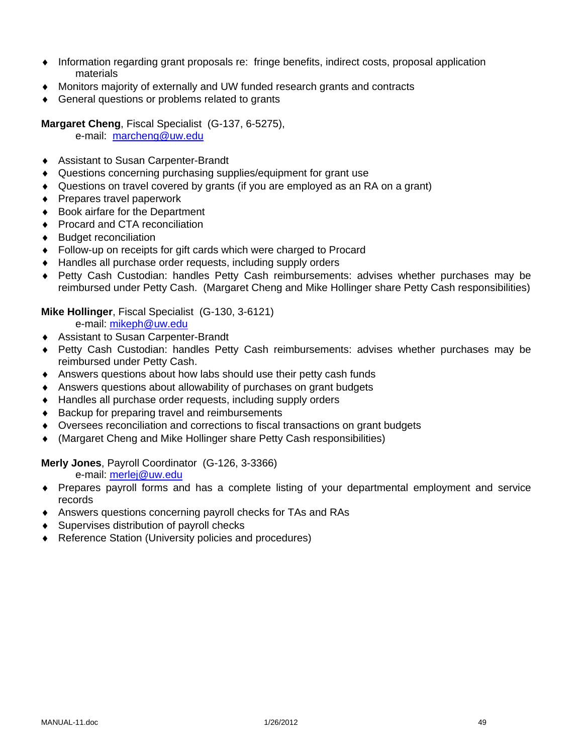- Information regarding grant proposals re: fringe benefits, indirect costs, proposal application materials
- Monitors majority of externally and UW funded research grants and contracts
- General questions or problems related to grants

**Margaret Cheng**, Fiscal Specialist (G-137, 6-5275),
e-mail: marcheng@uw.edu

- Assistant to Susan Carpenter-Brandt
- Questions concerning purchasing supplies/equipment for grant use
- Questions on travel covered by grants (if you are employed as an RA on a grant)
- Prepares travel paperwork
- Book airfare for the Department
- Procard and CTA reconciliation
- Budget reconciliation
- Follow-up on receipts for gift cards which were charged to Procard
- Handles all purchase order requests, including supply orders
- Petty Cash Custodian: handles Petty Cash reimbursements: advises whether purchases may be reimbursed under Petty Cash. (Margaret Cheng and Mike Hollinger share Petty Cash responsibilities)

**Mike Hollinger**, Fiscal Specialist (G-130, 3-6121)
e-mail: mikeph@uw.edu

- Assistant to Susan Carpenter-Brandt
- Petty Cash Custodian: handles Petty Cash reimbursements: advises whether purchases may be reimbursed under Petty Cash.
- Answers questions about how labs should use their petty cash funds
- Answers questions about allowability of purchases on grant budgets
- Handles all purchase order requests, including supply orders
- Backup for preparing travel and reimbursements
- Oversees reconciliation and corrections to fiscal transactions on grant budgets
- (Margaret Cheng and Mike Hollinger share Petty Cash responsibilities)

**Merly Jones**, Payroll Coordinator (G-126, 3-3366)
e-mail: merlej@uw.edu

- Prepares payroll forms and has a complete listing of your departmental employment and service records
- Answers questions concerning payroll checks for TAs and RAs
- Supervises distribution of payroll checks
- Reference Station (University policies and procedures)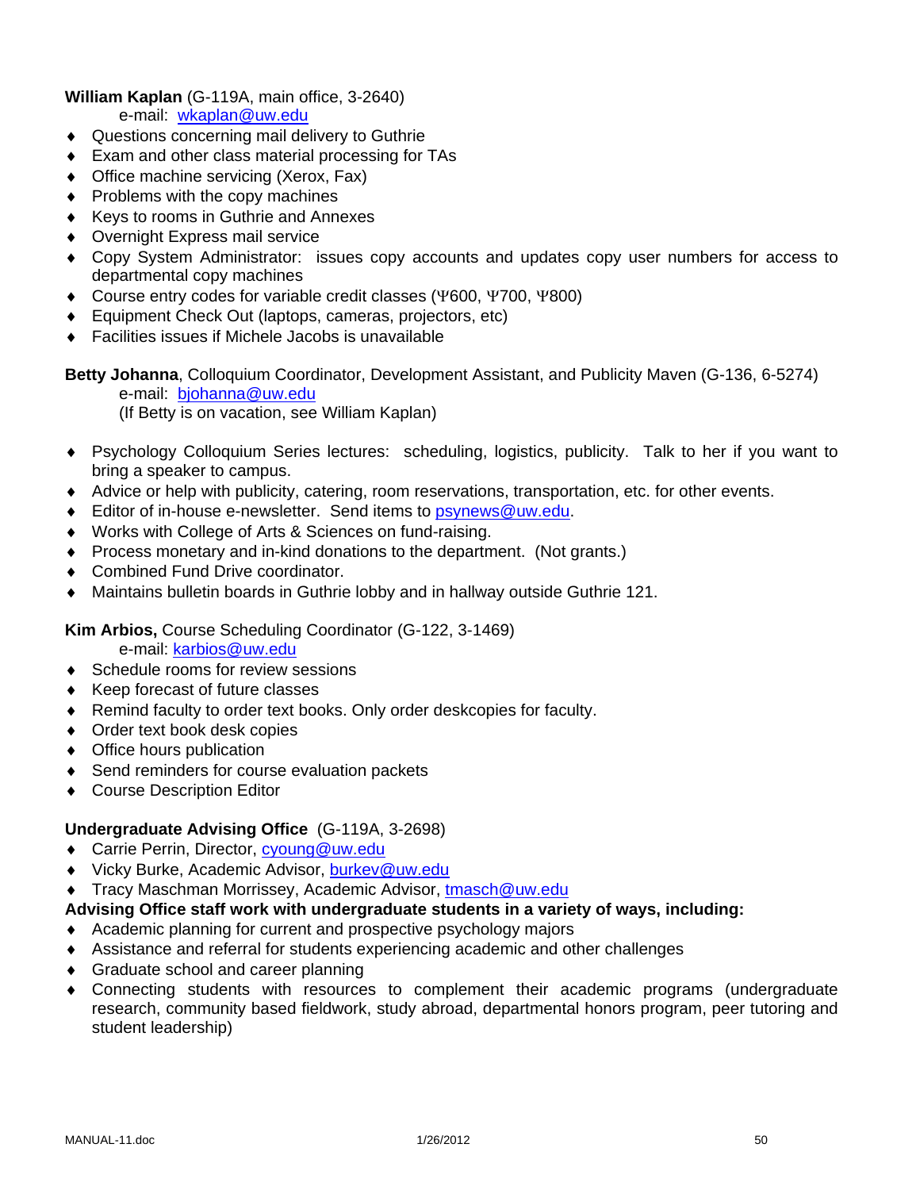**William Kaplan** (G-119A, main office, 3-2640)
e-mail: wkaplan@uw.edu

- Questions concerning mail delivery to Guthrie
- Exam and other class material processing for TAs
- Office machine servicing (Xerox, Fax)
- Problems with the copy machines
- Keys to rooms in Guthrie and Annexes
- Overnight Express mail service
- Copy System Administrator: issues copy accounts and updates copy user numbers for access to departmental copy machines
- Course entry codes for variable credit classes (Ψ600, Ψ700, Ψ800)
- Equipment Check Out (laptops, cameras, projectors, etc)
- Facilities issues if Michele Jacobs is unavailable

**Betty Johanna**, Colloquium Coordinator, Development Assistant, and Publicity Maven (G-136, 6-5274)
e-mail: bjohanna@uw.edu
(If Betty is on vacation, see William Kaplan)

- Psychology Colloquium Series lectures: scheduling, logistics, publicity. Talk to her if you want to bring a speaker to campus.
- Advice or help with publicity, catering, room reservations, transportation, etc. for other events.
- Editor of in-house e-newsletter. Send items to psynews@uw.edu.
- Works with College of Arts & Sciences on fund-raising.
- Process monetary and in-kind donations to the department. (Not grants.)
- Combined Fund Drive coordinator.
- Maintains bulletin boards in Guthrie lobby and in hallway outside Guthrie 121.

**Kim Arbios,** Course Scheduling Coordinator (G-122, 3-1469)
e-mail: karbios@uw.edu

- Schedule rooms for review sessions
- Keep forecast of future classes
- Remind faculty to order text books. Only order deskcopies for faculty.
- Order text book desk copies
- Office hours publication
- Send reminders for course evaluation packets
- Course Description Editor

**Undergraduate Advising Office** (G-119A, 3-2698)

- Carrie Perrin, Director, cyoung@uw.edu
- Vicky Burke, Academic Advisor, burkev@uw.edu
- Tracy Maschman Morrissey, Academic Advisor, tmasch@uw.edu

**Advising Office staff work with undergraduate students in a variety of ways, including:**

- Academic planning for current and prospective psychology majors
- Assistance and referral for students experiencing academic and other challenges
- Graduate school and career planning
- Connecting students with resources to complement their academic programs (undergraduate research, community based fieldwork, study abroad, departmental honors program, peer tutoring and student leadership)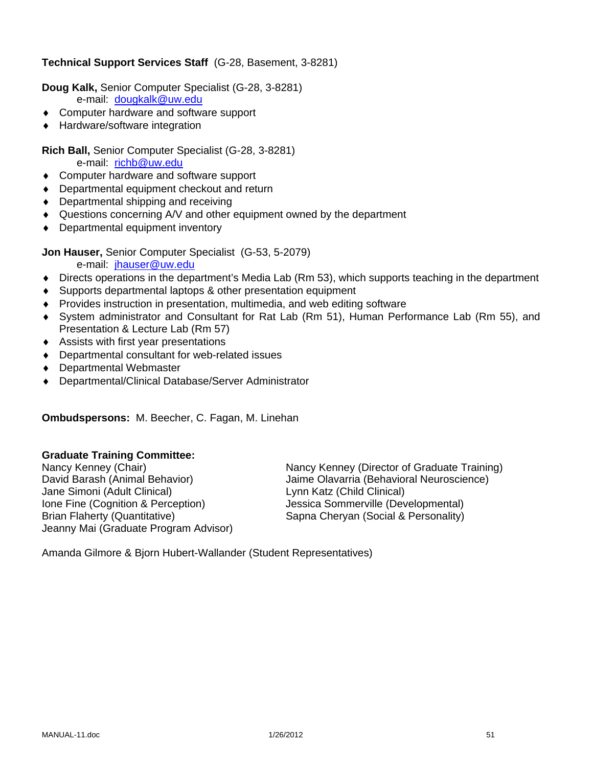**Technical Support Services Staff** (G-28, Basement, 3-8281)

**Doug Kalk,** Senior Computer Specialist (G-28, 3-8281)
e-mail: dougkalk@uw.edu

- Computer hardware and software support
- Hardware/software integration

**Rich Ball,** Senior Computer Specialist (G-28, 3-8281)
e-mail: richb@uw.edu

- Computer hardware and software support
- Departmental equipment checkout and return
- Departmental shipping and receiving
- Questions concerning A/V and other equipment owned by the department
- Departmental equipment inventory

**Jon Hauser,** Senior Computer Specialist (G-53, 5-2079)
e-mail: jhauser@uw.edu

- Directs operations in the department's Media Lab (Rm 53), which supports teaching in the department
- Supports departmental laptops & other presentation equipment
- Provides instruction in presentation, multimedia, and web editing software
- System administrator and Consultant for Rat Lab (Rm 51), Human Performance Lab (Rm 55), and Presentation & Lecture Lab (Rm 57)
- Assists with first year presentations
- Departmental consultant for web-related issues
- Departmental Webmaster
- Departmental/Clinical Database/Server Administrator

**Ombudspersons:** M. Beecher, C. Fagan, M. Linehan

**Graduate Training Committee:**

Nancy Kenney (Chair)
David Barash (Animal Behavior)
Jane Simoni (Adult Clinical)
Ione Fine (Cognition & Perception)
Brian Flaherty (Quantitative)
Jeanny Mai (Graduate Program Advisor)

Nancy Kenney (Director of Graduate Training)
Jaime Olavarria (Behavioral Neuroscience)
Lynn Katz (Child Clinical)
Jessica Sommerville (Developmental)
Sapna Cheryan (Social & Personality)

Amanda Gilmore & Bjorn Hubert-Wallander (Student Representatives)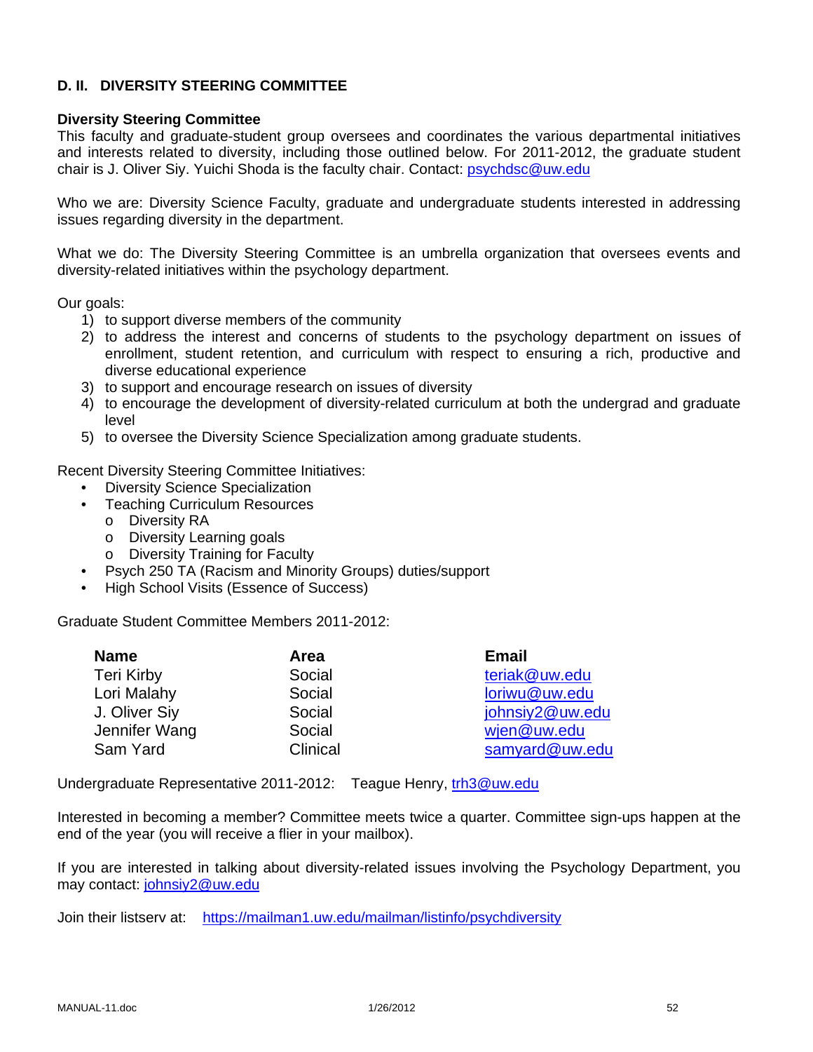## D. II. DIVERSITY STEERING COMMITTEE

### Diversity Steering Committee

This faculty and graduate-student group oversees and coordinates the various departmental initiatives and interests related to diversity, including those outlined below. For 2011-2012, the graduate student chair is J. Oliver Siy. Yuichi Shoda is the faculty chair. Contact: psychdsc@uw.edu

Who we are: Diversity Science Faculty, graduate and undergraduate students interested in addressing issues regarding diversity in the department.

What we do: The Diversity Steering Committee is an umbrella organization that oversees events and diversity-related initiatives within the psychology department.

Our goals:

1) to support diverse members of the community
2) to address the interest and concerns of students to the psychology department on issues of enrollment, student retention, and curriculum with respect to ensuring a rich, productive and diverse educational experience
3) to support and encourage research on issues of diversity
4) to encourage the development of diversity-related curriculum at both the undergrad and graduate level
5) to oversee the Diversity Science Specialization among graduate students.

Recent Diversity Steering Committee Initiatives:

- Diversity Science Specialization
- Teaching Curriculum Resources
  - Diversity RA
  - Diversity Learning goals
  - Diversity Training for Faculty
- Psych 250 TA (Racism and Minority Groups) duties/support
- High School Visits (Essence of Success)

Graduate Student Committee Members 2011-2012:

| Name | Area | Email |
|---|---|---|
| Teri Kirby | Social | teriak@uw.edu |
| Lori Malahy | Social | loriwu@uw.edu |
| J. Oliver Siy | Social | johnsiy2@uw.edu |
| Jennifer Wang | Social | wjen@uw.edu |
| Sam Yard | Clinical | samyard@uw.edu |

Undergraduate Representative 2011-2012: Teague Henry, trh3@uw.edu

Interested in becoming a member? Committee meets twice a quarter. Committee sign-ups happen at the end of the year (you will receive a flier in your mailbox).

If you are interested in talking about diversity-related issues involving the Psychology Department, you may contact: johnsiy2@uw.edu

Join their listserv at: https://mailman1.uw.edu/mailman/listinfo/psychdiversity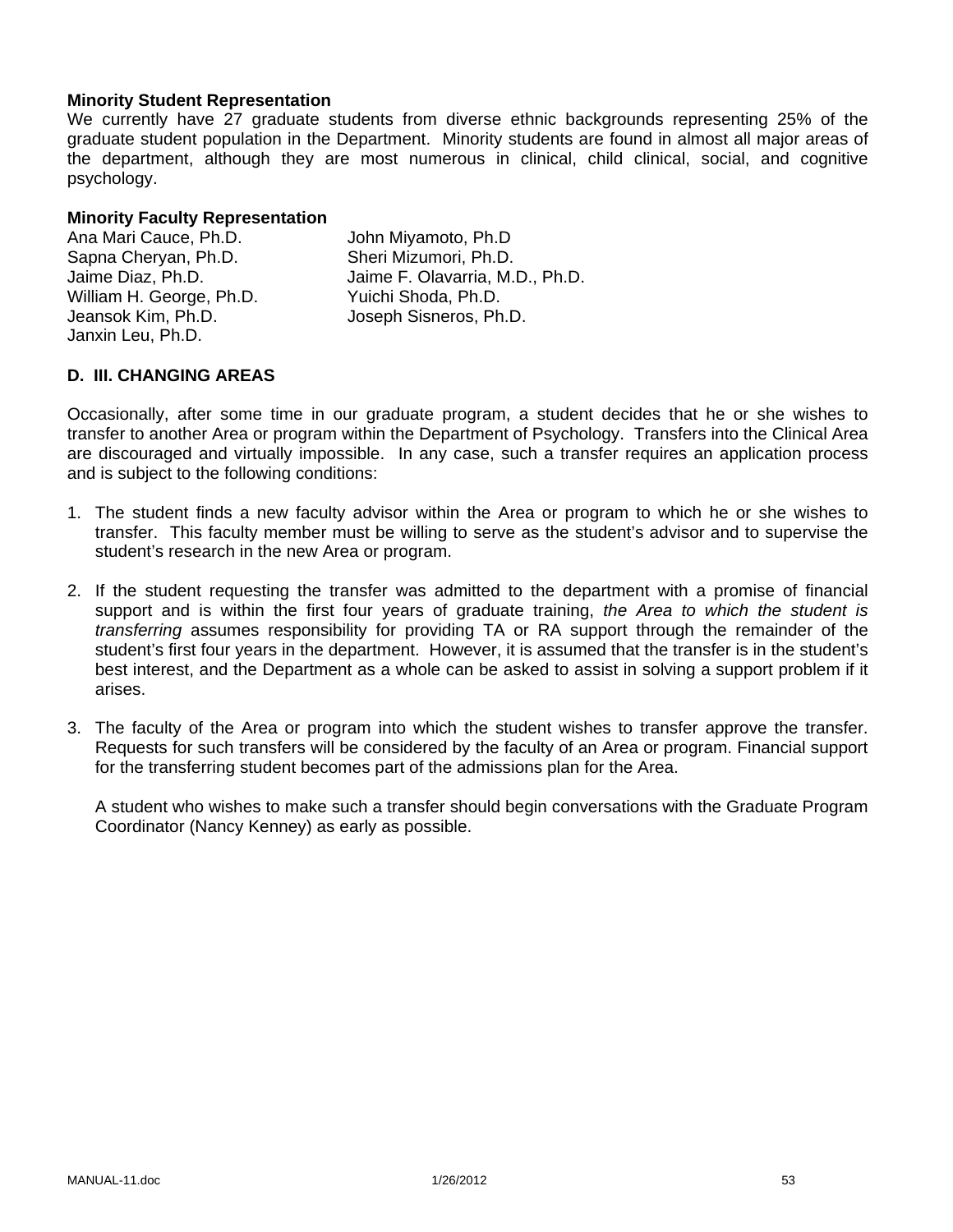**Minority Student Representation**

We currently have 27 graduate students from diverse ethnic backgrounds representing 25% of the graduate student population in the Department. Minority students are found in almost all major areas of the department, although they are most numerous in clinical, child clinical, social, and cognitive psychology.

**Minority Faculty Representation**

Ana Mari Cauce, Ph.D.
Sapna Cheryan, Ph.D.
Jaime Diaz, Ph.D.
William H. George, Ph.D.
Jeansok Kim, Ph.D.
Janxin Leu, Ph.D.
John Miyamoto, Ph.D
Sheri Mizumori, Ph.D.
Jaime F. Olavarria, M.D., Ph.D.
Yuichi Shoda, Ph.D.
Joseph Sisneros, Ph.D.

## D. III. CHANGING AREAS

Occasionally, after some time in our graduate program, a student decides that he or she wishes to transfer to another Area or program within the Department of Psychology. Transfers into the Clinical Area are discouraged and virtually impossible. In any case, such a transfer requires an application process and is subject to the following conditions:

1. The student finds a new faculty advisor within the Area or program to which he or she wishes to transfer. This faculty member must be willing to serve as the student's advisor and to supervise the student's research in the new Area or program.

2. If the student requesting the transfer was admitted to the department with a promise of financial support and is within the first four years of graduate training, *the Area to which the student is transferring* assumes responsibility for providing TA or RA support through the remainder of the student's first four years in the department. However, it is assumed that the transfer is in the student's best interest, and the Department as a whole can be asked to assist in solving a support problem if it arises.

3. The faculty of the Area or program into which the student wishes to transfer approve the transfer. Requests for such transfers will be considered by the faculty of an Area or program. Financial support for the transferring student becomes part of the admissions plan for the Area.

   A student who wishes to make such a transfer should begin conversations with the Graduate Program Coordinator (Nancy Kenney) as early as possible.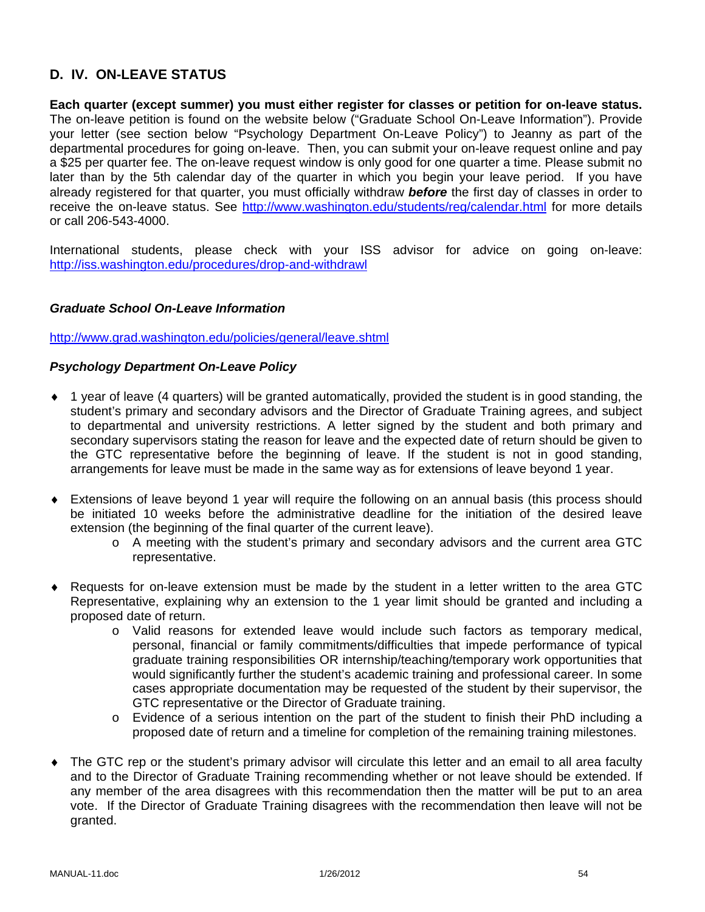## D. IV. ON-LEAVE STATUS

**Each quarter (except summer) you must either register for classes or petition for on-leave status.** The on-leave petition is found on the website below ("Graduate School On-Leave Information"). Provide your letter (see section below "Psychology Department On-Leave Policy") to Jeanny as part of the departmental procedures for going on-leave. Then, you can submit your on-leave request online and pay a $25 per quarter fee. The on-leave request window is only good for one quarter a time. Please submit no later than by the 5th calendar day of the quarter in which you begin your leave period. If you have already registered for that quarter, you must officially withdraw ***before*** the first day of classes in order to receive the on-leave status. See http://www.washington.edu/students/reg/calendar.html for more details or call 206-543-4000.

International students, please check with your ISS advisor for advice on going on-leave: http://iss.washington.edu/procedures/drop-and-withdrawl

### *Graduate School On-Leave Information*

http://www.grad.washington.edu/policies/general/leave.shtml

### *Psychology Department On-Leave Policy*

- 1 year of leave (4 quarters) will be granted automatically, provided the student is in good standing, the student's primary and secondary advisors and the Director of Graduate Training agrees, and subject to departmental and university restrictions. A letter signed by the student and both primary and secondary supervisors stating the reason for leave and the expected date of return should be given to the GTC representative before the beginning of leave. If the student is not in good standing, arrangements for leave must be made in the same way as for extensions of leave beyond 1 year.

- Extensions of leave beyond 1 year will require the following on an annual basis (this process should be initiated 10 weeks before the administrative deadline for the initiation of the desired leave extension (the beginning of the final quarter of the current leave).
  - A meeting with the student's primary and secondary advisors and the current area GTC representative.

- Requests for on-leave extension must be made by the student in a letter written to the area GTC Representative, explaining why an extension to the 1 year limit should be granted and including a proposed date of return.
  - Valid reasons for extended leave would include such factors as temporary medical, personal, financial or family commitments/difficulties that impede performance of typical graduate training responsibilities OR internship/teaching/temporary work opportunities that would significantly further the student's academic training and professional career. In some cases appropriate documentation may be requested of the student by their supervisor, the GTC representative or the Director of Graduate training.
  - Evidence of a serious intention on the part of the student to finish their PhD including a proposed date of return and a timeline for completion of the remaining training milestones.

- The GTC rep or the student's primary advisor will circulate this letter and an email to all area faculty and to the Director of Graduate Training recommending whether or not leave should be extended. If any member of the area disagrees with this recommendation then the matter will be put to an area vote. If the Director of Graduate Training disagrees with the recommendation then leave will not be granted.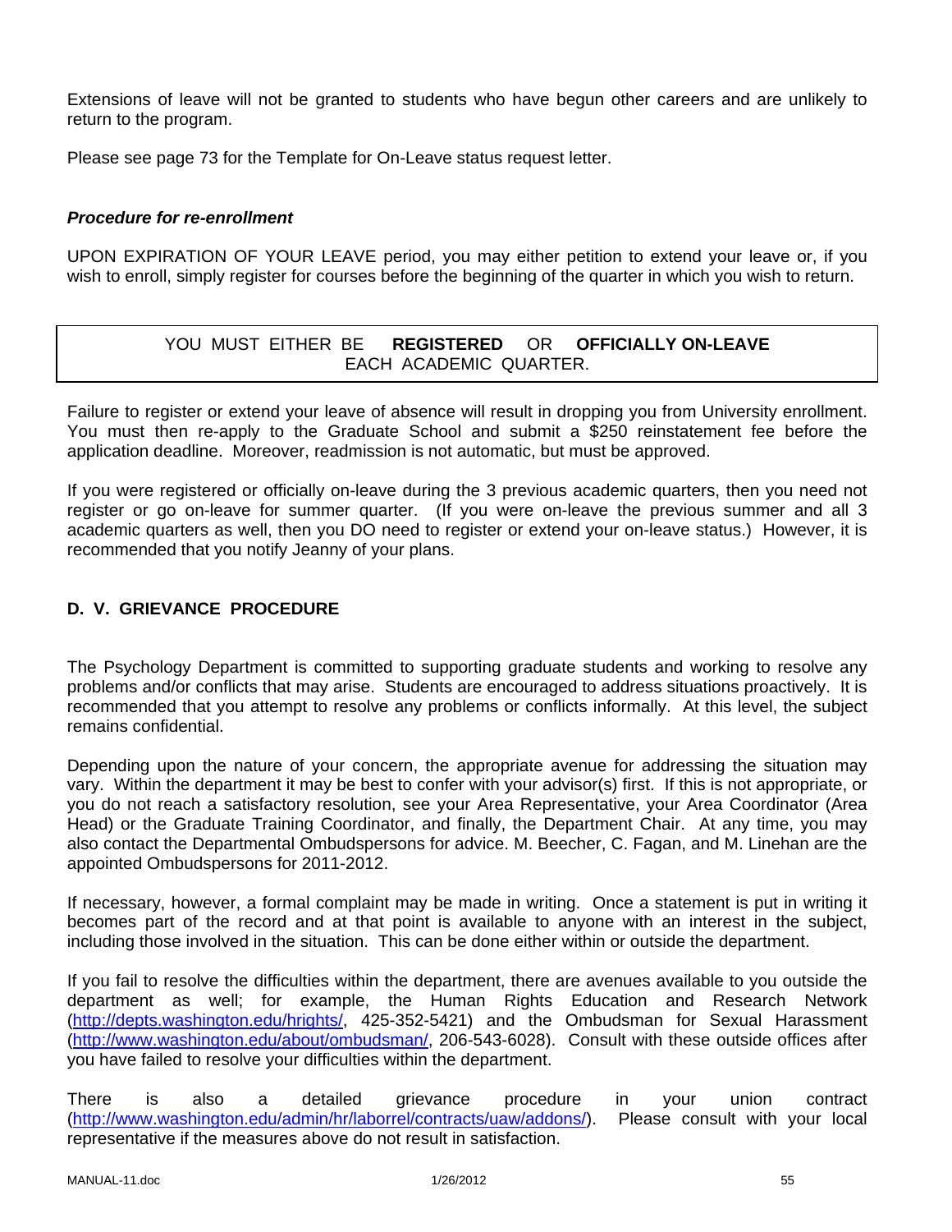Extensions of leave will not be granted to students who have begun other careers and are unlikely to return to the program.

Please see page 73 for the Template for On-Leave status request letter.

***Procedure for re-enrollment***

UPON EXPIRATION OF YOUR LEAVE period, you may either petition to extend your leave or, if you wish to enroll, simply register for courses before the beginning of the quarter in which you wish to return.

| YOU MUST EITHER BE **REGISTERED** OR **OFFICIALLY ON-LEAVE** EACH ACADEMIC QUARTER. |
|---|

Failure to register or extend your leave of absence will result in dropping you from University enrollment. You must then re-apply to the Graduate School and submit a $250 reinstatement fee before the application deadline. Moreover, readmission is not automatic, but must be approved.

If you were registered or officially on-leave during the 3 previous academic quarters, then you need not register or go on-leave for summer quarter. (If you were on-leave the previous summer and all 3 academic quarters as well, then you DO need to register or extend your on-leave status.) However, it is recommended that you notify Jeanny of your plans.

## D. V. GRIEVANCE PROCEDURE

The Psychology Department is committed to supporting graduate students and working to resolve any problems and/or conflicts that may arise. Students are encouraged to address situations proactively. It is recommended that you attempt to resolve any problems or conflicts informally. At this level, the subject remains confidential.

Depending upon the nature of your concern, the appropriate avenue for addressing the situation may vary. Within the department it may be best to confer with your advisor(s) first. If this is not appropriate, or you do not reach a satisfactory resolution, see your Area Representative, your Area Coordinator (Area Head) or the Graduate Training Coordinator, and finally, the Department Chair. At any time, you may also contact the Departmental Ombudspersons for advice. M. Beecher, C. Fagan, and M. Linehan are the appointed Ombudspersons for 2011-2012.

If necessary, however, a formal complaint may be made in writing. Once a statement is put in writing it becomes part of the record and at that point is available to anyone with an interest in the subject, including those involved in the situation. This can be done either within or outside the department.

If you fail to resolve the difficulties within the department, there are avenues available to you outside the department as well; for example, the Human Rights Education and Research Network (http://depts.washington.edu/hrights/, 425-352-5421) and the Ombudsman for Sexual Harassment (http://www.washington.edu/about/ombudsman/, 206-543-6028). Consult with these outside offices after you have failed to resolve your difficulties within the department.

There is also a detailed grievance procedure in your union contract (http://www.washington.edu/admin/hr/laborrel/contracts/uaw/addons/). Please consult with your local representative if the measures above do not result in satisfaction.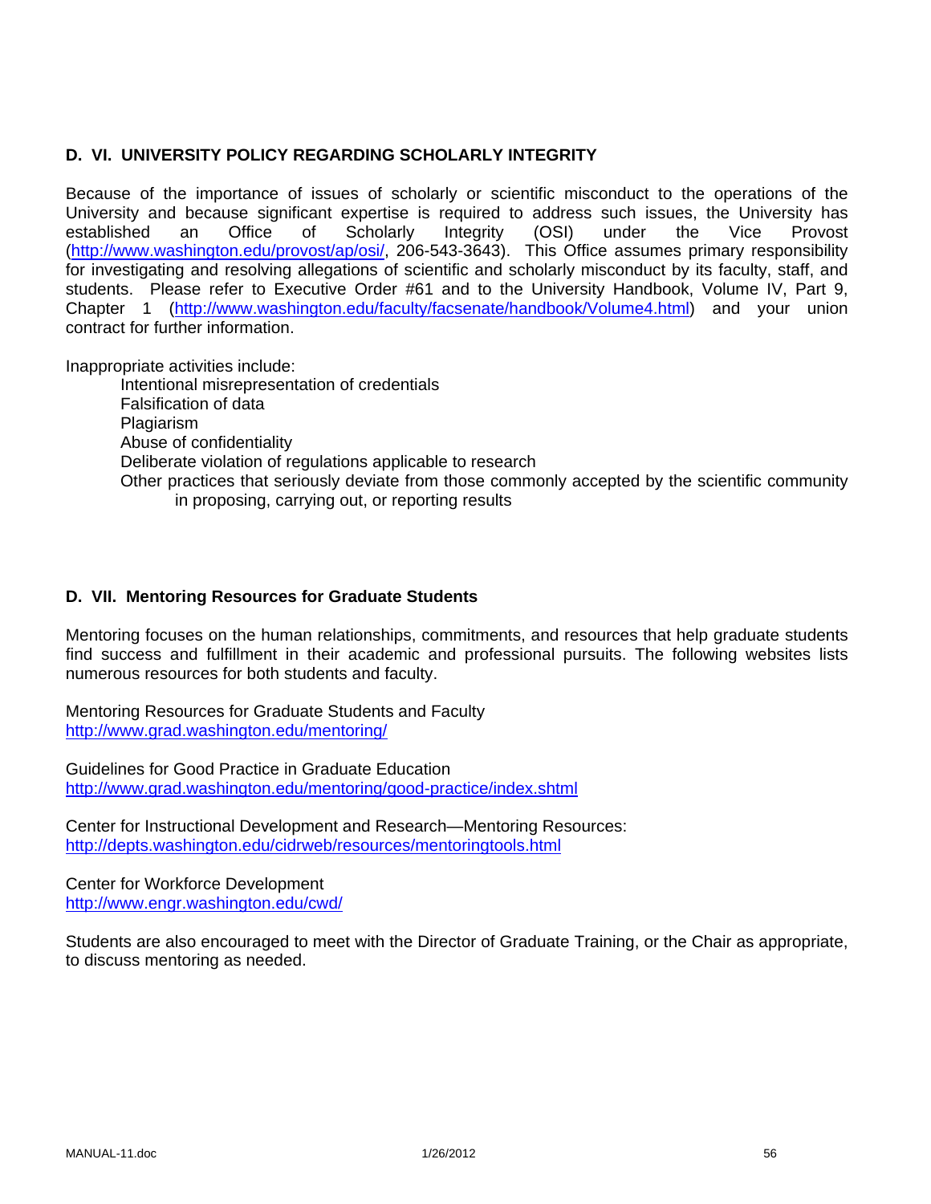## D. VI. UNIVERSITY POLICY REGARDING SCHOLARLY INTEGRITY

Because of the importance of issues of scholarly or scientific misconduct to the operations of the University and because significant expertise is required to address such issues, the University has established an Office of Scholarly Integrity (OSI) under the Vice Provost (http://www.washington.edu/provost/ap/osi/, 206-543-3643). This Office assumes primary responsibility for investigating and resolving allegations of scientific and scholarly misconduct by its faculty, staff, and students. Please refer to Executive Order #61 and to the University Handbook, Volume IV, Part 9, Chapter 1 (http://www.washington.edu/faculty/facsenate/handbook/Volume4.html) and your union contract for further information.

Inappropriate activities include:

- Intentional misrepresentation of credentials
- Falsification of data
- Plagiarism
- Abuse of confidentiality
- Deliberate violation of regulations applicable to research
- Other practices that seriously deviate from those commonly accepted by the scientific community in proposing, carrying out, or reporting results

## D. VII. Mentoring Resources for Graduate Students

Mentoring focuses on the human relationships, commitments, and resources that help graduate students find success and fulfillment in their academic and professional pursuits. The following websites lists numerous resources for both students and faculty.

Mentoring Resources for Graduate Students and Faculty
http://www.grad.washington.edu/mentoring/

Guidelines for Good Practice in Graduate Education
http://www.grad.washington.edu/mentoring/good-practice/index.shtml

Center for Instructional Development and Research—Mentoring Resources:
http://depts.washington.edu/cidrweb/resources/mentoringtools.html

Center for Workforce Development
http://www.engr.washington.edu/cwd/

Students are also encouraged to meet with the Director of Graduate Training, or the Chair as appropriate, to discuss mentoring as needed.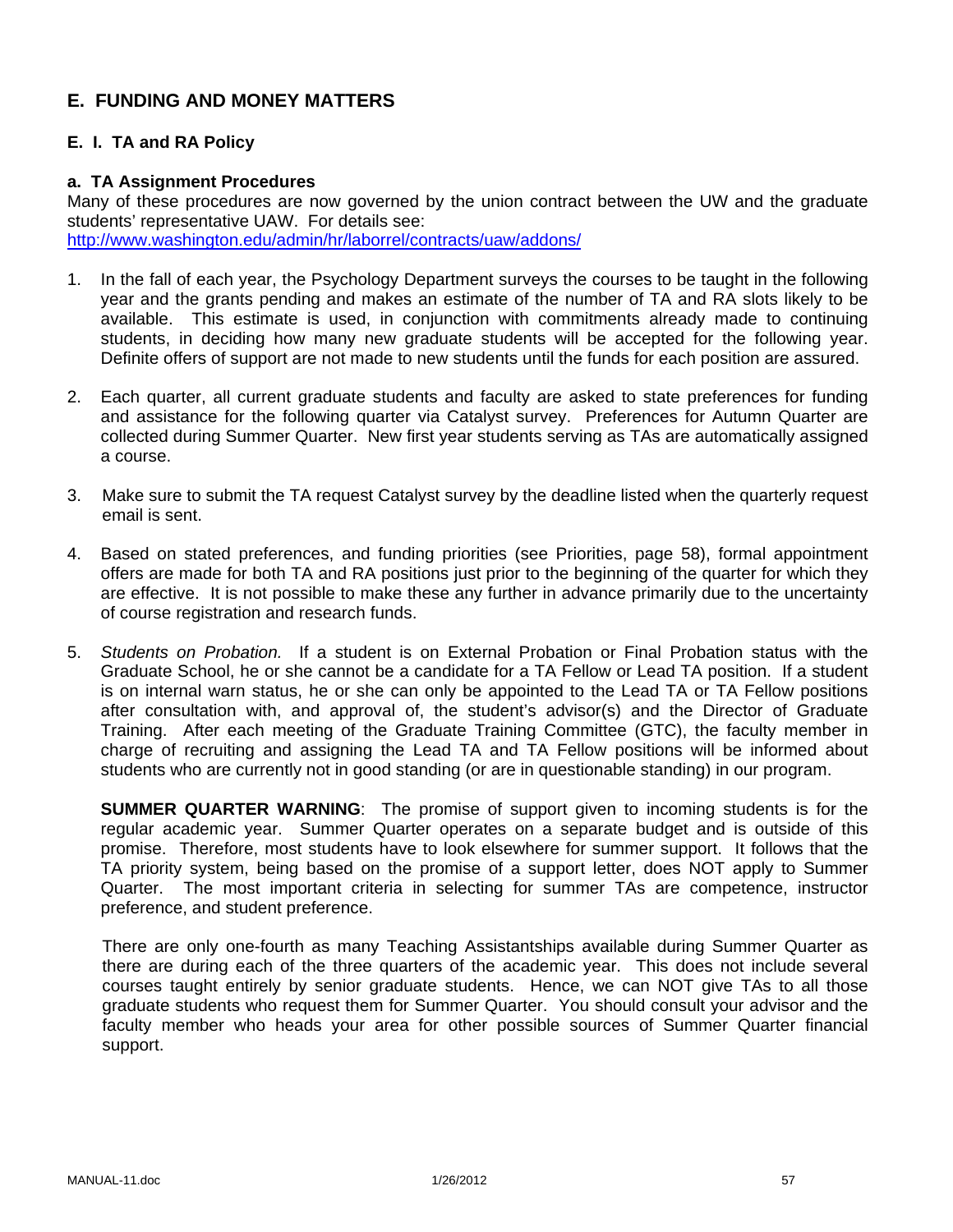## E. FUNDING AND MONEY MATTERS

### E. I. TA and RA Policy

**a. TA Assignment Procedures**

Many of these procedures are now governed by the union contract between the UW and the graduate students' representative UAW. For details see: http://www.washington.edu/admin/hr/laborrel/contracts/uaw/addons/

1. In the fall of each year, the Psychology Department surveys the courses to be taught in the following year and the grants pending and makes an estimate of the number of TA and RA slots likely to be available. This estimate is used, in conjunction with commitments already made to continuing students, in deciding how many new graduate students will be accepted for the following year. Definite offers of support are not made to new students until the funds for each position are assured.

2. Each quarter, all current graduate students and faculty are asked to state preferences for funding and assistance for the following quarter via Catalyst survey. Preferences for Autumn Quarter are collected during Summer Quarter. New first year students serving as TAs are automatically assigned a course.

3. Make sure to submit the TA request Catalyst survey by the deadline listed when the quarterly request email is sent.

4. Based on stated preferences, and funding priorities (see Priorities, page 58), formal appointment offers are made for both TA and RA positions just prior to the beginning of the quarter for which they are effective. It is not possible to make these any further in advance primarily due to the uncertainty of course registration and research funds.

5. *Students on Probation.* If a student is on External Probation or Final Probation status with the Graduate School, he or she cannot be a candidate for a TA Fellow or Lead TA position. If a student is on internal warn status, he or she can only be appointed to the Lead TA or TA Fellow positions after consultation with, and approval of, the student's advisor(s) and the Director of Graduate Training. After each meeting of the Graduate Training Committee (GTC), the faculty member in charge of recruiting and assigning the Lead TA and TA Fellow positions will be informed about students who are currently not in good standing (or are in questionable standing) in our program.

   **SUMMER QUARTER WARNING**: The promise of support given to incoming students is for the regular academic year. Summer Quarter operates on a separate budget and is outside of this promise. Therefore, most students have to look elsewhere for summer support. It follows that the TA priority system, being based on the promise of a support letter, does NOT apply to Summer Quarter. The most important criteria in selecting for summer TAs are competence, instructor preference, and student preference.

   There are only one-fourth as many Teaching Assistantships available during Summer Quarter as there are during each of the three quarters of the academic year. This does not include several courses taught entirely by senior graduate students. Hence, we can NOT give TAs to all those graduate students who request them for Summer Quarter. You should consult your advisor and the faculty member who heads your area for other possible sources of Summer Quarter financial support.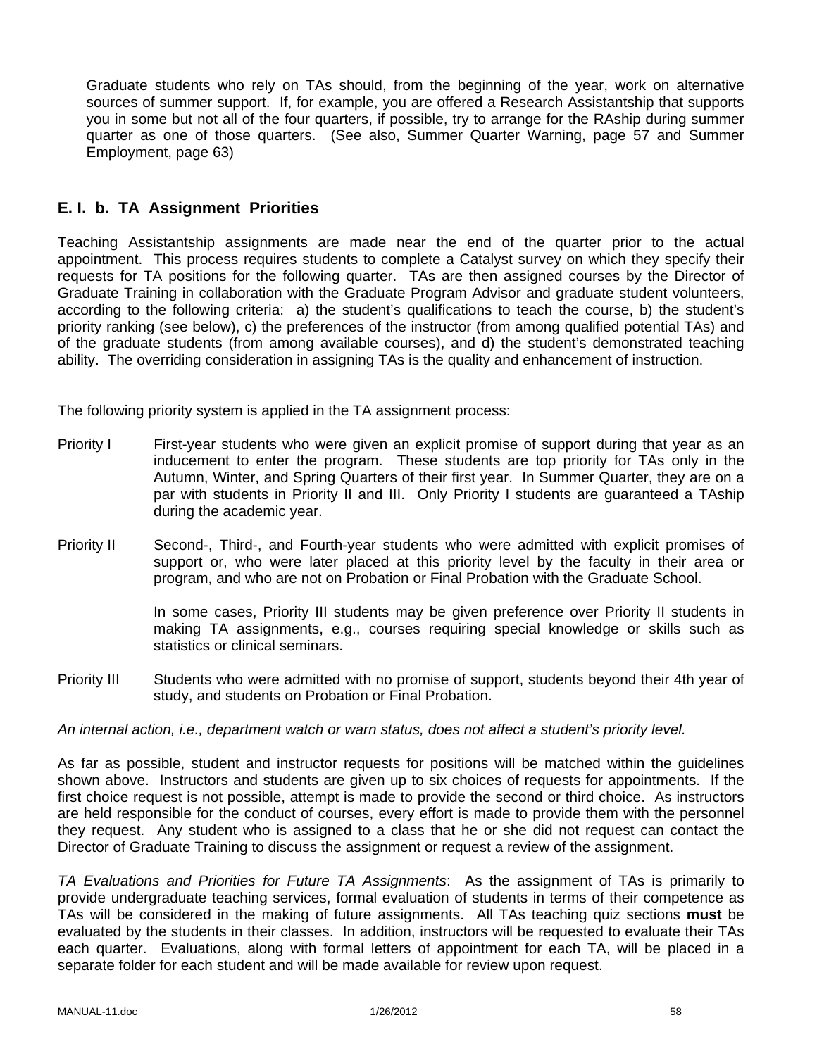Graduate students who rely on TAs should, from the beginning of the year, work on alternative sources of summer support. If, for example, you are offered a Research Assistantship that supports you in some but not all of the four quarters, if possible, try to arrange for the RAship during summer quarter as one of those quarters. (See also, Summer Quarter Warning, page 57 and Summer Employment, page 63)

## E. I. b. TA Assignment Priorities

Teaching Assistantship assignments are made near the end of the quarter prior to the actual appointment. This process requires students to complete a Catalyst survey on which they specify their requests for TA positions for the following quarter. TAs are then assigned courses by the Director of Graduate Training in collaboration with the Graduate Program Advisor and graduate student volunteers, according to the following criteria: a) the student's qualifications to teach the course, b) the student's priority ranking (see below), c) the preferences of the instructor (from among qualified potential TAs) and of the graduate students (from among available courses), and d) the student's demonstrated teaching ability. The overriding consideration in assigning TAs is the quality and enhancement of instruction.

The following priority system is applied in the TA assignment process:

Priority I — First-year students who were given an explicit promise of support during that year as an inducement to enter the program. These students are top priority for TAs only in the Autumn, Winter, and Spring Quarters of their first year. In Summer Quarter, they are on a par with students in Priority II and III. Only Priority I students are guaranteed a TAship during the academic year.

Priority II — Second-, Third-, and Fourth-year students who were admitted with explicit promises of support or, who were later placed at this priority level by the faculty in their area or program, and who are not on Probation or Final Probation with the Graduate School.

In some cases, Priority III students may be given preference over Priority II students in making TA assignments, e.g., courses requiring special knowledge or skills such as statistics or clinical seminars.

Priority III — Students who were admitted with no promise of support, students beyond their 4th year of study, and students on Probation or Final Probation.

*An internal action, i.e., department watch or warn status, does not affect a student's priority level.*

As far as possible, student and instructor requests for positions will be matched within the guidelines shown above. Instructors and students are given up to six choices of requests for appointments. If the first choice request is not possible, attempt is made to provide the second or third choice. As instructors are held responsible for the conduct of courses, every effort is made to provide them with the personnel they request. Any student who is assigned to a class that he or she did not request can contact the Director of Graduate Training to discuss the assignment or request a review of the assignment.

*TA Evaluations and Priorities for Future TA Assignments*: As the assignment of TAs is primarily to provide undergraduate teaching services, formal evaluation of students in terms of their competence as TAs will be considered in the making of future assignments. All TAs teaching quiz sections **must** be evaluated by the students in their classes. In addition, instructors will be requested to evaluate their TAs each quarter. Evaluations, along with formal letters of appointment for each TA, will be placed in a separate folder for each student and will be made available for review upon request.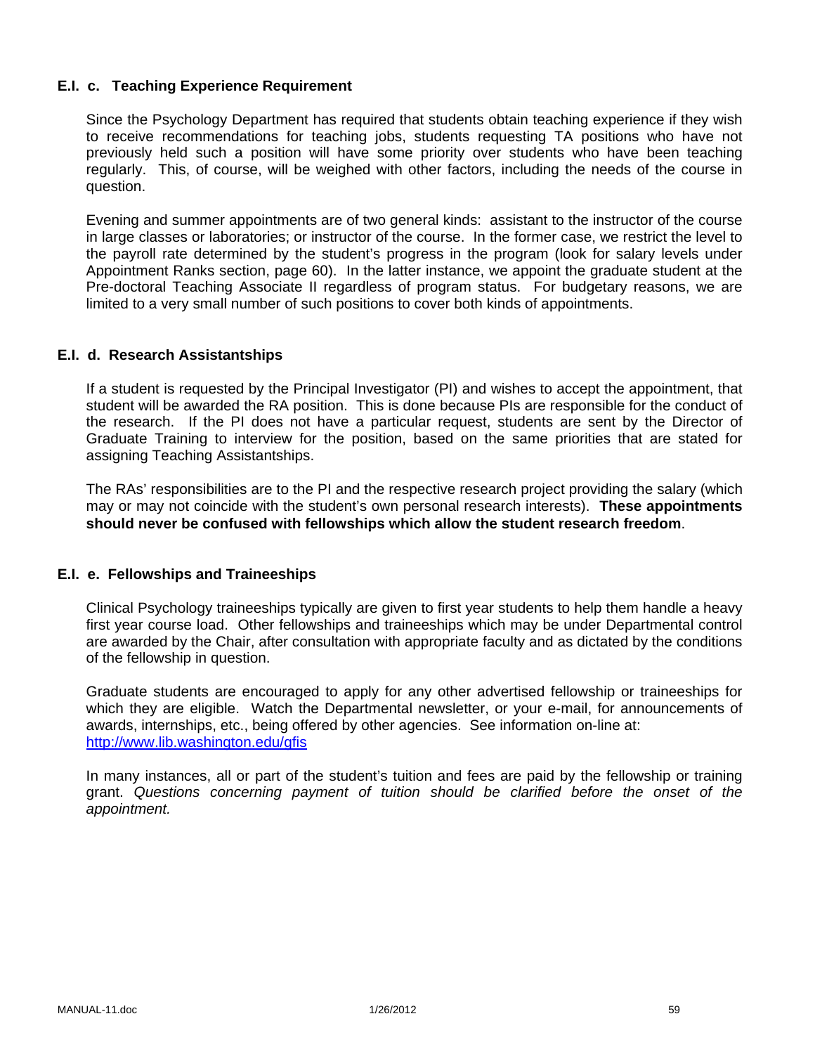### E.I. c. Teaching Experience Requirement

Since the Psychology Department has required that students obtain teaching experience if they wish to receive recommendations for teaching jobs, students requesting TA positions who have not previously held such a position will have some priority over students who have been teaching regularly. This, of course, will be weighed with other factors, including the needs of the course in question.

Evening and summer appointments are of two general kinds: assistant to the instructor of the course in large classes or laboratories; or instructor of the course. In the former case, we restrict the level to the payroll rate determined by the student's progress in the program (look for salary levels under Appointment Ranks section, page 60). In the latter instance, we appoint the graduate student at the Pre-doctoral Teaching Associate II regardless of program status. For budgetary reasons, we are limited to a very small number of such positions to cover both kinds of appointments.

### E.I. d. Research Assistantships

If a student is requested by the Principal Investigator (PI) and wishes to accept the appointment, that student will be awarded the RA position. This is done because PIs are responsible for the conduct of the research. If the PI does not have a particular request, students are sent by the Director of Graduate Training to interview for the position, based on the same priorities that are stated for assigning Teaching Assistantships.

The RAs' responsibilities are to the PI and the respective research project providing the salary (which may or may not coincide with the student's own personal research interests). **These appointments should never be confused with fellowships which allow the student research freedom**.

### E.I. e. Fellowships and Traineeships

Clinical Psychology traineeships typically are given to first year students to help them handle a heavy first year course load. Other fellowships and traineeships which may be under Departmental control are awarded by the Chair, after consultation with appropriate faculty and as dictated by the conditions of the fellowship in question.

Graduate students are encouraged to apply for any other advertised fellowship or traineeships for which they are eligible. Watch the Departmental newsletter, or your e-mail, for announcements of awards, internships, etc., being offered by other agencies. See information on-line at: http://www.lib.washington.edu/gfis

In many instances, all or part of the student's tuition and fees are paid by the fellowship or training grant. *Questions concerning payment of tuition should be clarified before the onset of the appointment.*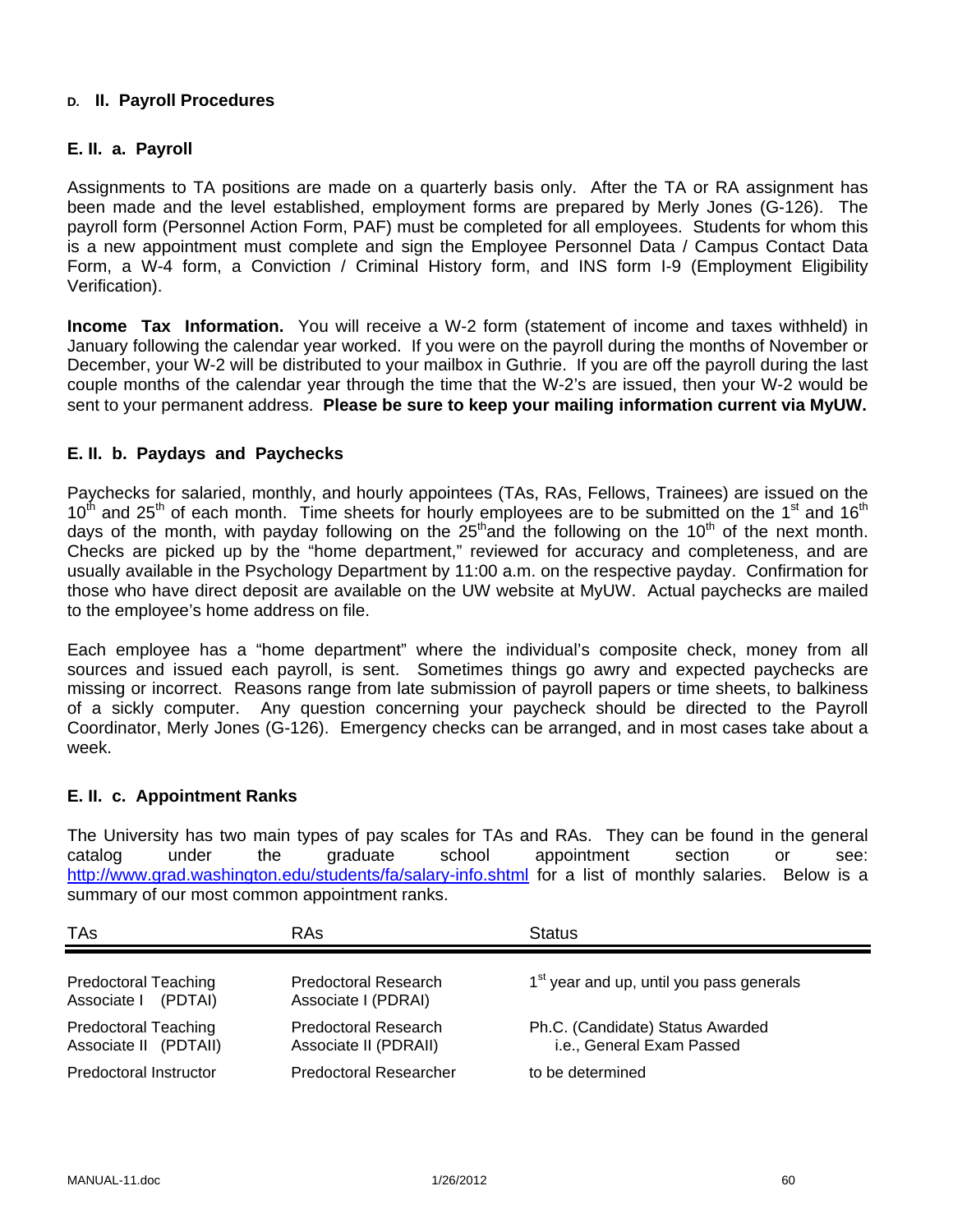#### D. II. Payroll Procedures

#### E. II. a. Payroll

Assignments to TA positions are made on a quarterly basis only. After the TA or RA assignment has been made and the level established, employment forms are prepared by Merly Jones (G-126). The payroll form (Personnel Action Form, PAF) must be completed for all employees. Students for whom this is a new appointment must complete and sign the Employee Personnel Data / Campus Contact Data Form, a W-4 form, a Conviction / Criminal History form, and INS form I-9 (Employment Eligibility Verification).

**Income Tax Information.** You will receive a W-2 form (statement of income and taxes withheld) in January following the calendar year worked. If you were on the payroll during the months of November or December, your W-2 will be distributed to your mailbox in Guthrie. If you are off the payroll during the last couple months of the calendar year through the time that the W-2's are issued, then your W-2 would be sent to your permanent address. **Please be sure to keep your mailing information current via MyUW.**

#### E. II. b. Paydays and Paychecks

Paychecks for salaried, monthly, and hourly appointees (TAs, RAs, Fellows, Trainees) are issued on the 10th and 25th of each month. Time sheets for hourly employees are to be submitted on the 1st and 16th days of the month, with payday following on the 25th and the following on the 10th of the next month. Checks are picked up by the "home department," reviewed for accuracy and completeness, and are usually available in the Psychology Department by 11:00 a.m. on the respective payday. Confirmation for those who have direct deposit are available on the UW website at MyUW. Actual paychecks are mailed to the employee's home address on file.

Each employee has a "home department" where the individual's composite check, money from all sources and issued each payroll, is sent. Sometimes things go awry and expected paychecks are missing or incorrect. Reasons range from late submission of payroll papers or time sheets, to balkiness of a sickly computer. Any question concerning your paycheck should be directed to the Payroll Coordinator, Merly Jones (G-126). Emergency checks can be arranged, and in most cases take about a week.

#### E. II. c. Appointment Ranks

The University has two main types of pay scales for TAs and RAs. They can be found in the general catalog under the graduate school appointment section or see: http://www.grad.washington.edu/students/fa/salary-info.shtml for a list of monthly salaries. Below is a summary of our most common appointment ranks.

| TAs | RAs | Status |
|---|---|---|
| Predoctoral Teaching Associate I (PDTAI) | Predoctoral Research Associate I (PDRAI) | 1st year and up, until you pass generals |
| Predoctoral Teaching Associate II (PDTAII) | Predoctoral Research Associate II (PDRAII) | Ph.C. (Candidate) Status Awarded i.e., General Exam Passed |
| Predoctoral Instructor | Predoctoral Researcher | to be determined |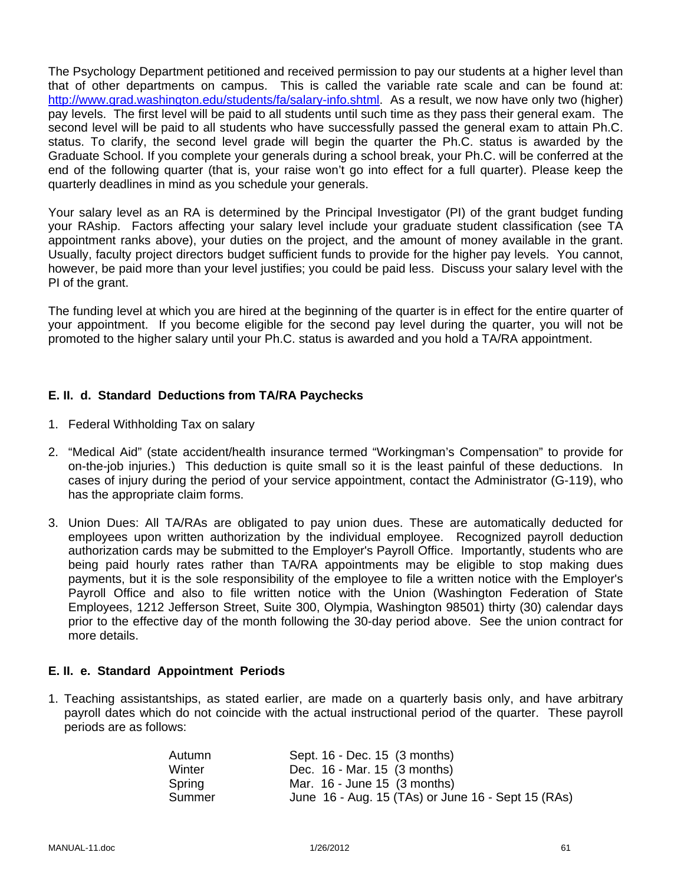The Psychology Department petitioned and received permission to pay our students at a higher level than that of other departments on campus. This is called the variable rate scale and can be found at: [http://www.grad.washington.edu/students/fa/salary-info.shtml](http://www.grad.washington.edu/students/fa/salary-info.shtml). As a result, we now have only two (higher) pay levels. The first level will be paid to all students until such time as they pass their general exam. The second level will be paid to all students who have successfully passed the general exam to attain Ph.C. status. To clarify, the second level grade will begin the quarter the Ph.C. status is awarded by the Graduate School. If you complete your generals during a school break, your Ph.C. will be conferred at the end of the following quarter (that is, your raise won't go into effect for a full quarter). Please keep the quarterly deadlines in mind as you schedule your generals.

Your salary level as an RA is determined by the Principal Investigator (PI) of the grant budget funding your RAship. Factors affecting your salary level include your graduate student classification (see TA appointment ranks above), your duties on the project, and the amount of money available in the grant. Usually, faculty project directors budget sufficient funds to provide for the higher pay levels. You cannot, however, be paid more than your level justifies; you could be paid less. Discuss your salary level with the PI of the grant.

The funding level at which you are hired at the beginning of the quarter is in effect for the entire quarter of your appointment. If you become eligible for the second pay level during the quarter, you will not be promoted to the higher salary until your Ph.C. status is awarded and you hold a TA/RA appointment.

### E. II. d. Standard Deductions from TA/RA Paychecks

1. Federal Withholding Tax on salary
2. "Medical Aid" (state accident/health insurance termed "Workingman's Compensation" to provide for on-the-job injuries.) This deduction is quite small so it is the least painful of these deductions. In cases of injury during the period of your service appointment, contact the Administrator (G-119), who has the appropriate claim forms.
3. Union Dues: All TA/RAs are obligated to pay union dues. These are automatically deducted for employees upon written authorization by the individual employee. Recognized payroll deduction authorization cards may be submitted to the Employer's Payroll Office. Importantly, students who are being paid hourly rates rather than TA/RA appointments may be eligible to stop making dues payments, but it is the sole responsibility of the employee to file a written notice with the Employer's Payroll Office and also to file written notice with the Union (Washington Federation of State Employees, 1212 Jefferson Street, Suite 300, Olympia, Washington 98501) thirty (30) calendar days prior to the effective day of the month following the 30-day period above. See the union contract for more details.

### E. II. e. Standard Appointment Periods

1. Teaching assistantships, as stated earlier, are made on a quarterly basis only, and have arbitrary payroll dates which do not coincide with the actual instructional period of the quarter. These payroll periods are as follows:

| | |
|---|---|
| Autumn | Sept. 16 - Dec. 15 (3 months) |
| Winter | Dec. 16 - Mar. 15 (3 months) |
| Spring | Mar. 16 - June 15 (3 months) |
| Summer | June 16 - Aug. 15 (TAs) or June 16 - Sept 15 (RAs) |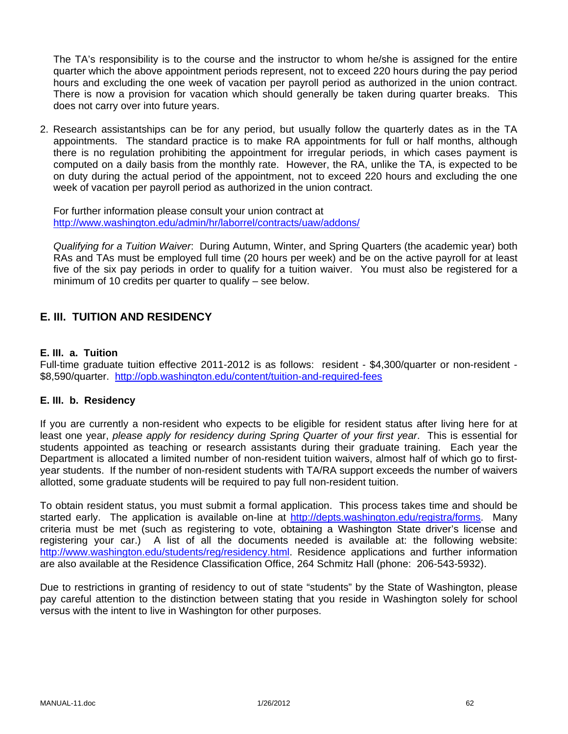The TA's responsibility is to the course and the instructor to whom he/she is assigned for the entire quarter which the above appointment periods represent, not to exceed 220 hours during the pay period hours and excluding the one week of vacation per payroll period as authorized in the union contract. There is now a provision for vacation which should generally be taken during quarter breaks. This does not carry over into future years.

2. Research assistantships can be for any period, but usually follow the quarterly dates as in the TA appointments. The standard practice is to make RA appointments for full or half months, although there is no regulation prohibiting the appointment for irregular periods, in which cases payment is computed on a daily basis from the monthly rate. However, the RA, unlike the TA, is expected to be on duty during the actual period of the appointment, not to exceed 220 hours and excluding the one week of vacation per payroll period as authorized in the union contract.

   For further information please consult your union contract at http://www.washington.edu/admin/hr/laborrel/contracts/uaw/addons/

   *Qualifying for a Tuition Waiver*: During Autumn, Winter, and Spring Quarters (the academic year) both RAs and TAs must be employed full time (20 hours per week) and be on the active payroll for at least five of the six pay periods in order to qualify for a tuition waiver. You must also be registered for a minimum of 10 credits per quarter to qualify – see below.

## E. III. TUITION AND RESIDENCY

### E. III. a. Tuition

Full-time graduate tuition effective 2011-2012 is as follows: resident - $4,300/quarter or non-resident - $8,590/quarter. http://opb.washington.edu/content/tuition-and-required-fees

### E. III. b. Residency

If you are currently a non-resident who expects to be eligible for resident status after living here for at least one year, *please apply for residency during Spring Quarter of your first year*. This is essential for students appointed as teaching or research assistants during their graduate training. Each year the Department is allocated a limited number of non-resident tuition waivers, almost half of which go to first-year students. If the number of non-resident students with TA/RA support exceeds the number of waivers allotted, some graduate students will be required to pay full non-resident tuition.

To obtain resident status, you must submit a formal application. This process takes time and should be started early. The application is available on-line at http://depts.washington.edu/registra/forms. Many criteria must be met (such as registering to vote, obtaining a Washington State driver's license and registering your car.) A list of all the documents needed is available at: the following website: http://www.washington.edu/students/reg/residency.html. Residence applications and further information are also available at the Residence Classification Office, 264 Schmitz Hall (phone: 206-543-5932).

Due to restrictions in granting of residency to out of state "students" by the State of Washington, please pay careful attention to the distinction between stating that you reside in Washington solely for school versus with the intent to live in Washington for other purposes.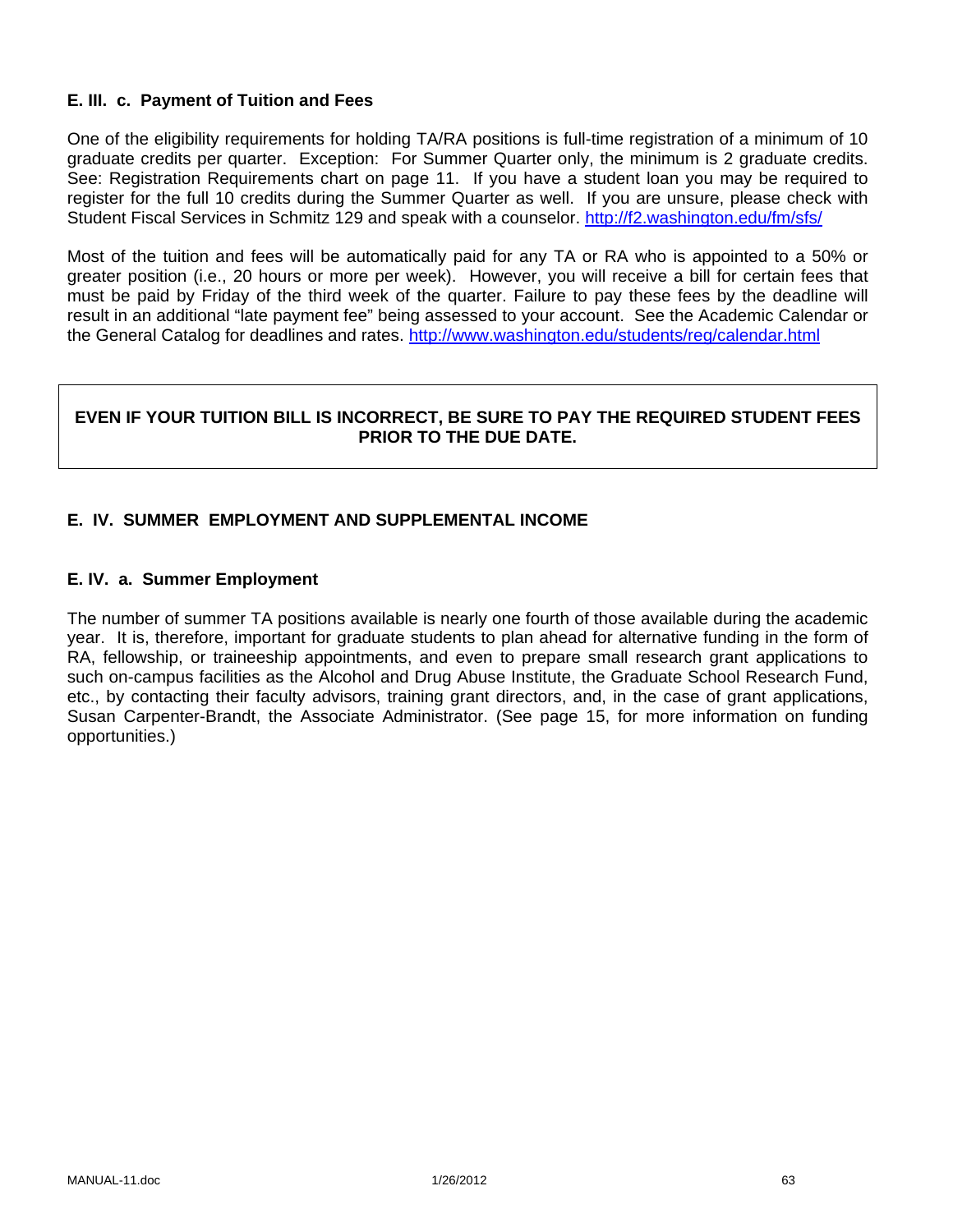### E. III. c. Payment of Tuition and Fees

One of the eligibility requirements for holding TA/RA positions is full-time registration of a minimum of 10 graduate credits per quarter. Exception: For Summer Quarter only, the minimum is 2 graduate credits. See: Registration Requirements chart on page 11. If you have a student loan you may be required to register for the full 10 credits during the Summer Quarter as well. If you are unsure, please check with Student Fiscal Services in Schmitz 129 and speak with a counselor. http://f2.washington.edu/fm/sfs/

Most of the tuition and fees will be automatically paid for any TA or RA who is appointed to a 50% or greater position (i.e., 20 hours or more per week). However, you will receive a bill for certain fees that must be paid by Friday of the third week of the quarter. Failure to pay these fees by the deadline will result in an additional "late payment fee" being assessed to your account. See the Academic Calendar or the General Catalog for deadlines and rates. http://www.washington.edu/students/reg/calendar.html

**EVEN IF YOUR TUITION BILL IS INCORRECT, BE SURE TO PAY THE REQUIRED STUDENT FEES PRIOR TO THE DUE DATE.**

## E. IV. SUMMER EMPLOYMENT AND SUPPLEMENTAL INCOME

### E. IV. a. Summer Employment

The number of summer TA positions available is nearly one fourth of those available during the academic year. It is, therefore, important for graduate students to plan ahead for alternative funding in the form of RA, fellowship, or traineeship appointments, and even to prepare small research grant applications to such on-campus facilities as the Alcohol and Drug Abuse Institute, the Graduate School Research Fund, etc., by contacting their faculty advisors, training grant directors, and, in the case of grant applications, Susan Carpenter-Brandt, the Associate Administrator. (See page 15, for more information on funding opportunities.)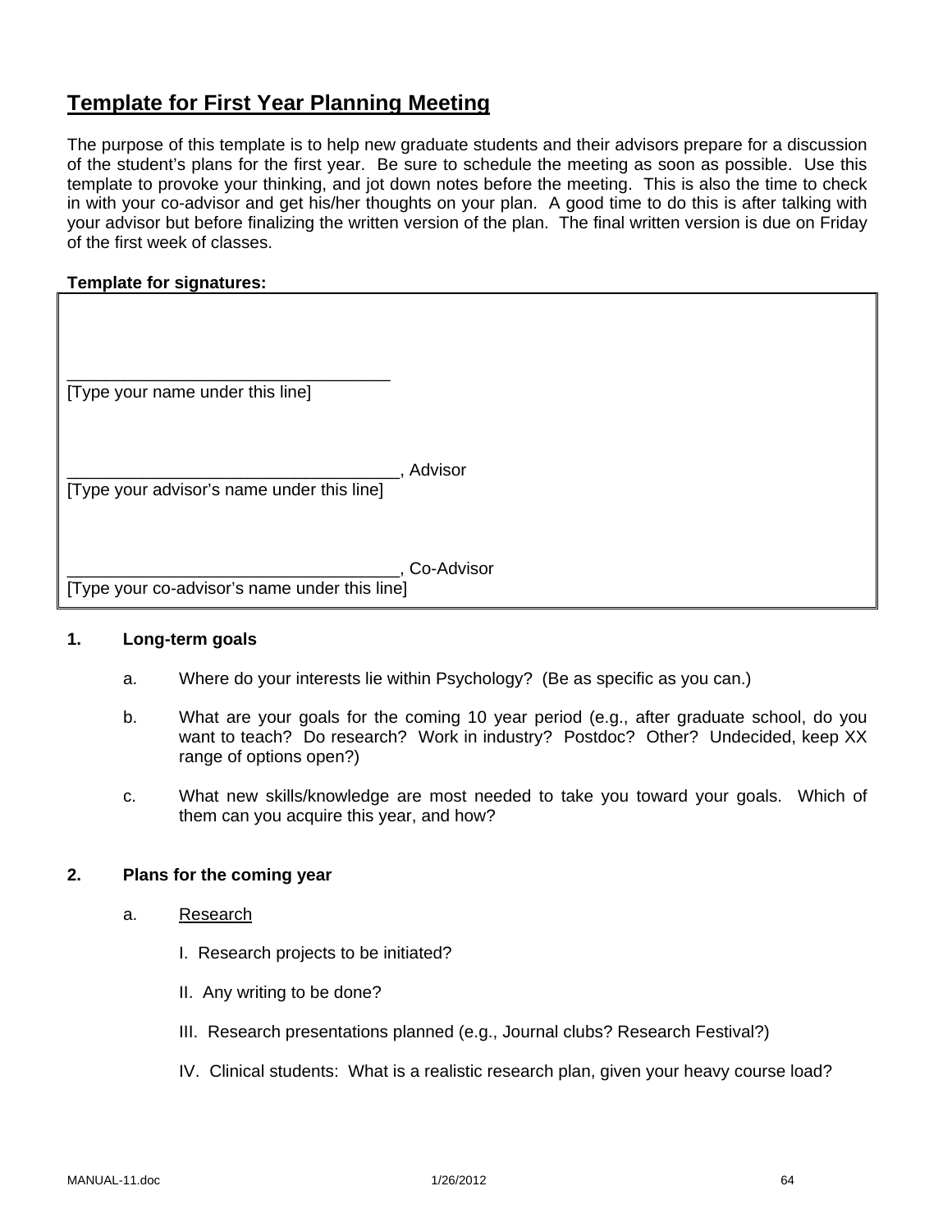## Template for First Year Planning Meeting

The purpose of this template is to help new graduate students and their advisors prepare for a discussion of the student's plans for the first year. Be sure to schedule the meeting as soon as possible. Use this template to provoke your thinking, and jot down notes before the meeting. This is also the time to check in with your co-advisor and get his/her thoughts on your plan. A good time to do this is after talking with your advisor but before finalizing the written version of the plan. The final written version is due on Friday of the first week of classes.

**Template for signatures:**

___________________________________
[Type your name under this line]

___________________________________, Advisor
[Type your advisor's name under this line]

___________________________________, Co-Advisor
[Type your co-advisor's name under this line]

**1. Long-term goals**

a. Where do your interests lie within Psychology? (Be as specific as you can.)

b. What are your goals for the coming 10 year period (e.g., after graduate school, do you want to teach? Do research? Work in industry? Postdoc? Other? Undecided, keep XX range of options open?)

c. What new skills/knowledge are most needed to take you toward your goals. Which of them can you acquire this year, and how?

**2. Plans for the coming year**

a. Research

I. Research projects to be initiated?

II. Any writing to be done?

III. Research presentations planned (e.g., Journal clubs? Research Festival?)

IV. Clinical students: What is a realistic research plan, given your heavy course load?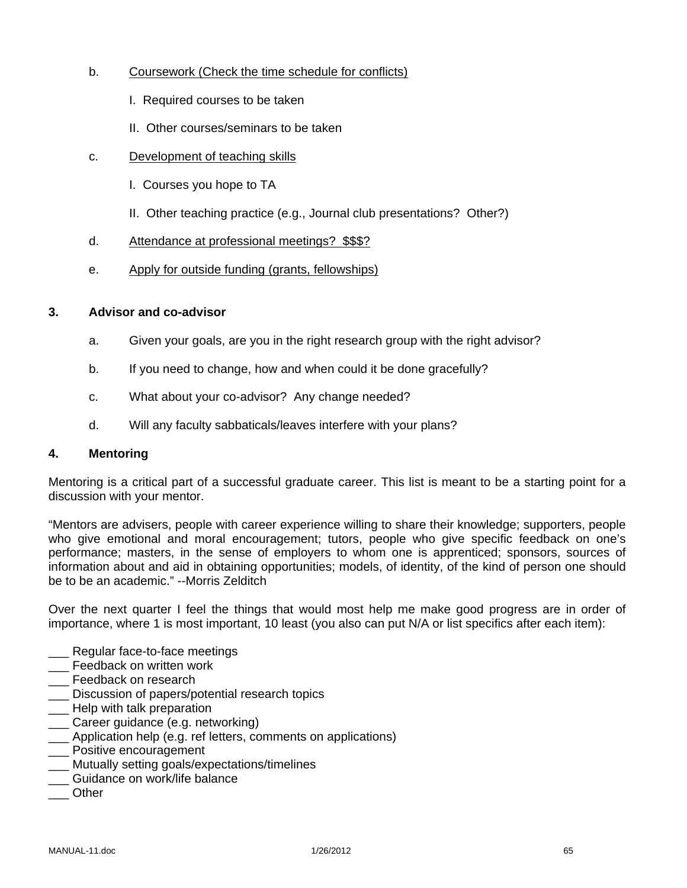b. <u>Coursework (Check the time schedule for conflicts)</u>

   I. Required courses to be taken

   II. Other courses/seminars to be taken

c. <u>Development of teaching skills</u>

   I. Courses you hope to TA

   II. Other teaching practice (e.g., Journal club presentations? Other?)

d. <u>Attendance at professional meetings? $$$?</u>

e. <u>Apply for outside funding (grants, fellowships)</u>

**3. Advisor and co-advisor**

a. Given your goals, are you in the right research group with the right advisor?

b. If you need to change, how and when could it be done gracefully?

c. What about your co-advisor? Any change needed?

d. Will any faculty sabbaticals/leaves interfere with your plans?

**4. Mentoring**

Mentoring is a critical part of a successful graduate career. This list is meant to be a starting point for a discussion with your mentor.

"Mentors are advisers, people with career experience willing to share their knowledge; supporters, people who give emotional and moral encouragement; tutors, people who give specific feedback on one's performance; masters, in the sense of employers to whom one is apprenticed; sponsors, sources of information about and aid in obtaining opportunities; models, of identity, of the kind of person one should be to be an academic." --Morris Zelditch

Over the next quarter I feel the things that would most help me make good progress are in order of importance, where 1 is most important, 10 least (you also can put N/A or list specifics after each item):

___ Regular face-to-face meetings
___ Feedback on written work
___ Feedback on research
___ Discussion of papers/potential research topics
___ Help with talk preparation
___ Career guidance (e.g. networking)
___ Application help (e.g. ref letters, comments on applications)
___ Positive encouragement
___ Mutually setting goals/expectations/timelines
___ Guidance on work/life balance
___ Other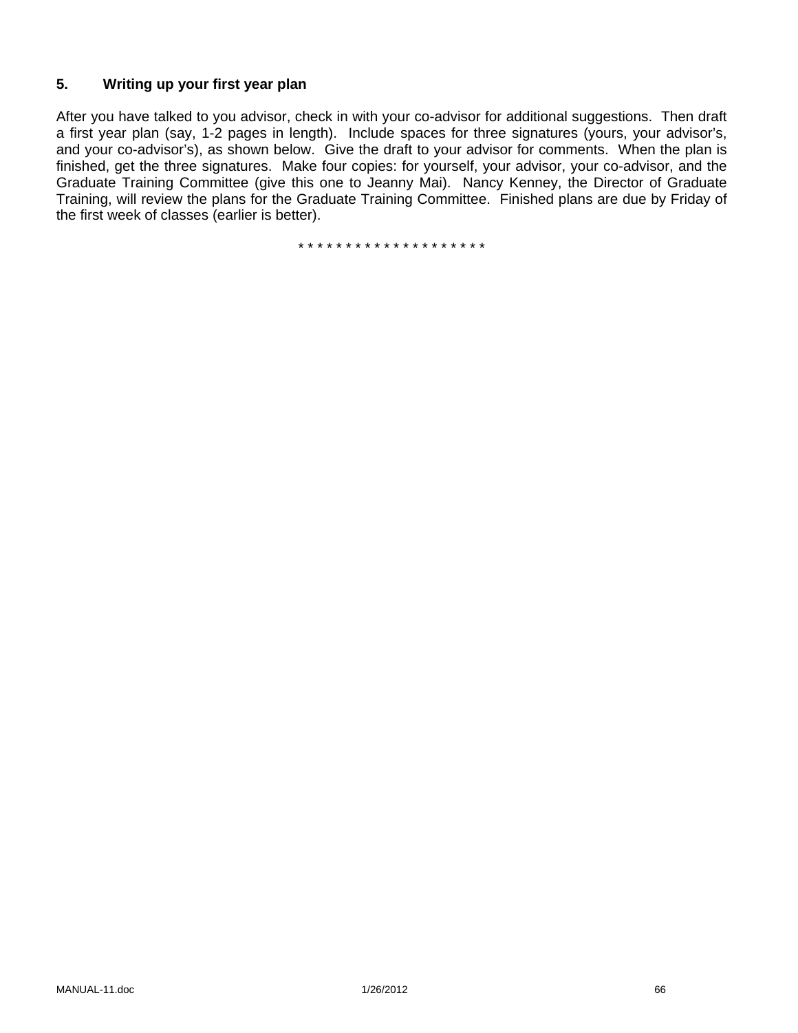### 5. Writing up your first year plan

After you have talked to you advisor, check in with your co-advisor for additional suggestions. Then draft a first year plan (say, 1-2 pages in length). Include spaces for three signatures (yours, your advisor's, and your co-advisor's), as shown below. Give the draft to your advisor for comments. When the plan is finished, get the three signatures. Make four copies: for yourself, your advisor, your co-advisor, and the Graduate Training Committee (give this one to Jeanny Mai). Nancy Kenney, the Director of Graduate Training, will review the plans for the Graduate Training Committee. Finished plans are due by Friday of the first week of classes (earlier is better).

* * * * * * * * * * * * * * * * * * * *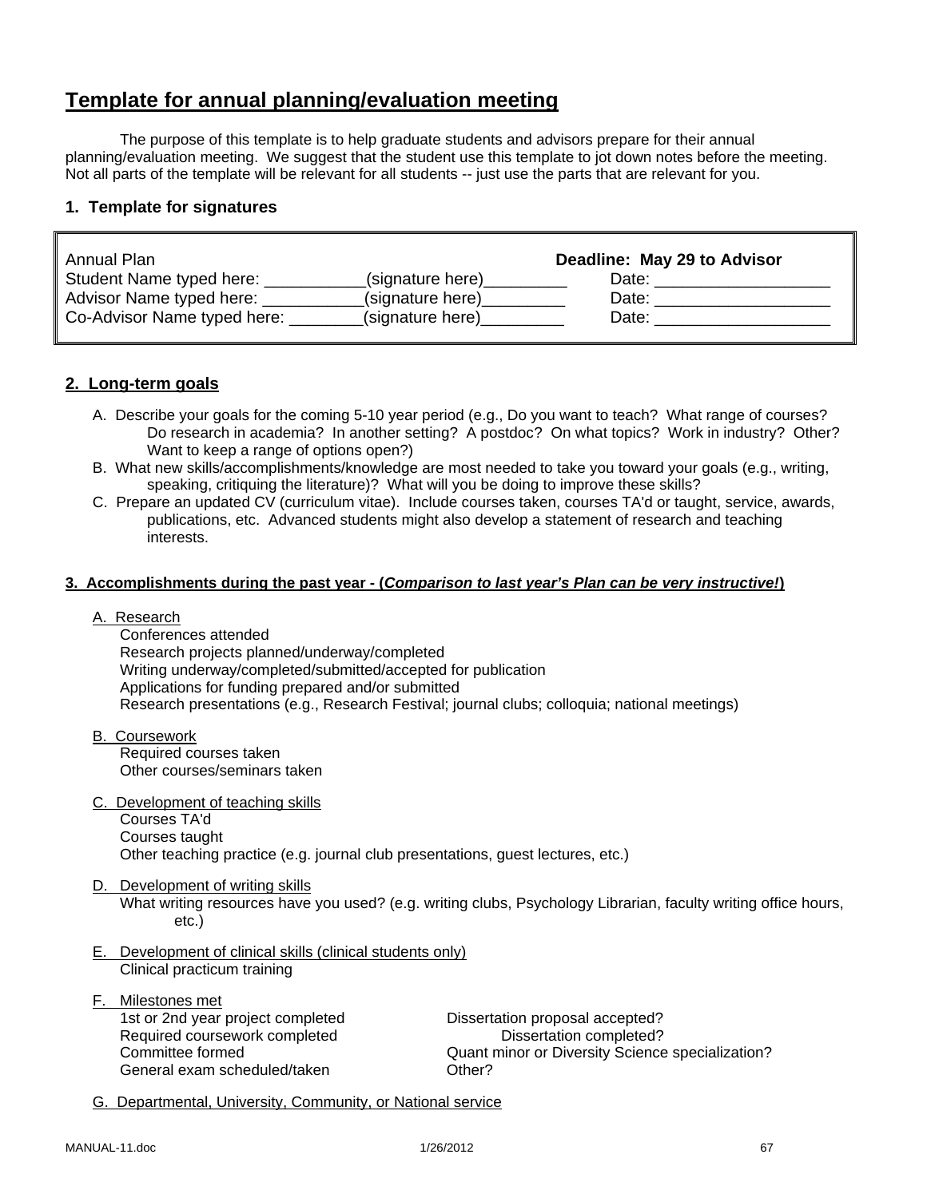# Template for annual planning/evaluation meeting

The purpose of this template is to help graduate students and advisors prepare for their annual planning/evaluation meeting. We suggest that the student use this template to jot down notes before the meeting. Not all parts of the template will be relevant for all students -- just use the parts that are relevant for you.

### 1. Template for signatures

| Annual Plan | | **Deadline: May 29 to Advisor** |
|---|---|---|
| Student Name typed here: ___________ | (signature here)_________ | Date: ___________________ |
| Advisor Name typed here: ___________ | (signature here)_________ | Date: ___________________ |
| Co-Advisor Name typed here: ________ | (signature here)_________ | Date: ___________________ |

### 2. Long-term goals

A. Describe your goals for the coming 5-10 year period (e.g., Do you want to teach? What range of courses? Do research in academia? In another setting? A postdoc? On what topics? Work in industry? Other? Want to keep a range of options open?)

B. What new skills/accomplishments/knowledge are most needed to take you toward your goals (e.g., writing, speaking, critiquing the literature)? What will you be doing to improve these skills?

C. Prepare an updated CV (curriculum vitae). Include courses taken, courses TA'd or taught, service, awards, publications, etc. Advanced students might also develop a statement of research and teaching interests.

### 3. Accomplishments during the past year - (*Comparison to last year's Plan can be very instructive!*)

A. Research
- Conferences attended
- Research projects planned/underway/completed
- Writing underway/completed/submitted/accepted for publication
- Applications for funding prepared and/or submitted
- Research presentations (e.g., Research Festival; journal clubs; colloquia; national meetings)

B. Coursework
- Required courses taken
- Other courses/seminars taken

C. Development of teaching skills
- Courses TA'd
- Courses taught
- Other teaching practice (e.g. journal club presentations, guest lectures, etc.)

D. Development of writing skills
- What writing resources have you used? (e.g. writing clubs, Psychology Librarian, faculty writing office hours, etc.)

E. Development of clinical skills (clinical students only)
- Clinical practicum training

F. Milestones met
- 1st or 2nd year project completed
- Required coursework completed
- Committee formed
- General exam scheduled/taken
- Dissertation proposal accepted?
- Dissertation completed?
- Quant minor or Diversity Science specialization?
- Other?

G. Departmental, University, Community, or National service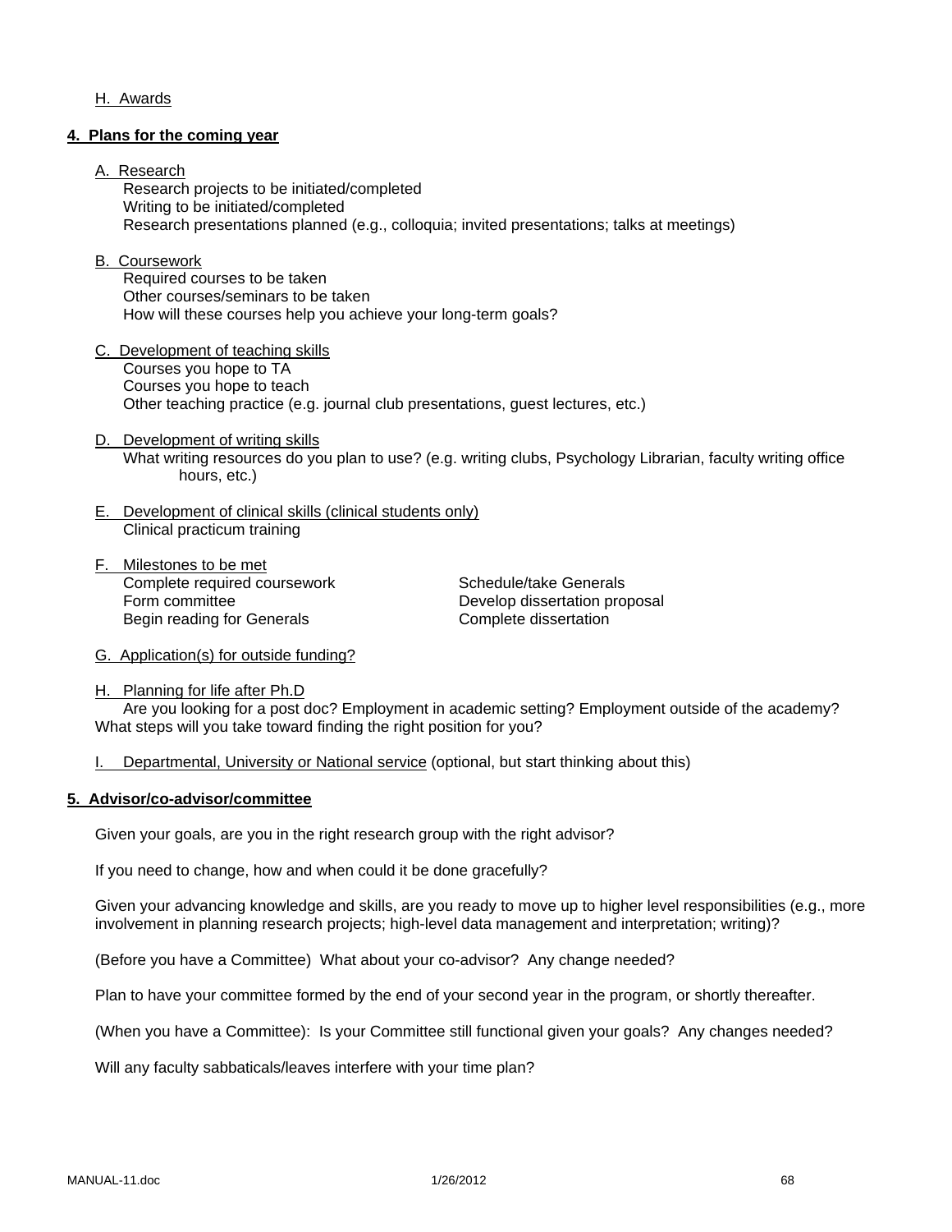H. Awards

**4. Plans for the coming year**

A. Research

Research projects to be initiated/completed
Writing to be initiated/completed
Research presentations planned (e.g., colloquia; invited presentations; talks at meetings)

B. Coursework

Required courses to be taken
Other courses/seminars to be taken
How will these courses help you achieve your long-term goals?

C. Development of teaching skills

Courses you hope to TA
Courses you hope to teach
Other teaching practice (e.g. journal club presentations, guest lectures, etc.)

D. Development of writing skills

What writing resources do you plan to use? (e.g. writing clubs, Psychology Librarian, faculty writing office hours, etc.)

E. Development of clinical skills (clinical students only)

Clinical practicum training

F. Milestones to be met

Complete required coursework
Form committee
Begin reading for Generals
Schedule/take Generals
Develop dissertation proposal
Complete dissertation

G. Application(s) for outside funding?

H. Planning for life after Ph.D

Are you looking for a post doc? Employment in academic setting? Employment outside of the academy? What steps will you take toward finding the right position for you?

I. Departmental, University or National service (optional, but start thinking about this)

**5. Advisor/co-advisor/committee**

Given your goals, are you in the right research group with the right advisor?

If you need to change, how and when could it be done gracefully?

Given your advancing knowledge and skills, are you ready to move up to higher level responsibilities (e.g., more involvement in planning research projects; high-level data management and interpretation; writing)?

(Before you have a Committee) What about your co-advisor? Any change needed?

Plan to have your committee formed by the end of your second year in the program, or shortly thereafter.

(When you have a Committee): Is your Committee still functional given your goals? Any changes needed?

Will any faculty sabbaticals/leaves interfere with your time plan?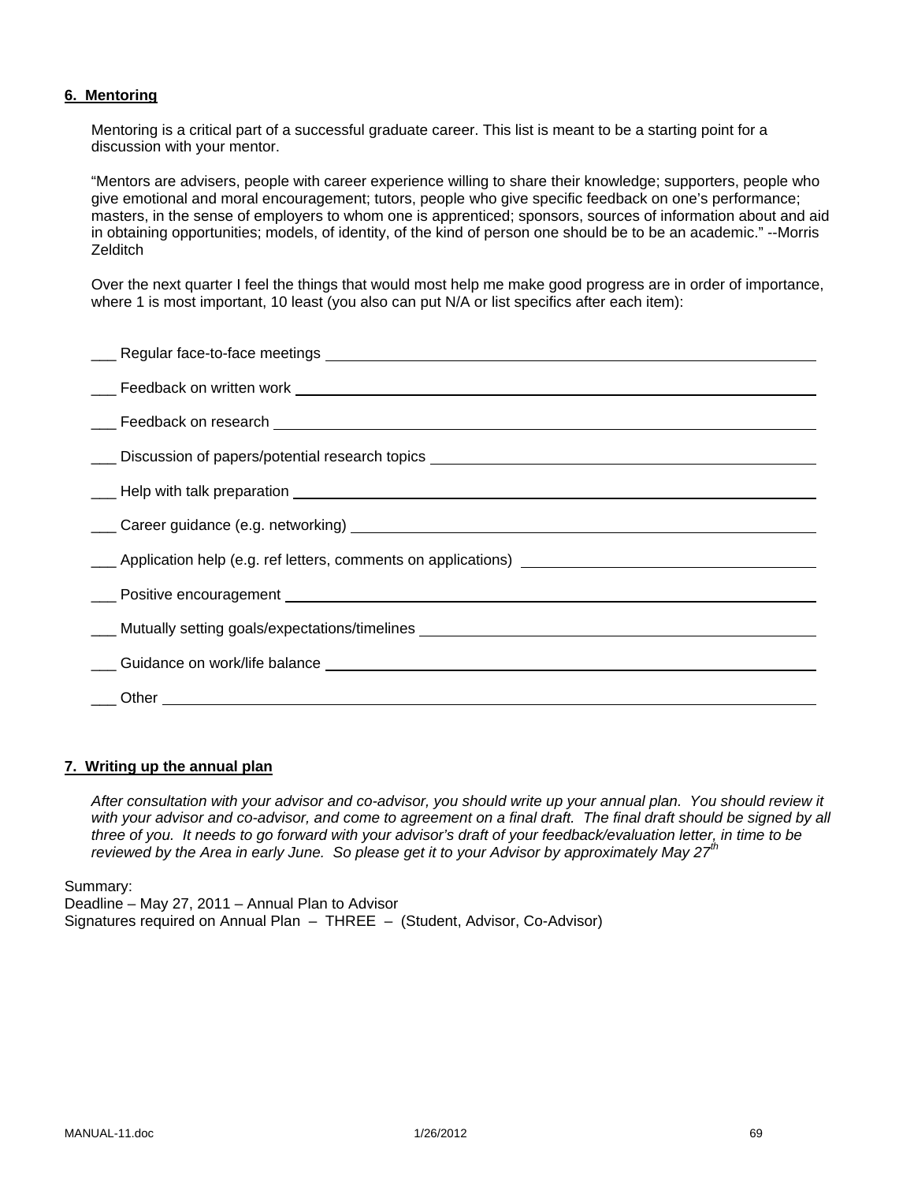**6. Mentoring**

Mentoring is a critical part of a successful graduate career. This list is meant to be a starting point for a discussion with your mentor.

"Mentors are advisers, people with career experience willing to share their knowledge; supporters, people who give emotional and moral encouragement; tutors, people who give specific feedback on one's performance; masters, in the sense of employers to whom one is apprenticed; sponsors, sources of information about and aid in obtaining opportunities; models, of identity, of the kind of person one should be to be an academic." --Morris Zelditch

Over the next quarter I feel the things that would most help me make good progress are in order of importance, where 1 is most important, 10 least (you also can put N/A or list specifics after each item):

___ Regular face-to-face meetings ______________________________

___ Feedback on written work ______________________________

___ Feedback on research ______________________________

___ Discussion of papers/potential research topics ______________________________

___ Help with talk preparation ______________________________

___ Career guidance (e.g. networking) ______________________________

___ Application help (e.g. ref letters, comments on applications) ______________________________

___ Positive encouragement ______________________________

___ Mutually setting goals/expectations/timelines ______________________________

___ Guidance on work/life balance ______________________________

___ Other ______________________________

**7. Writing up the annual plan**

*After consultation with your advisor and co-advisor, you should write up your annual plan. You should review it with your advisor and co-advisor, and come to agreement on a final draft. The final draft should be signed by all three of you. It needs to go forward with your advisor's draft of your feedback/evaluation letter, in time to be reviewed by the Area in early June. So please get it to your Advisor by approximately May 27th*

Summary:
Deadline – May 27, 2011 – Annual Plan to Advisor
Signatures required on Annual Plan – THREE – (Student, Advisor, Co-Advisor)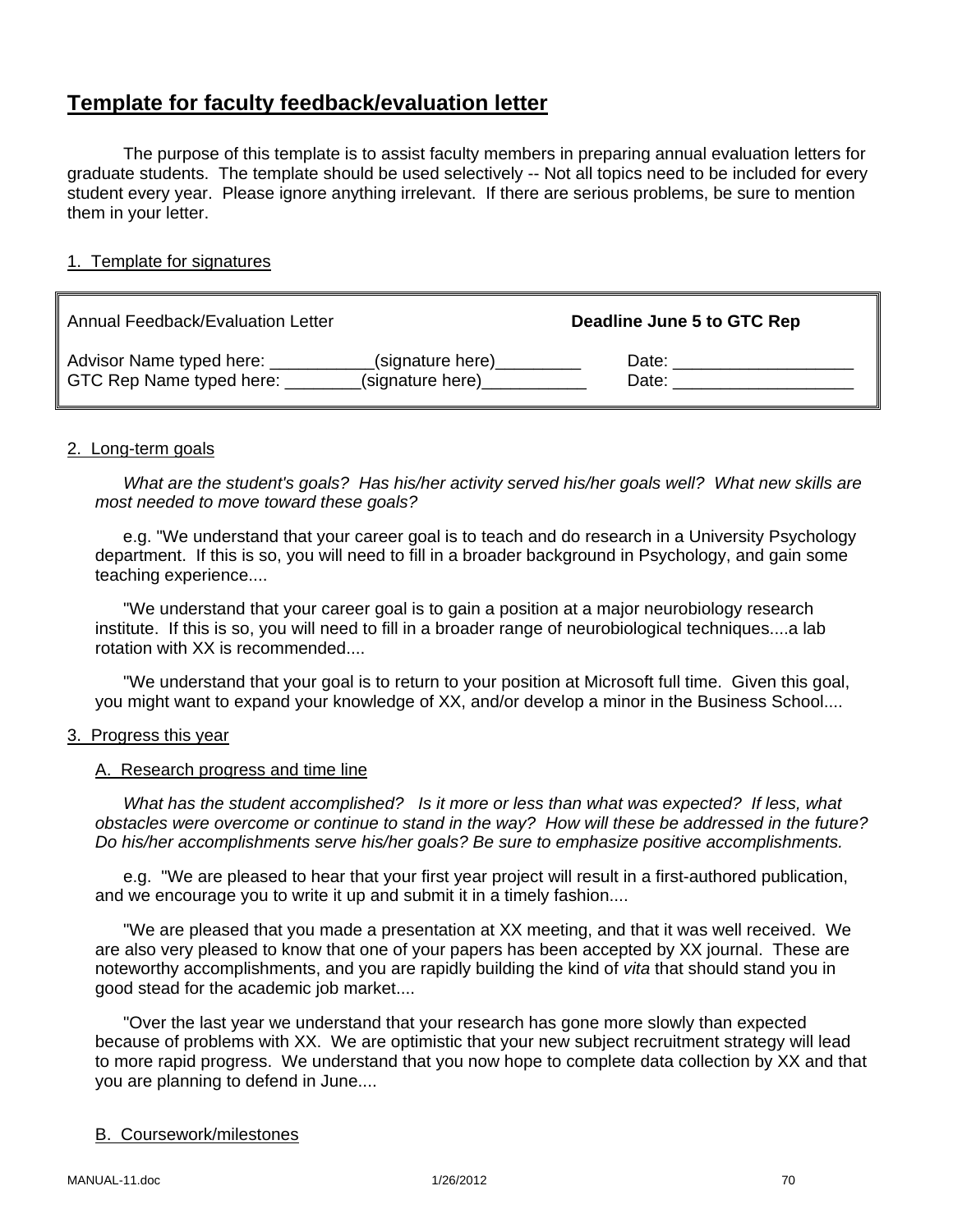# Template for faculty feedback/evaluation letter

The purpose of this template is to assist faculty members in preparing annual evaluation letters for graduate students. The template should be used selectively -- Not all topics need to be included for every student every year. Please ignore anything irrelevant. If there are serious problems, be sure to mention them in your letter.

## 1. Template for signatures

| Annual Feedback/Evaluation Letter | **Deadline June 5 to GTC Rep** |
|---|---|
| Advisor Name typed here: ___________(signature here)_________ | Date: ___________________ |
| GTC Rep Name typed here: ________(signature here)___________ | Date: ___________________ |

## 2. Long-term goals

*What are the student's goals? Has his/her activity served his/her goals well? What new skills are most needed to move toward these goals?*

e.g. "We understand that your career goal is to teach and do research in a University Psychology department. If this is so, you will need to fill in a broader background in Psychology, and gain some teaching experience....

"We understand that your career goal is to gain a position at a major neurobiology research institute. If this is so, you will need to fill in a broader range of neurobiological techniques....a lab rotation with XX is recommended....

"We understand that your goal is to return to your position at Microsoft full time. Given this goal, you might want to expand your knowledge of XX, and/or develop a minor in the Business School....

## 3. Progress this year

### A. Research progress and time line

*What has the student accomplished? Is it more or less than what was expected? If less, what obstacles were overcome or continue to stand in the way? How will these be addressed in the future? Do his/her accomplishments serve his/her goals? Be sure to emphasize positive accomplishments.*

e.g. "We are pleased to hear that your first year project will result in a first-authored publication, and we encourage you to write it up and submit it in a timely fashion....

"We are pleased that you made a presentation at XX meeting, and that it was well received. We are also very pleased to know that one of your papers has been accepted by XX journal. These are noteworthy accomplishments, and you are rapidly building the kind of *vita* that should stand you in good stead for the academic job market....

"Over the last year we understand that your research has gone more slowly than expected because of problems with XX. We are optimistic that your new subject recruitment strategy will lead to more rapid progress. We understand that you now hope to complete data collection by XX and that you are planning to defend in June....

### B. Coursework/milestones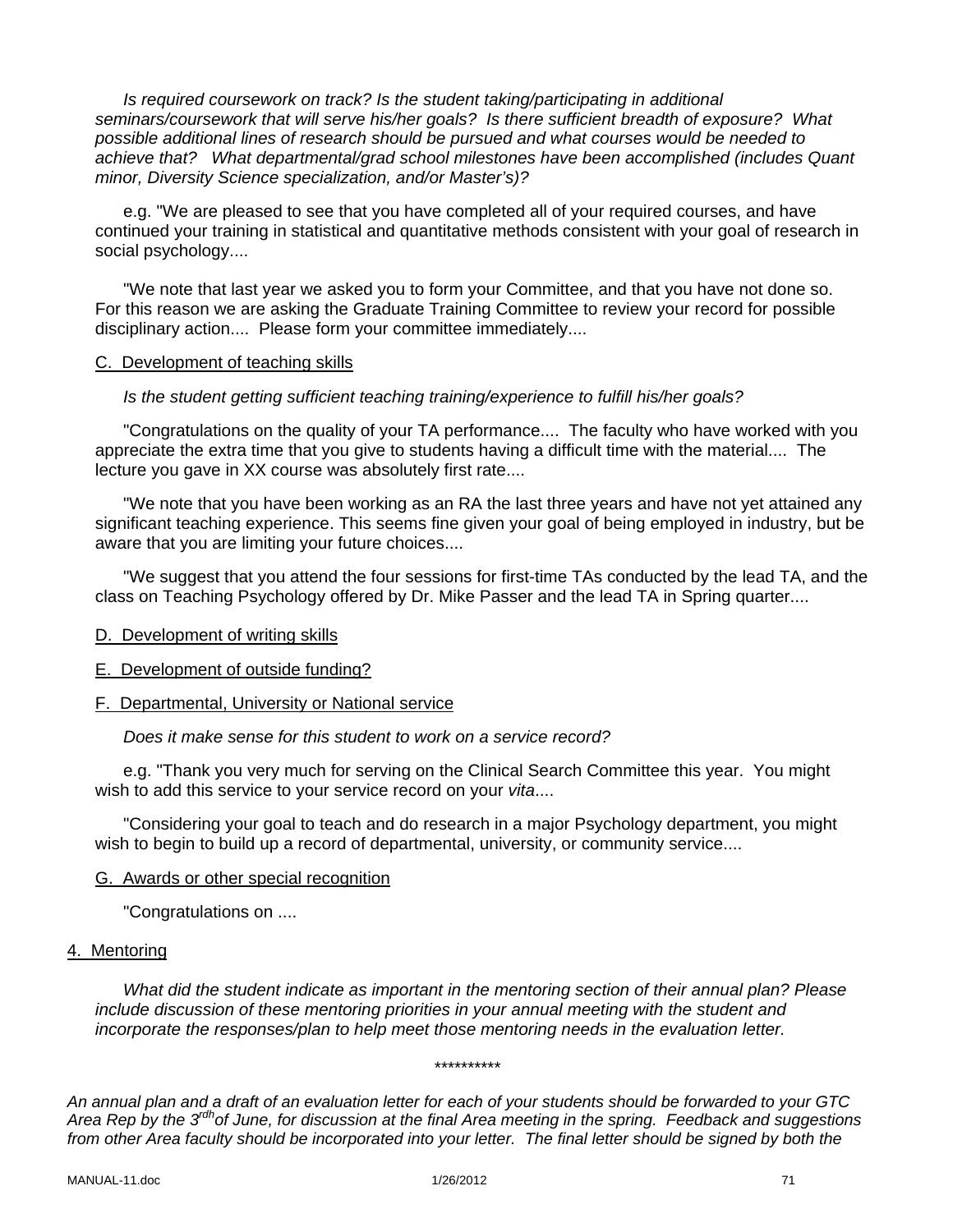*Is required coursework on track? Is the student taking/participating in additional seminars/coursework that will serve his/her goals? Is there sufficient breadth of exposure? What possible additional lines of research should be pursued and what courses would be needed to achieve that? What departmental/grad school milestones have been accomplished (includes Quant minor, Diversity Science specialization, and/or Master's)?*

e.g. "We are pleased to see that you have completed all of your required courses, and have continued your training in statistical and quantitative methods consistent with your goal of research in social psychology....

"We note that last year we asked you to form your Committee, and that you have not done so. For this reason we are asking the Graduate Training Committee to review your record for possible disciplinary action.... Please form your committee immediately....

C. Development of teaching skills

*Is the student getting sufficient teaching training/experience to fulfill his/her goals?*

"Congratulations on the quality of your TA performance.... The faculty who have worked with you appreciate the extra time that you give to students having a difficult time with the material.... The lecture you gave in XX course was absolutely first rate....

"We note that you have been working as an RA the last three years and have not yet attained any significant teaching experience. This seems fine given your goal of being employed in industry, but be aware that you are limiting your future choices....

"We suggest that you attend the four sessions for first-time TAs conducted by the lead TA, and the class on Teaching Psychology offered by Dr. Mike Passer and the lead TA in Spring quarter....

D. Development of writing skills

E. Development of outside funding?

F. Departmental, University or National service

*Does it make sense for this student to work on a service record?*

e.g. "Thank you very much for serving on the Clinical Search Committee this year. You might wish to add this service to your service record on your *vita*....

"Considering your goal to teach and do research in a major Psychology department, you might wish to begin to build up a record of departmental, university, or community service....

G. Awards or other special recognition

"Congratulations on ....

4. Mentoring

*What did the student indicate as important in the mentoring section of their annual plan? Please include discussion of these mentoring priorities in your annual meeting with the student and incorporate the responses/plan to help meet those mentoring needs in the evaluation letter.*

\*\*\*\*\*\*\*\*\*\*

*An annual plan and a draft of an evaluation letter for each of your students should be forwarded to your GTC Area Rep by the 3rdh of June, for discussion at the final Area meeting in the spring. Feedback and suggestions from other Area faculty should be incorporated into your letter. The final letter should be signed by both the*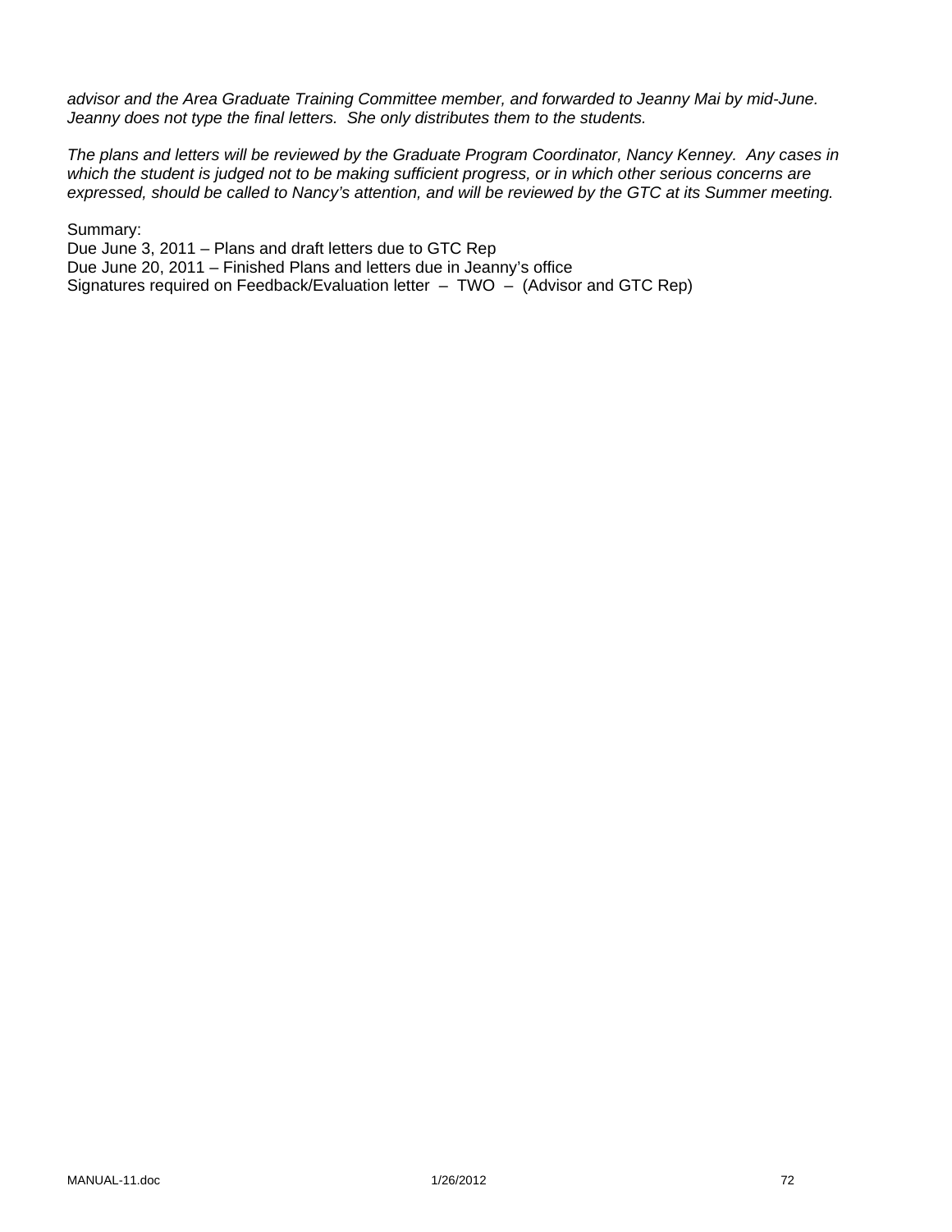*advisor and the Area Graduate Training Committee member, and forwarded to Jeanny Mai by mid-June. Jeanny does not type the final letters. She only distributes them to the students.*

*The plans and letters will be reviewed by the Graduate Program Coordinator, Nancy Kenney. Any cases in which the student is judged not to be making sufficient progress, or in which other serious concerns are expressed, should be called to Nancy's attention, and will be reviewed by the GTC at its Summer meeting.*

Summary:
Due June 3, 2011 – Plans and draft letters due to GTC Rep
Due June 20, 2011 – Finished Plans and letters due in Jeanny's office
Signatures required on Feedback/Evaluation letter – TWO – (Advisor and GTC Rep)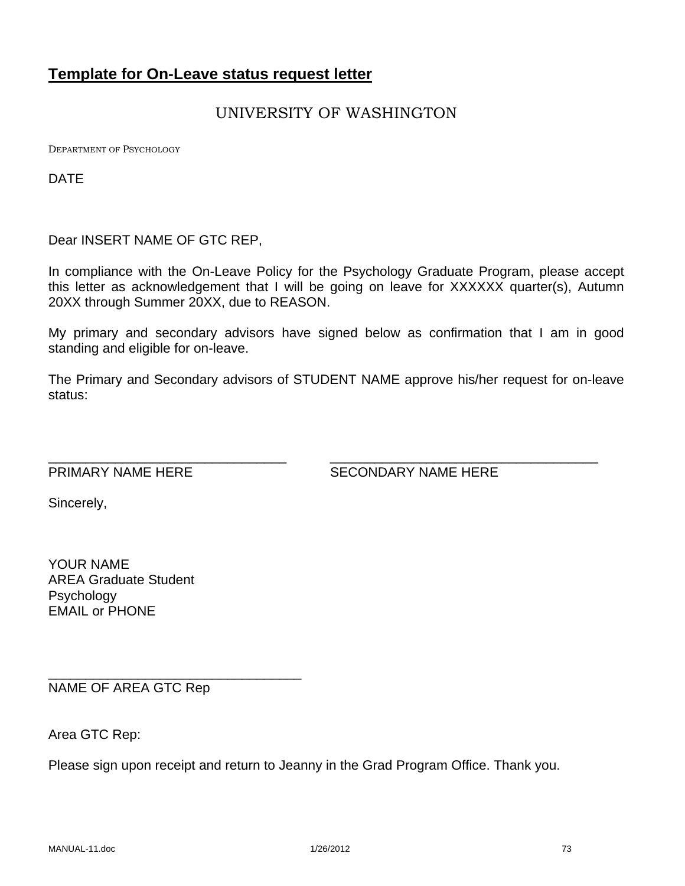## Template for On-Leave status request letter

UNIVERSITY OF WASHINGTON

DEPARTMENT OF PSYCHOLOGY

DATE

Dear INSERT NAME OF GTC REP,

In compliance with the On-Leave Policy for the Psychology Graduate Program, please accept this letter as acknowledgement that I will be going on leave for XXXXXX quarter(s), Autumn 20XX through Summer 20XX, due to REASON.

My primary and secondary advisors have signed below as confirmation that I am in good standing and eligible for on-leave.

The Primary and Secondary advisors of STUDENT NAME approve his/her request for on-leave status:

________________________________ ____________________________________
PRIMARY NAME HERE SECONDARY NAME HERE

Sincerely,

YOUR NAME
AREA Graduate Student
Psychology
EMAIL or PHONE

__________________________________
NAME OF AREA GTC Rep

Area GTC Rep:

Please sign upon receipt and return to Jeanny in the Grad Program Office. Thank you.